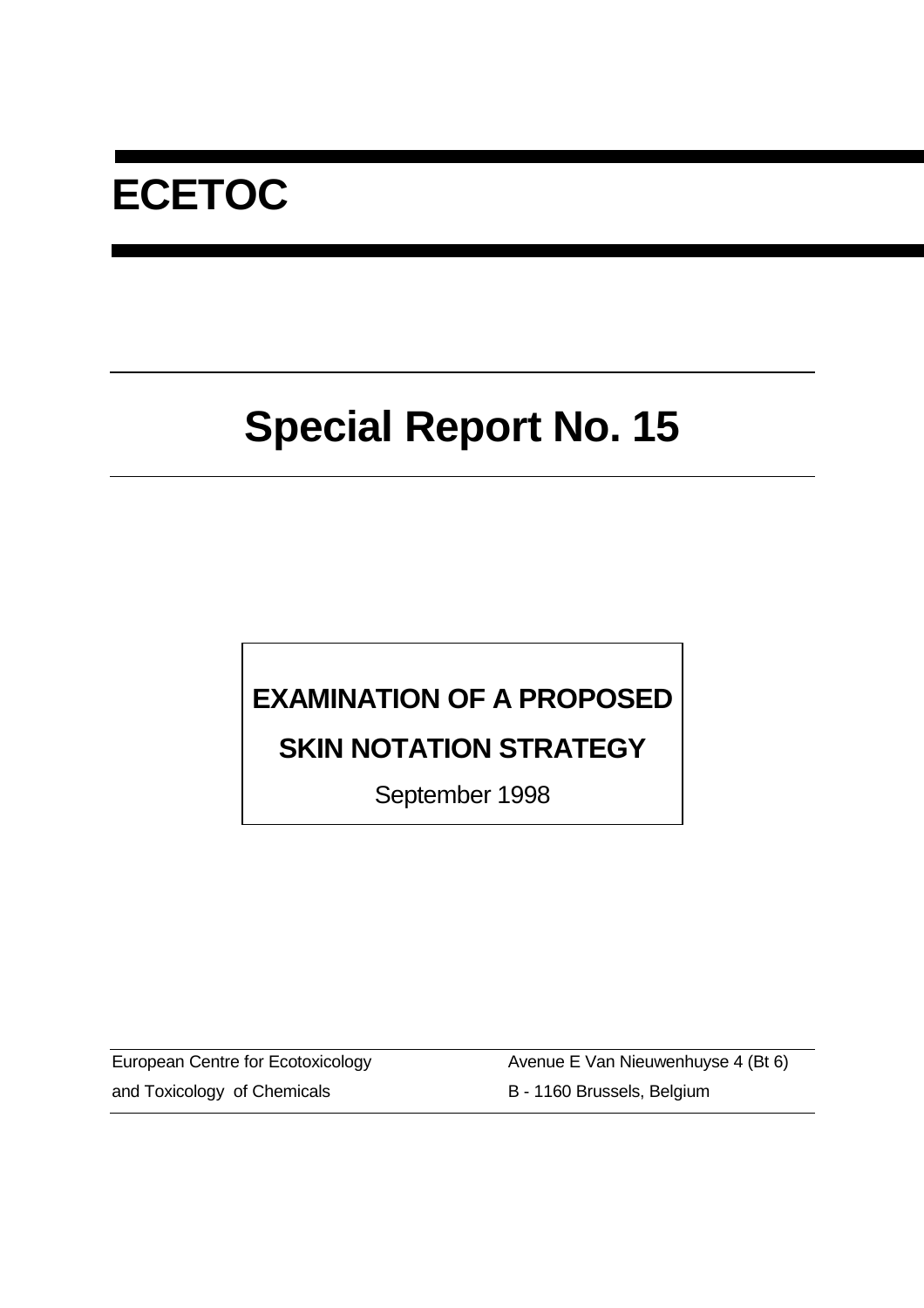# ECETOC

## Special Report No. 15

**EXAMINATION OF A PROPOSED SKIN NOTATION STRATEGY**

September 1998

European Centre for Ecotoxicology and Toxicology of Chemicals

Avenue E Van Nieuwenhuyse 4 (Bt 6)
B - 1160 Brussels, Belgium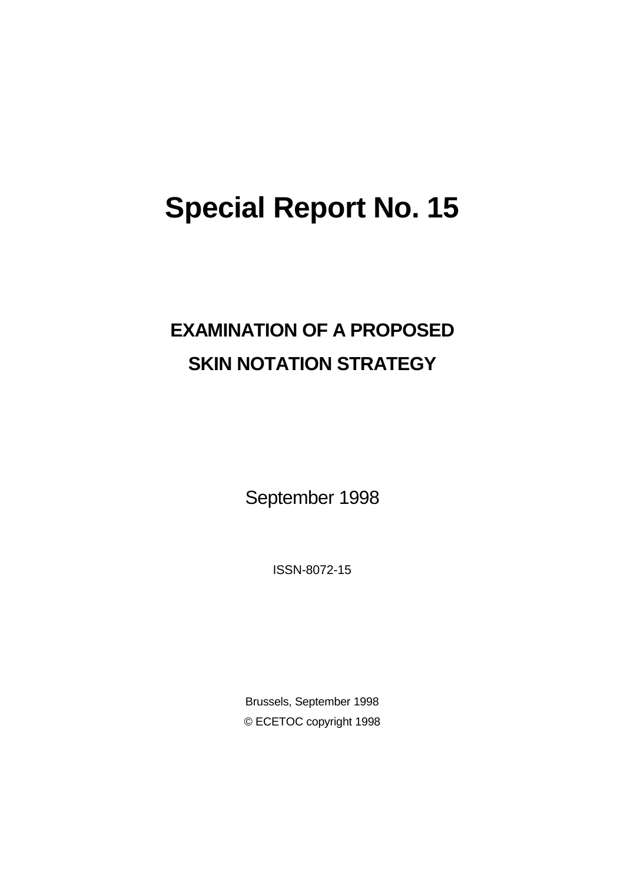# Special Report No. 15

## EXAMINATION OF A PROPOSED SKIN NOTATION STRATEGY

September 1998

ISSN-8072-15

Brussels, September 1998

© ECETOC copyright 1998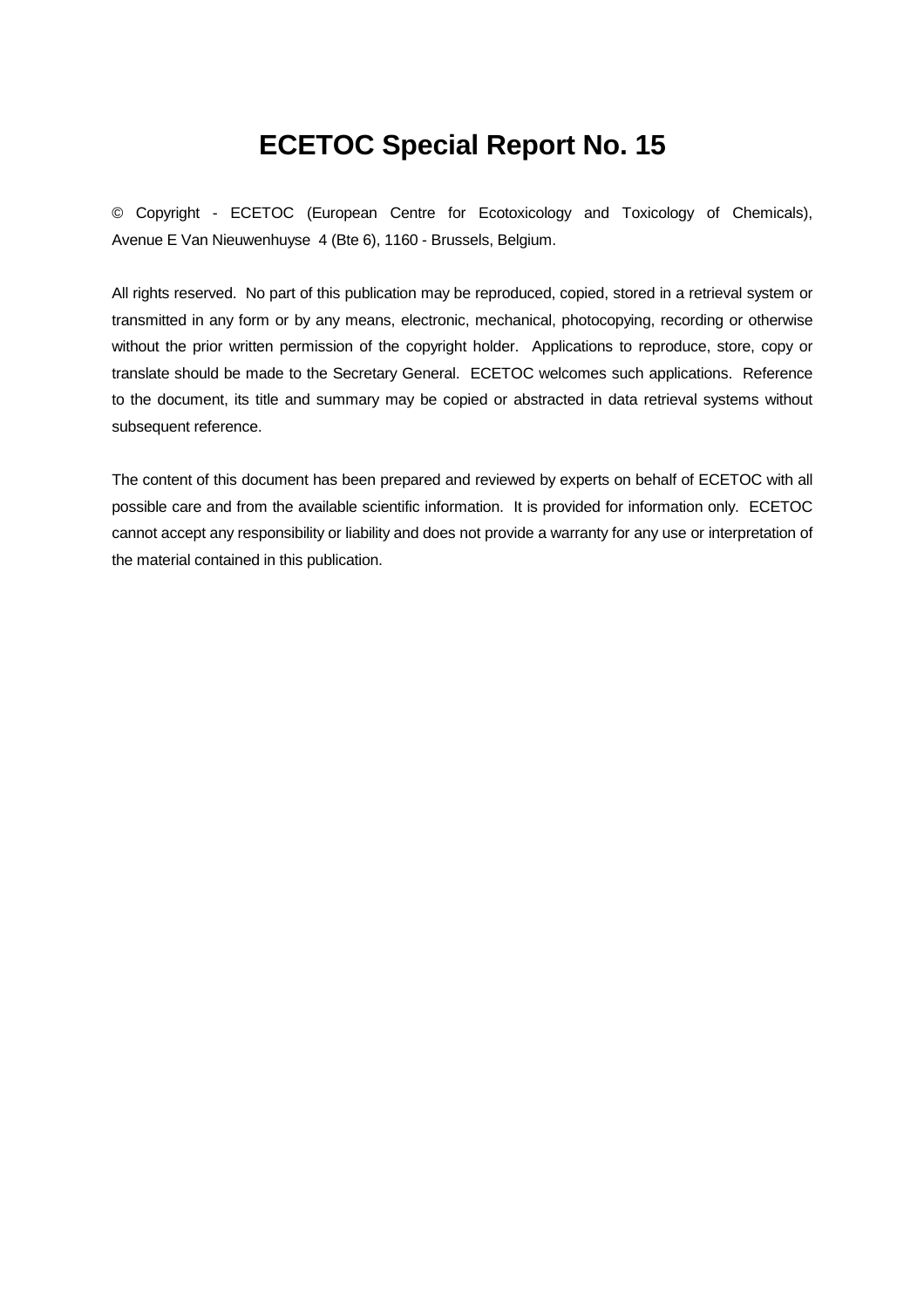# ECETOC Special Report No. 15

© Copyright - ECETOC (European Centre for Ecotoxicology and Toxicology of Chemicals), Avenue E Van Nieuwenhuyse 4 (Bte 6), 1160 - Brussels, Belgium.

All rights reserved. No part of this publication may be reproduced, copied, stored in a retrieval system or transmitted in any form or by any means, electronic, mechanical, photocopying, recording or otherwise without the prior written permission of the copyright holder. Applications to reproduce, store, copy or translate should be made to the Secretary General. ECETOC welcomes such applications. Reference to the document, its title and summary may be copied or abstracted in data retrieval systems without subsequent reference.

The content of this document has been prepared and reviewed by experts on behalf of ECETOC with all possible care and from the available scientific information. It is provided for information only. ECETOC cannot accept any responsibility or liability and does not provide a warranty for any use or interpretation of the material contained in this publication.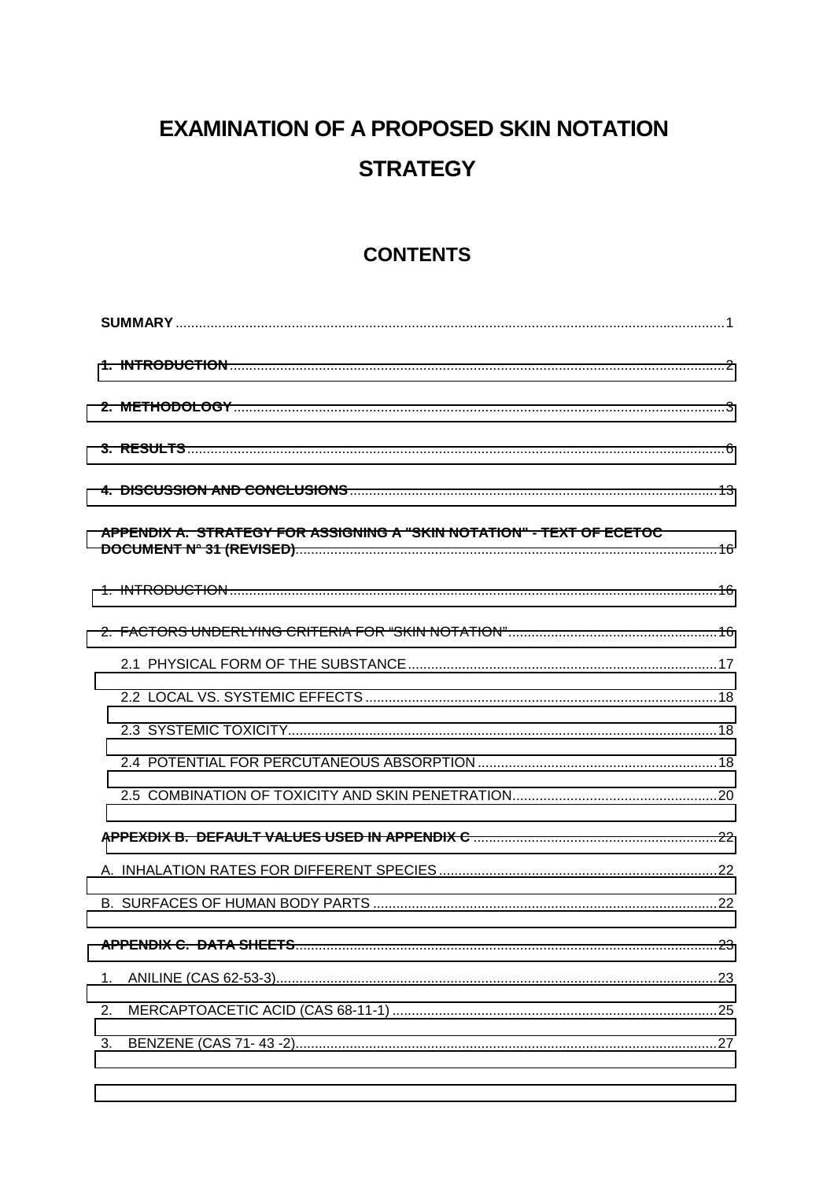# EXAMINATION OF A PROPOSED SKIN NOTATION STRATEGY

## CONTENTS

**SUMMARY** .................................................................................................................................. 1

**1. INTRODUCTION** .................................................................................................................. 2

**2. METHODOLOGY** .................................................................................................................. 3

**3. RESULTS** ............................................................................................................................. 6

**4. DISCUSSION AND CONCLUSIONS** ................................................................................ 13

**APPENDIX A. STRATEGY FOR ASSIGNING A "SKIN NOTATION" - TEXT OF ECETOC DOCUMENT N° 31 (REVISED)** ............................................................................................... 16

1. INTRODUCTION ................................................................................................................... 16

2. FACTORS UNDERLYING CRITERIA FOR "SKIN NOTATION" ........................................... 16

2.1 PHYSICAL FORM OF THE SUBSTANCE ...................................................................... 17

2.2 LOCAL VS. SYSTEMIC EFFECTS ................................................................................. 18

2.3 SYSTEMIC TOXICITY ..................................................................................................... 18

2.4 POTENTIAL FOR PERCUTANEOUS ABSORPTION ...................................................... 18

2.5 COMBINATION OF TOXICITY AND SKIN PENETRATION ............................................ 20

**APPEXDIX B. DEFAULT VALUES USED IN APPENDIX C** ................................................... 22

A. INHALATION RATES FOR DIFFERENT SPECIES ............................................................ 22

B. SURFACES OF HUMAN BODY PARTS ............................................................................. 22

**APPENDIX C. DATA SHEETS** ............................................................................................... 23

1. ANILINE (CAS 62-53-3) ........................................................................................................ 23

2. MERCAPTOACETIC ACID (CAS 68-11-1) ........................................................................... 25

3. BENZENE (CAS 71- 43 -2) .................................................................................................... 27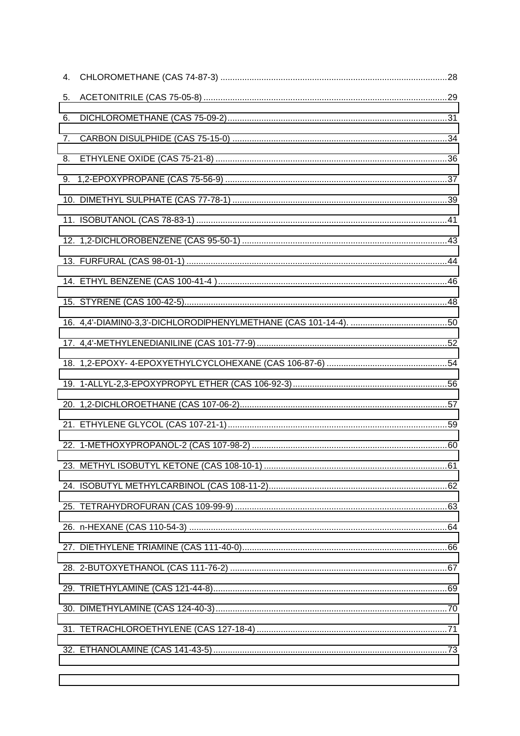4. CHLOROMETHANE (CAS 74-87-3) ........................................................................................28

5. ACETONITRILE (CAS 75-05-8) ........................................................................................29

6. DICHLOROMETHANE (CAS 75-09-2)...............................................................................31

7. CARBON DISULPHIDE (CAS 75-15-0) .............................................................................34

8. ETHYLENE OXIDE (CAS 75-21-8) ...................................................................................36

9. 1,2-EPOXYPROPANE (CAS 75-56-9) ...............................................................................37

10. DIMETHYL SULPHATE (CAS 77-78-1) ...........................................................................39

11. ISOBUTANOL (CAS 78-83-1) ...........................................................................................41

12. 1,2-DICHLOROBENZENE (CAS 95-50-1) ........................................................................43

13. FURFURAL (CAS 98-01-1) ...............................................................................................44

14. ETHYL BENZENE (CAS 100-41-4 ) ..................................................................................46

15. STYRENE (CAS 100-42-5).................................................................................................48

16. 4,4'-DIAMIN0-3,3'-DICHLORODIPHENYLMETHANE (CAS 101-14-4). ............................50

17. 4,4'-METHYLENEDIANILINE (CAS 101-77-9) ..................................................................52

18. 1,2-EPOXY- 4-EPOXYETHYLCYCLOHEXANE (CAS 106-87-6) ......................................54

19. 1-ALLYL-2,3-EPOXYPROPYL ETHER (CAS 106-92-3) ...................................................56

20. 1,2-DICHLOROETHANE (CAS 107-06-2)..........................................................................57

21. ETHYLENE GLYCOL (CAS 107-21-1)..............................................................................59

22. 1-METHOXYPROPANOL-2 (CAS 107-98-2) .....................................................................60

23. METHYL ISOBUTYL KETONE (CAS 108-10-1) ...............................................................61

24. ISOBUTYL METHYLCARBINOL (CAS 108-11-2)..............................................................62

25. TETRAHYDROFURAN (CAS 109-99-9) ............................................................................63

26. n-HEXANE (CAS 110-54-3) ...............................................................................................64

27. DIETHYLENE TRIAMINE (CAS 111-40-0).........................................................................66

28. 2-BUTOXYETHANOL (CAS 111-76-2) ..............................................................................67

29. TRIETHYLAMINE (CAS 121-44-8).....................................................................................69

30. DIMETHYLAMINE (CAS 124-40-3).....................................................................................70

31. TETRACHLOROETHYLENE (CAS 127-18-4) ...................................................................71

32. ETHANOLAMINE (CAS 141-43-5)......................................................................................73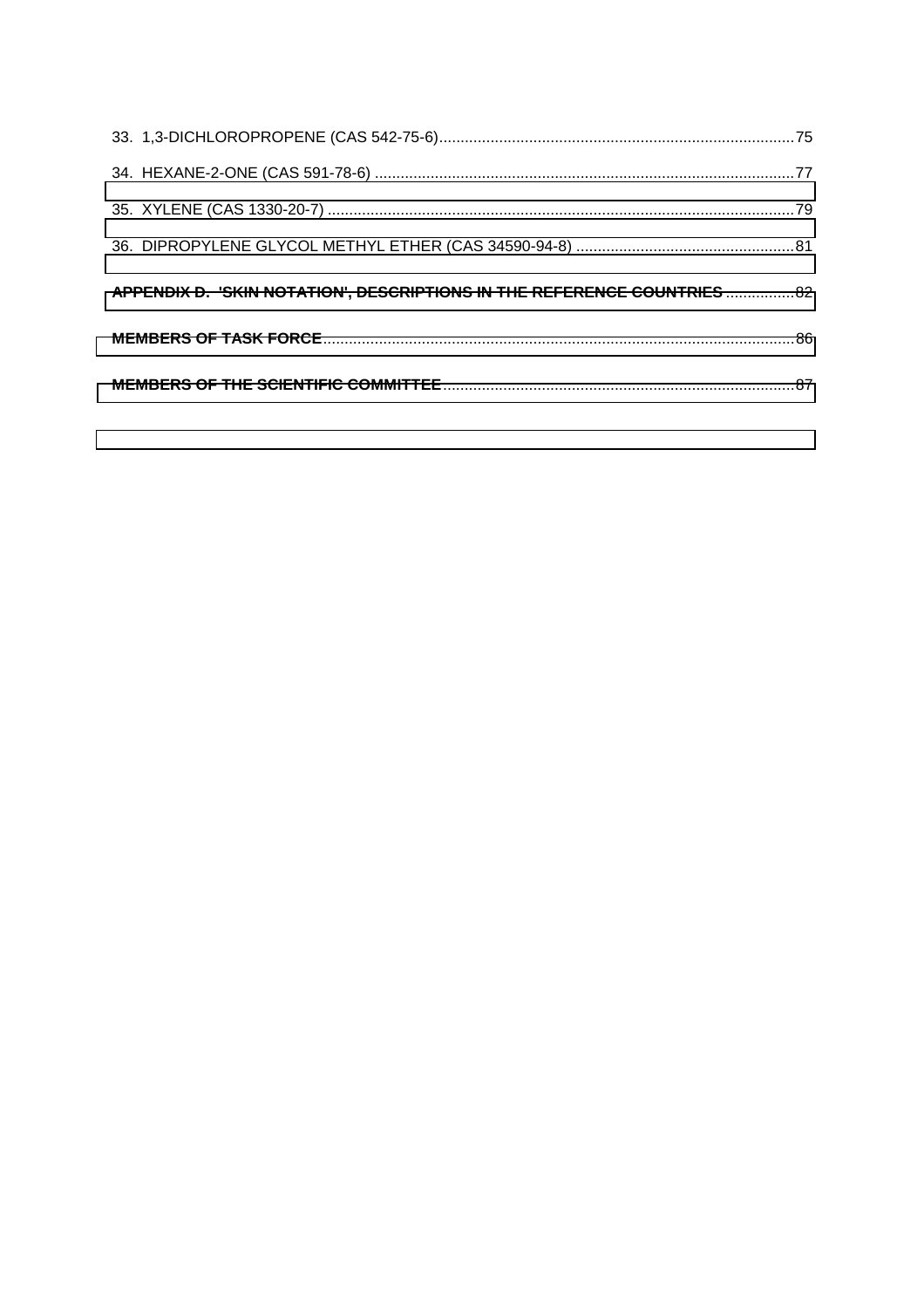33. 1,3-DICHLOROPROPENE (CAS 542-75-6)......75

34. HEXANE-2-ONE (CAS 591-78-6)......77

35. XYLENE (CAS 1330-20-7)......79

36. DIPROPYLENE GLYCOL METHYL ETHER (CAS 34590-94-8)......81

~~**APPENDIX D. 'SKIN NOTATION', DESCRIPTIONS IN THE REFERENCE COUNTRIES**......82~~

~~**MEMBERS OF TASK FORCE**......86~~

~~**MEMBERS OF THE SCIENTIFIC COMMITTEE**......87~~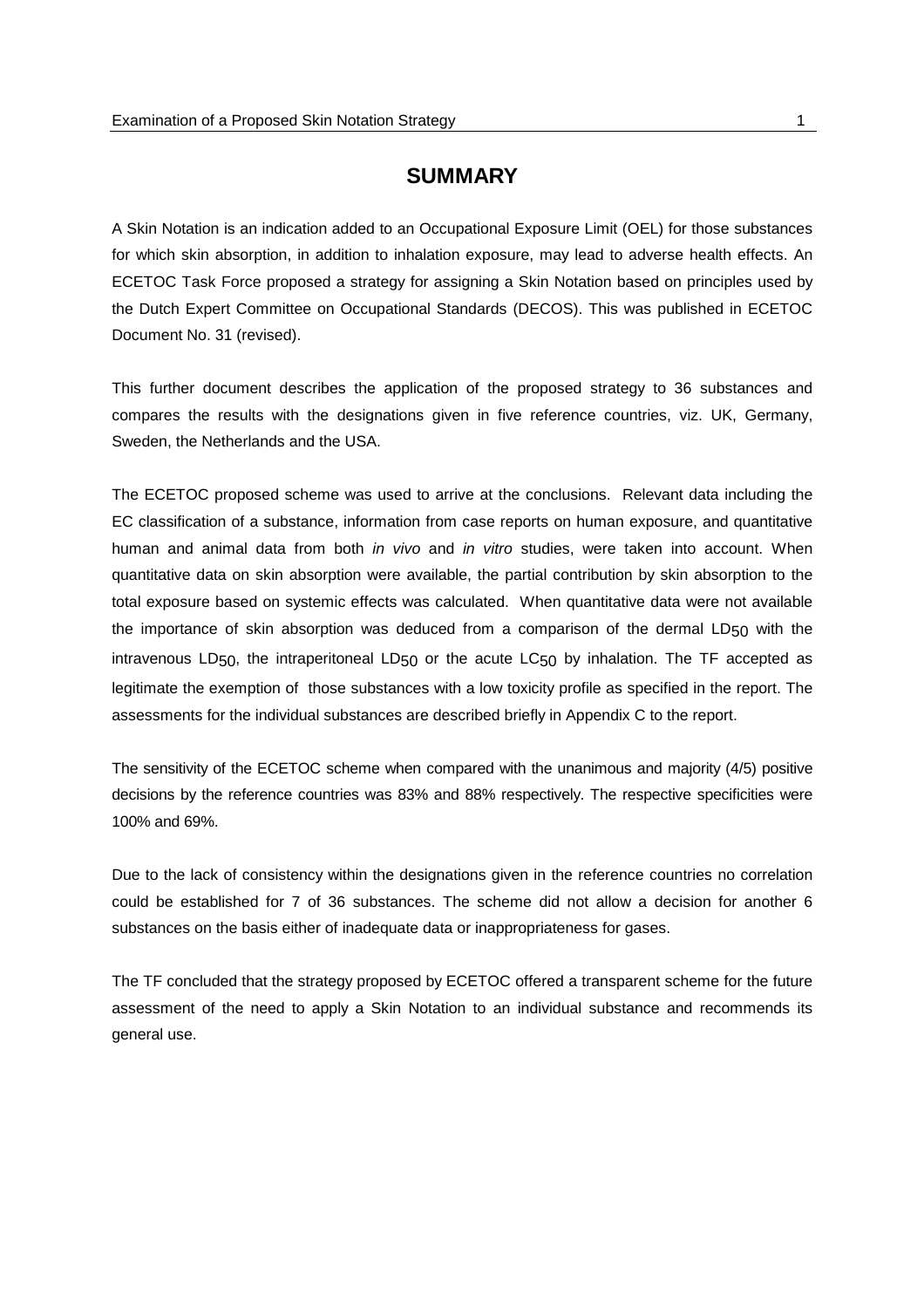# SUMMARY

A Skin Notation is an indication added to an Occupational Exposure Limit (OEL) for those substances for which skin absorption, in addition to inhalation exposure, may lead to adverse health effects. An ECETOC Task Force proposed a strategy for assigning a Skin Notation based on principles used by the Dutch Expert Committee on Occupational Standards (DECOS). This was published in ECETOC Document No. 31 (revised).

This further document describes the application of the proposed strategy to 36 substances and compares the results with the designations given in five reference countries, viz. UK, Germany, Sweden, the Netherlands and the USA.

The ECETOC proposed scheme was used to arrive at the conclusions. Relevant data including the EC classification of a substance, information from case reports on human exposure, and quantitative human and animal data from both *in vivo* and *in vitro* studies, were taken into account. When quantitative data on skin absorption were available, the partial contribution by skin absorption to the total exposure based on systemic effects was calculated. When quantitative data were not available the importance of skin absorption was deduced from a comparison of the dermal $LD_{50}$ with the intravenous $LD_{50}$, the intraperitoneal $LD_{50}$ or the acute $LC_{50}$ by inhalation. The TF accepted as legitimate the exemption of those substances with a low toxicity profile as specified in the report. The assessments for the individual substances are described briefly in Appendix C to the report.

The sensitivity of the ECETOC scheme when compared with the unanimous and majority (4/5) positive decisions by the reference countries was 83% and 88% respectively. The respective specificities were 100% and 69%.

Due to the lack of consistency within the designations given in the reference countries no correlation could be established for 7 of 36 substances. The scheme did not allow a decision for another 6 substances on the basis either of inadequate data or inappropriateness for gases.

The TF concluded that the strategy proposed by ECETOC offered a transparent scheme for the future assessment of the need to apply a Skin Notation to an individual substance and recommends its general use.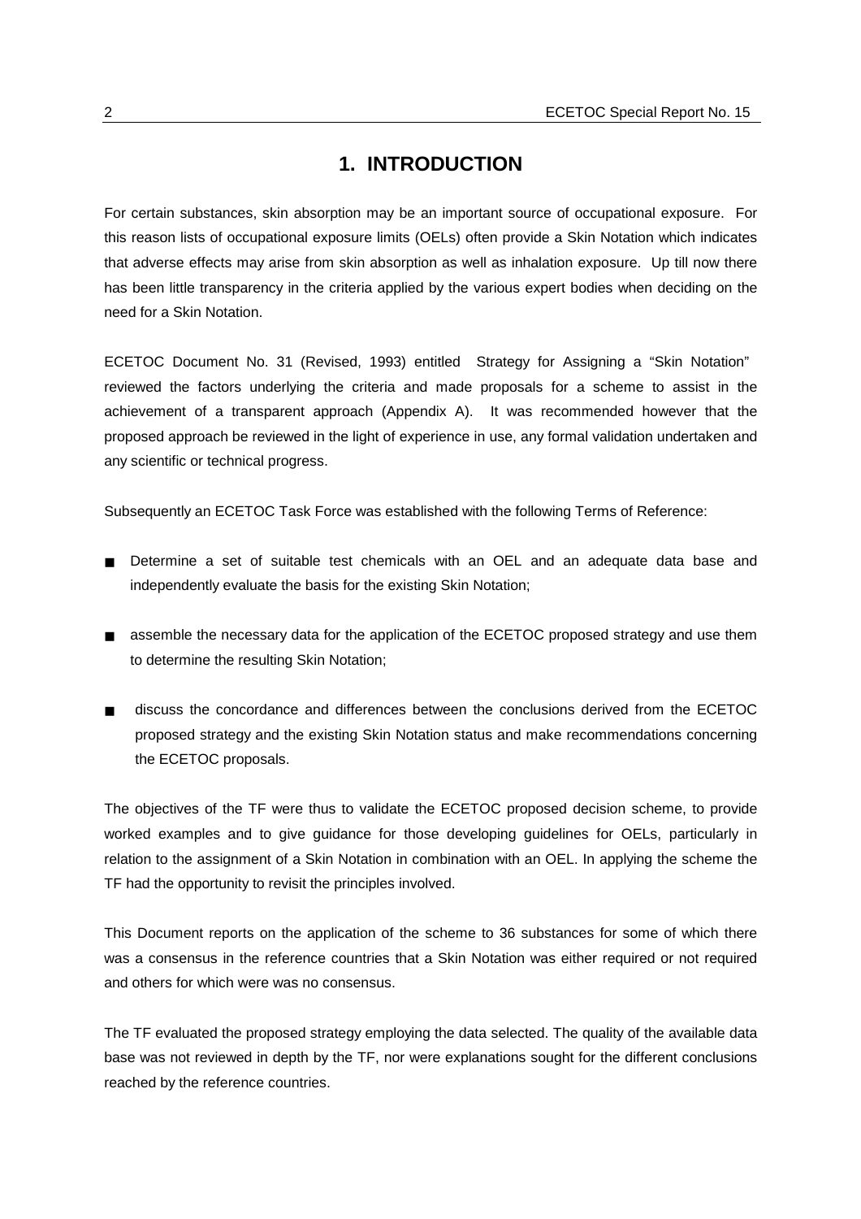# 1. INTRODUCTION

For certain substances, skin absorption may be an important source of occupational exposure. For this reason lists of occupational exposure limits (OELs) often provide a Skin Notation which indicates that adverse effects may arise from skin absorption as well as inhalation exposure. Up till now there has been little transparency in the criteria applied by the various expert bodies when deciding on the need for a Skin Notation.

ECETOC Document No. 31 (Revised, 1993) entitled Strategy for Assigning a "Skin Notation" reviewed the factors underlying the criteria and made proposals for a scheme to assist in the achievement of a transparent approach (Appendix A). It was recommended however that the proposed approach be reviewed in the light of experience in use, any formal validation undertaken and any scientific or technical progress.

Subsequently an ECETOC Task Force was established with the following Terms of Reference:

- Determine a set of suitable test chemicals with an OEL and an adequate data base and independently evaluate the basis for the existing Skin Notation;
- assemble the necessary data for the application of the ECETOC proposed strategy and use them to determine the resulting Skin Notation;
- discuss the concordance and differences between the conclusions derived from the ECETOC proposed strategy and the existing Skin Notation status and make recommendations concerning the ECETOC proposals.

The objectives of the TF were thus to validate the ECETOC proposed decision scheme, to provide worked examples and to give guidance for those developing guidelines for OELs, particularly in relation to the assignment of a Skin Notation in combination with an OEL. In applying the scheme the TF had the opportunity to revisit the principles involved.

This Document reports on the application of the scheme to 36 substances for some of which there was a consensus in the reference countries that a Skin Notation was either required or not required and others for which were was no consensus.

The TF evaluated the proposed strategy employing the data selected. The quality of the available data base was not reviewed in depth by the TF, nor were explanations sought for the different conclusions reached by the reference countries.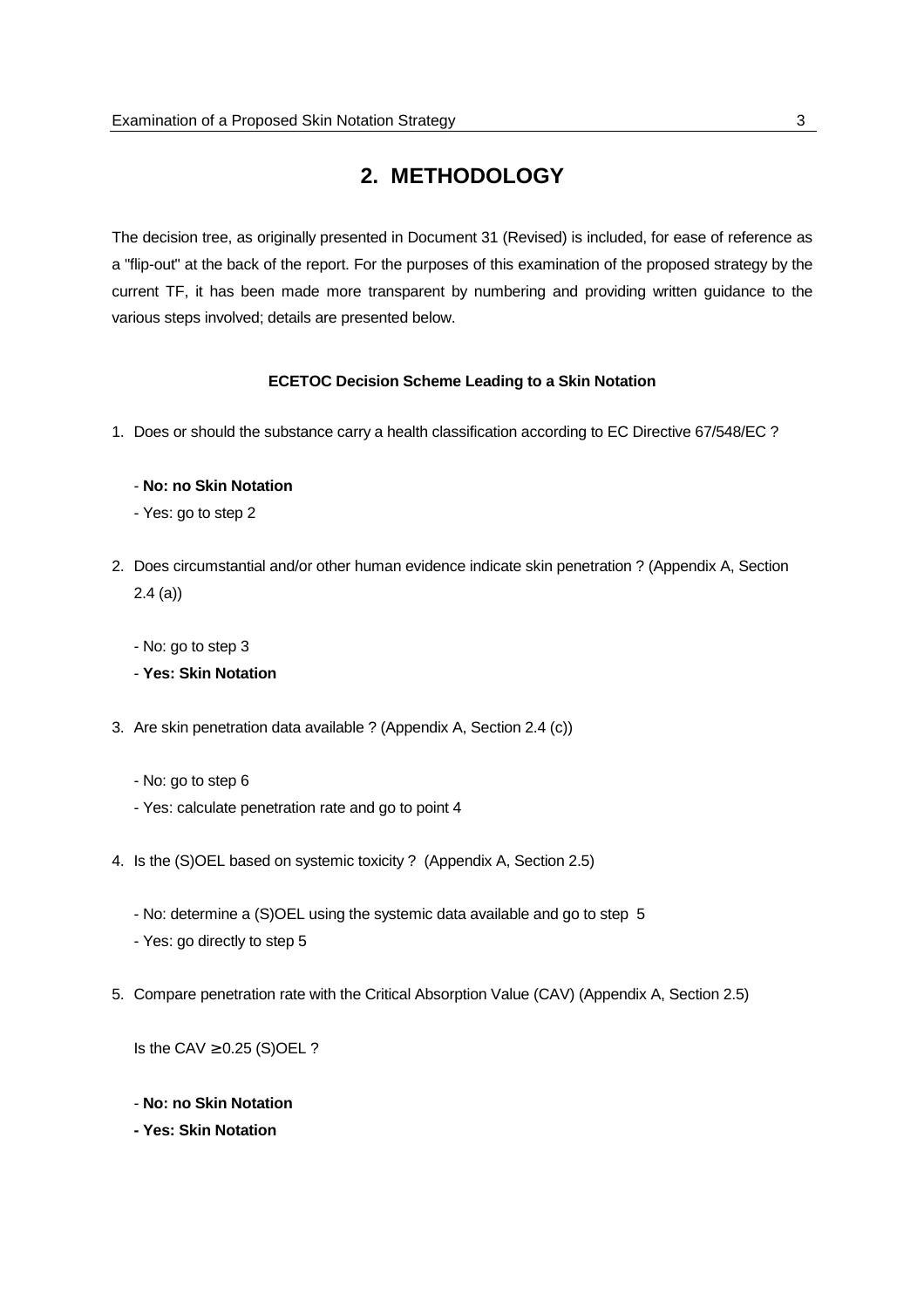## 2. METHODOLOGY

The decision tree, as originally presented in Document 31 (Revised) is included, for ease of reference as a "flip-out" at the back of the report. For the purposes of this examination of the proposed strategy by the current TF, it has been made more transparent by numbering and providing written guidance to the various steps involved; details are presented below.

**ECETOC Decision Scheme Leading to a Skin Notation**

1. Does or should the substance carry a health classification according to EC Directive 67/548/EC ?

   - **No: no Skin Notation**
   - Yes: go to step 2

2. Does circumstantial and/or other human evidence indicate skin penetration ? (Appendix A, Section 2.4 (a))

   - No: go to step 3
   - **Yes: Skin Notation**

3. Are skin penetration data available ? (Appendix A, Section 2.4 (c))

   - No: go to step 6
   - Yes: calculate penetration rate and go to point 4

4. Is the (S)OEL based on systemic toxicity ? (Appendix A, Section 2.5)

   - No: determine a (S)OEL using the systemic data available and go to step 5
   - Yes: go directly to step 5

5. Compare penetration rate with the Critical Absorption Value (CAV) (Appendix A, Section 2.5)

   Is the CAV ≥ 0.25 (S)OEL ?

   - **No: no Skin Notation**
   - **Yes: Skin Notation**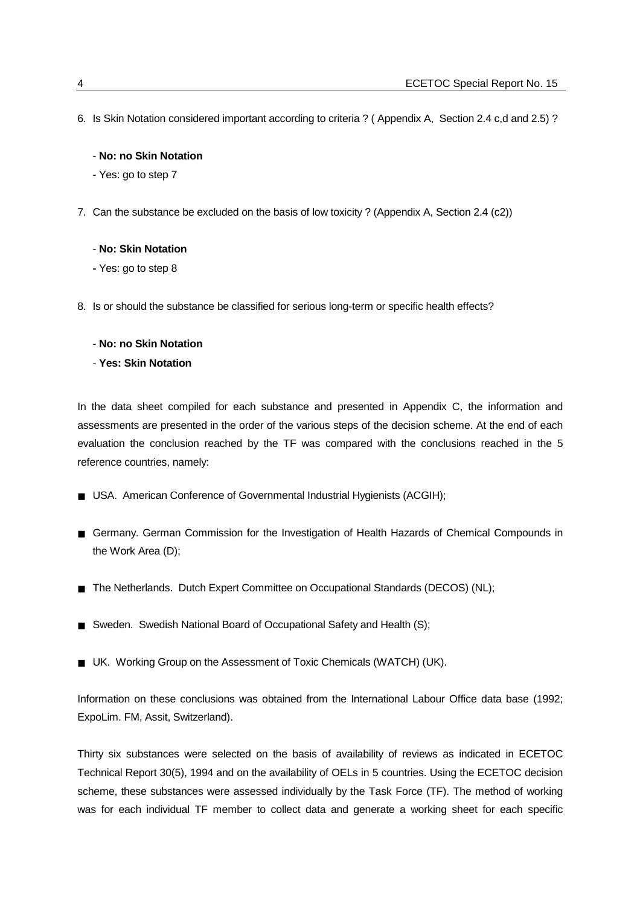6. Is Skin Notation considered important according to criteria ? ( Appendix A, Section 2.4 c,d and 2.5) ?

   - **No: no Skin Notation**
   - Yes: go to step 7

7. Can the substance be excluded on the basis of low toxicity ? (Appendix A, Section 2.4 (c2))

   - **No: Skin Notation**
   - Yes: go to step 8

8. Is or should the substance be classified for serious long-term or specific health effects?

   - **No: no Skin Notation**
   - **Yes: Skin Notation**

In the data sheet compiled for each substance and presented in Appendix C, the information and assessments are presented in the order of the various steps of the decision scheme. At the end of each evaluation the conclusion reached by the TF was compared with the conclusions reached in the 5 reference countries, namely:

- USA. American Conference of Governmental Industrial Hygienists (ACGIH);
- Germany. German Commission for the Investigation of Health Hazards of Chemical Compounds in the Work Area (D);
- The Netherlands. Dutch Expert Committee on Occupational Standards (DECOS) (NL);
- Sweden. Swedish National Board of Occupational Safety and Health (S);
- UK. Working Group on the Assessment of Toxic Chemicals (WATCH) (UK).

Information on these conclusions was obtained from the International Labour Office data base (1992; ExpoLim. FM, Assit, Switzerland).

Thirty six substances were selected on the basis of availability of reviews as indicated in ECETOC Technical Report 30(5), 1994 and on the availability of OELs in 5 countries. Using the ECETOC decision scheme, these substances were assessed individually by the Task Force (TF). The method of working was for each individual TF member to collect data and generate a working sheet for each specific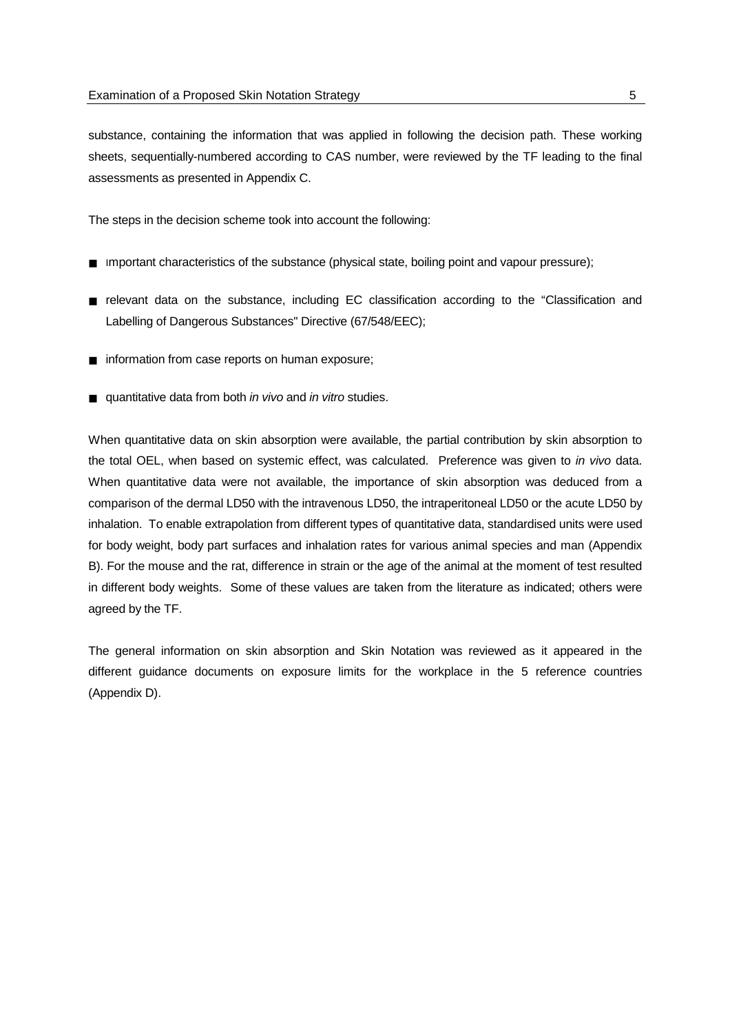substance, containing the information that was applied in following the decision path. These working sheets, sequentially-numbered according to CAS number, were reviewed by the TF leading to the final assessments as presented in Appendix C.

The steps in the decision scheme took into account the following:

- important characteristics of the substance (physical state, boiling point and vapour pressure);
- relevant data on the substance, including EC classification according to the "Classification and Labelling of Dangerous Substances" Directive (67/548/EEC);
- information from case reports on human exposure;
- quantitative data from both *in vivo* and *in vitro* studies.

When quantitative data on skin absorption were available, the partial contribution by skin absorption to the total OEL, when based on systemic effect, was calculated. Preference was given to *in vivo* data. When quantitative data were not available, the importance of skin absorption was deduced from a comparison of the dermal LD50 with the intravenous LD50, the intraperitoneal LD50 or the acute LD50 by inhalation. To enable extrapolation from different types of quantitative data, standardised units were used for body weight, body part surfaces and inhalation rates for various animal species and man (Appendix B). For the mouse and the rat, difference in strain or the age of the animal at the moment of test resulted in different body weights. Some of these values are taken from the literature as indicated; others were agreed by the TF.

The general information on skin absorption and Skin Notation was reviewed as it appeared in the different guidance documents on exposure limits for the workplace in the 5 reference countries (Appendix D).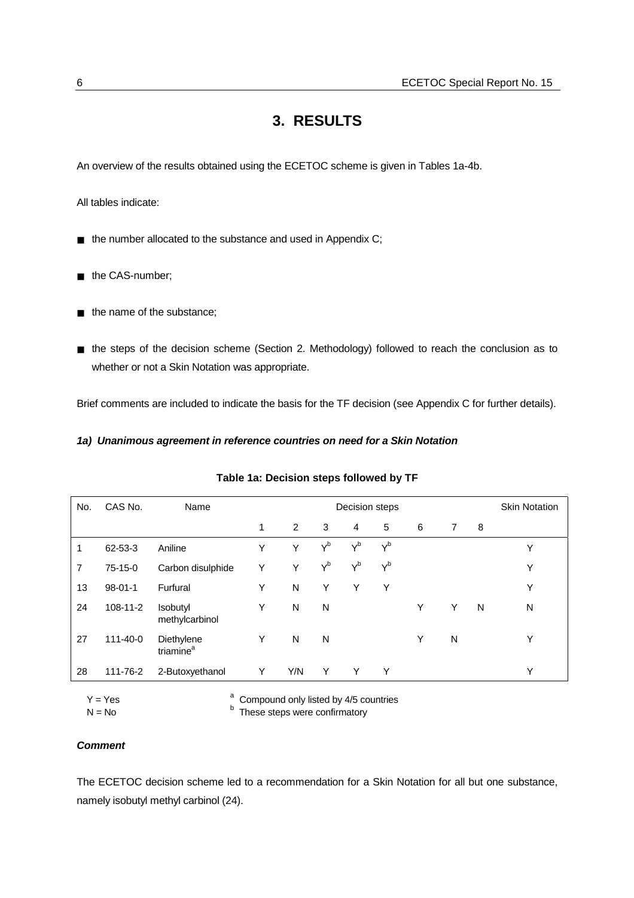# 3. RESULTS

An overview of the results obtained using the ECETOC scheme is given in Tables 1a-4b.

All tables indicate:

- the number allocated to the substance and used in Appendix C;
- the CAS-number;
- the name of the substance;
- the steps of the decision scheme (Section 2. Methodology) followed to reach the conclusion as to whether or not a Skin Notation was appropriate.

Brief comments are included to indicate the basis for the TF decision (see Appendix C for further details).

***1a) Unanimous agreement in reference countries on need for a Skin Notation***

**Table 1a: Decision steps followed by TF**

| No. | CAS No. | Name | Decision steps | | | | | | | | Skin Notation |
|---|---|---|---|---|---|---|---|---|---|---|---|
| | | | 1 | 2 | 3 | 4 | 5 | 6 | 7 | 8 | |
| 1 | 62-53-3 | Aniline | Y | Y | Y[b] | Y[b] | Y[b] | | | | Y |
| 7 | 75-15-0 | Carbon disulphide | Y | Y | Y[b] | Y[b] | Y[b] | | | | Y |
| 13 | 98-01-1 | Furfural | Y | N | Y | Y | Y | | | | Y |
| 24 | 108-11-2 | Isobutyl methylcarbinol | Y | N | N | | | Y | Y | N | N |
| 27 | 111-40-0 | Diethylene triamine[a] | Y | N | N | | | Y | N | | Y |
| 28 | 111-76-2 | 2-Butoxyethanol | Y | Y/N | Y | Y | Y | | | | Y |

Y = Yes
N = No

[a] Compound only listed by 4/5 countries
[b] These steps were confirmatory

***Comment***

The ECETOC decision scheme led to a recommendation for a Skin Notation for all but one substance, namely isobutyl methyl carbinol (24).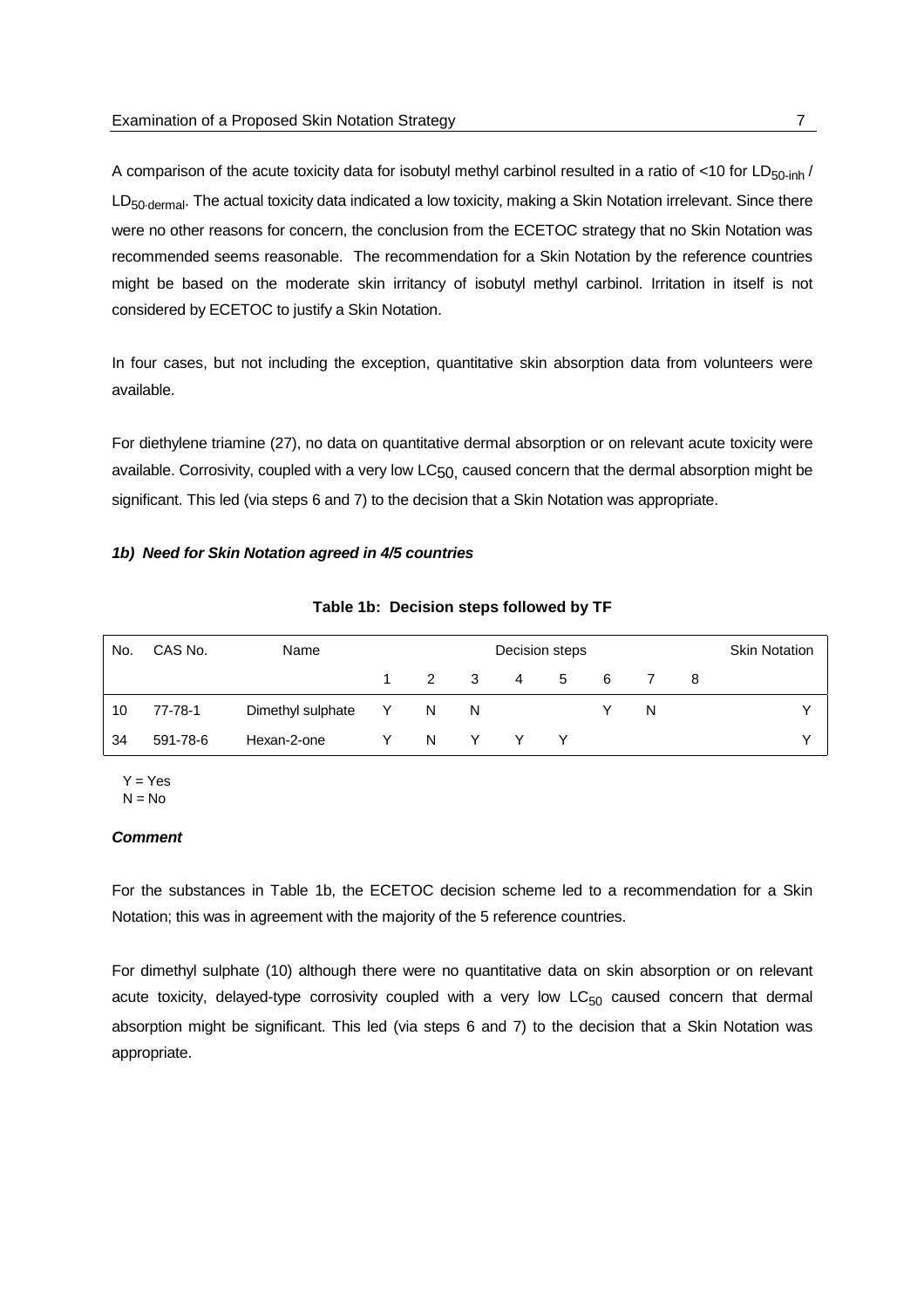A comparison of the acute toxicity data for isobutyl methyl carbinol resulted in a ratio of <10 for $LD_{50\text{-inh}}$ / $LD_{50\text{-dermal}}$. The actual toxicity data indicated a low toxicity, making a Skin Notation irrelevant. Since there were no other reasons for concern, the conclusion from the ECETOC strategy that no Skin Notation was recommended seems reasonable. The recommendation for a Skin Notation by the reference countries might be based on the moderate skin irritancy of isobutyl methyl carbinol. Irritation in itself is not considered by ECETOC to justify a Skin Notation.

In four cases, but not including the exception, quantitative skin absorption data from volunteers were available.

For diethylene triamine (27), no data on quantitative dermal absorption or on relevant acute toxicity were available. Corrosivity, coupled with a very low $LC_{50}$, caused concern that the dermal absorption might be significant. This led (via steps 6 and 7) to the decision that a Skin Notation was appropriate.

***1b) Need for Skin Notation agreed in 4/5 countries***

**Table 1b: Decision steps followed by TF**

| No. | CAS No. | Name | Decision steps | | | | | | | | Skin Notation |
|---|---|---|---|---|---|---|---|---|---|---|---|
| | | | 1 | 2 | 3 | 4 | 5 | 6 | 7 | 8 | |
| 10 | 77-78-1 | Dimethyl sulphate | Y | N | N | | | Y | N | | Y |
| 34 | 591-78-6 | Hexan-2-one | Y | N | Y | Y | Y | | | | Y |

Y = Yes
N = No

***Comment***

For the substances in Table 1b, the ECETOC decision scheme led to a recommendation for a Skin Notation; this was in agreement with the majority of the 5 reference countries.

For dimethyl sulphate (10) although there were no quantitative data on skin absorption or on relevant acute toxicity, delayed-type corrosivity coupled with a very low $LC_{50}$ caused concern that dermal absorption might be significant. This led (via steps 6 and 7) to the decision that a Skin Notation was appropriate.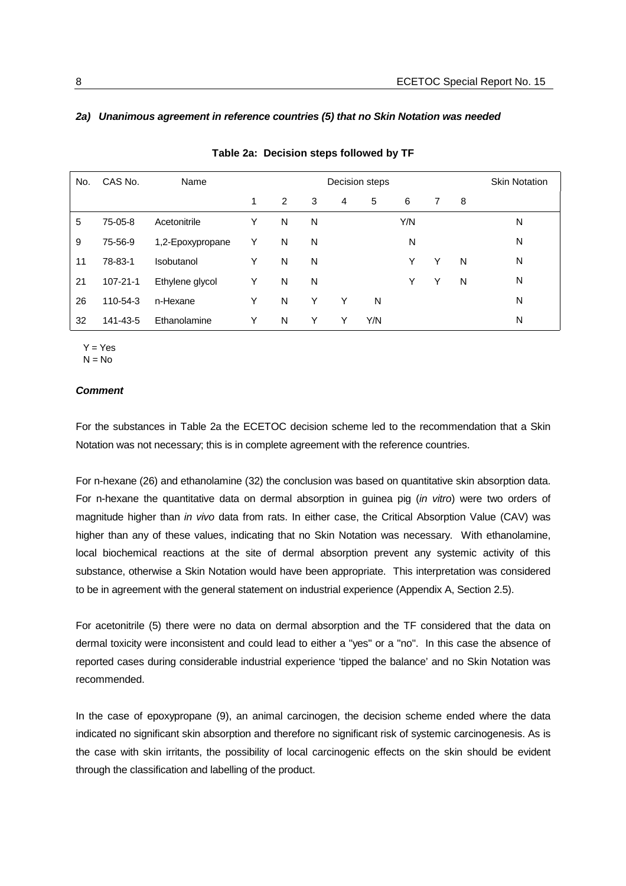***2a) Unanimous agreement in reference countries (5) that no Skin Notation was needed***

**Table 2a: Decision steps followed by TF**

| No. | CAS No. | Name | Decision steps | | | | | | | | Skin Notation |
|---|---|---|---|---|---|---|---|---|---|---|---|
| | | | 1 | 2 | 3 | 4 | 5 | 6 | 7 | 8 | |
| 5 | 75-05-8 | Acetonitrile | Y | N | N | | | Y/N | | | N |
| 9 | 75-56-9 | 1,2-Epoxypropane | Y | N | N | | | N | | | N |
| 11 | 78-83-1 | Isobutanol | Y | N | N | | | Y | Y | N | N |
| 21 | 107-21-1 | Ethylene glycol | Y | N | N | | | Y | Y | N | N |
| 26 | 110-54-3 | n-Hexane | Y | N | Y | Y | N | | | | N |
| 32 | 141-43-5 | Ethanolamine | Y | N | Y | Y | Y/N | | | | N |

Y = Yes
N = No

***Comment***

For the substances in Table 2a the ECETOC decision scheme led to the recommendation that a Skin Notation was not necessary; this is in complete agreement with the reference countries.

For n-hexane (26) and ethanolamine (32) the conclusion was based on quantitative skin absorption data. For n-hexane the quantitative data on dermal absorption in guinea pig (*in vitro*) were two orders of magnitude higher than *in vivo* data from rats. In either case, the Critical Absorption Value (CAV) was higher than any of these values, indicating that no Skin Notation was necessary. With ethanolamine, local biochemical reactions at the site of dermal absorption prevent any systemic activity of this substance, otherwise a Skin Notation would have been appropriate. This interpretation was considered to be in agreement with the general statement on industrial experience (Appendix A, Section 2.5).

For acetonitrile (5) there were no data on dermal absorption and the TF considered that the data on dermal toxicity were inconsistent and could lead to either a "yes" or a "no". In this case the absence of reported cases during considerable industrial experience 'tipped the balance' and no Skin Notation was recommended.

In the case of epoxypropane (9), an animal carcinogen, the decision scheme ended where the data indicated no significant skin absorption and therefore no significant risk of systemic carcinogenesis. As is the case with skin irritants, the possibility of local carcinogenic effects on the skin should be evident through the classification and labelling of the product.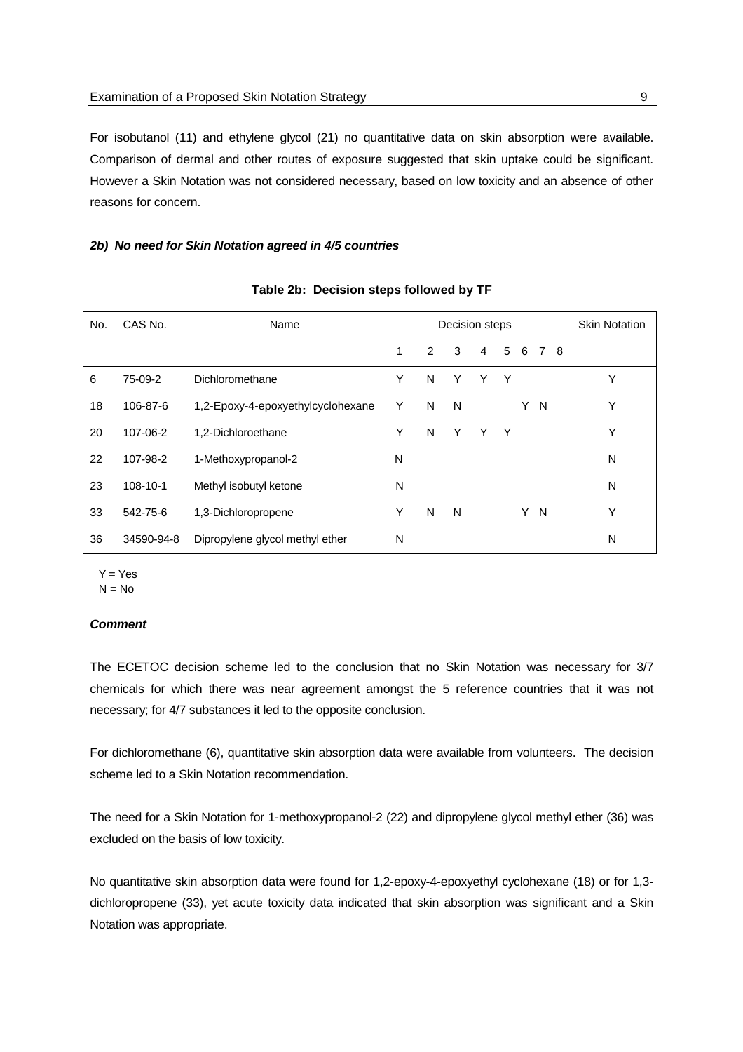For isobutanol (11) and ethylene glycol (21) no quantitative data on skin absorption were available. Comparison of dermal and other routes of exposure suggested that skin uptake could be significant. However a Skin Notation was not considered necessary, based on low toxicity and an absence of other reasons for concern.

#### *2b) No need for Skin Notation agreed in 4/5 countries*

**Table 2b: Decision steps followed by TF**

| No. | CAS No. | Name | Decision steps | | | | | | | | Skin Notation |
|---|---|---|---|---|---|---|---|---|---|---|---|
| | | | 1 | 2 | 3 | 4 | 5 | 6 | 7 | 8 | |
| 6 | 75-09-2 | Dichloromethane | Y | N | Y | Y | Y | | | | Y |
| 18 | 106-87-6 | 1,2-Epoxy-4-epoxyethylcyclohexane | Y | N | N | | | Y | N | | Y |
| 20 | 107-06-2 | 1,2-Dichloroethane | Y | N | Y | Y | Y | | | | Y |
| 22 | 107-98-2 | 1-Methoxypropanol-2 | N | | | | | | | | N |
| 23 | 108-10-1 | Methyl isobutyl ketone | N | | | | | | | | N |
| 33 | 542-75-6 | 1,3-Dichloropropene | Y | N | N | | | Y | N | | Y |
| 36 | 34590-94-8 | Dipropylene glycol methyl ether | N | | | | | | | | N |

Y = Yes
N = No

***Comment***

The ECETOC decision scheme led to the conclusion that no Skin Notation was necessary for 3/7 chemicals for which there was near agreement amongst the 5 reference countries that it was not necessary; for 4/7 substances it led to the opposite conclusion.

For dichloromethane (6), quantitative skin absorption data were available from volunteers. The decision scheme led to a Skin Notation recommendation.

The need for a Skin Notation for 1-methoxypropanol-2 (22) and dipropylene glycol methyl ether (36) was excluded on the basis of low toxicity.

No quantitative skin absorption data were found for 1,2-epoxy-4-epoxyethyl cyclohexane (18) or for 1,3-dichloropropene (33), yet acute toxicity data indicated that skin absorption was significant and a Skin Notation was appropriate.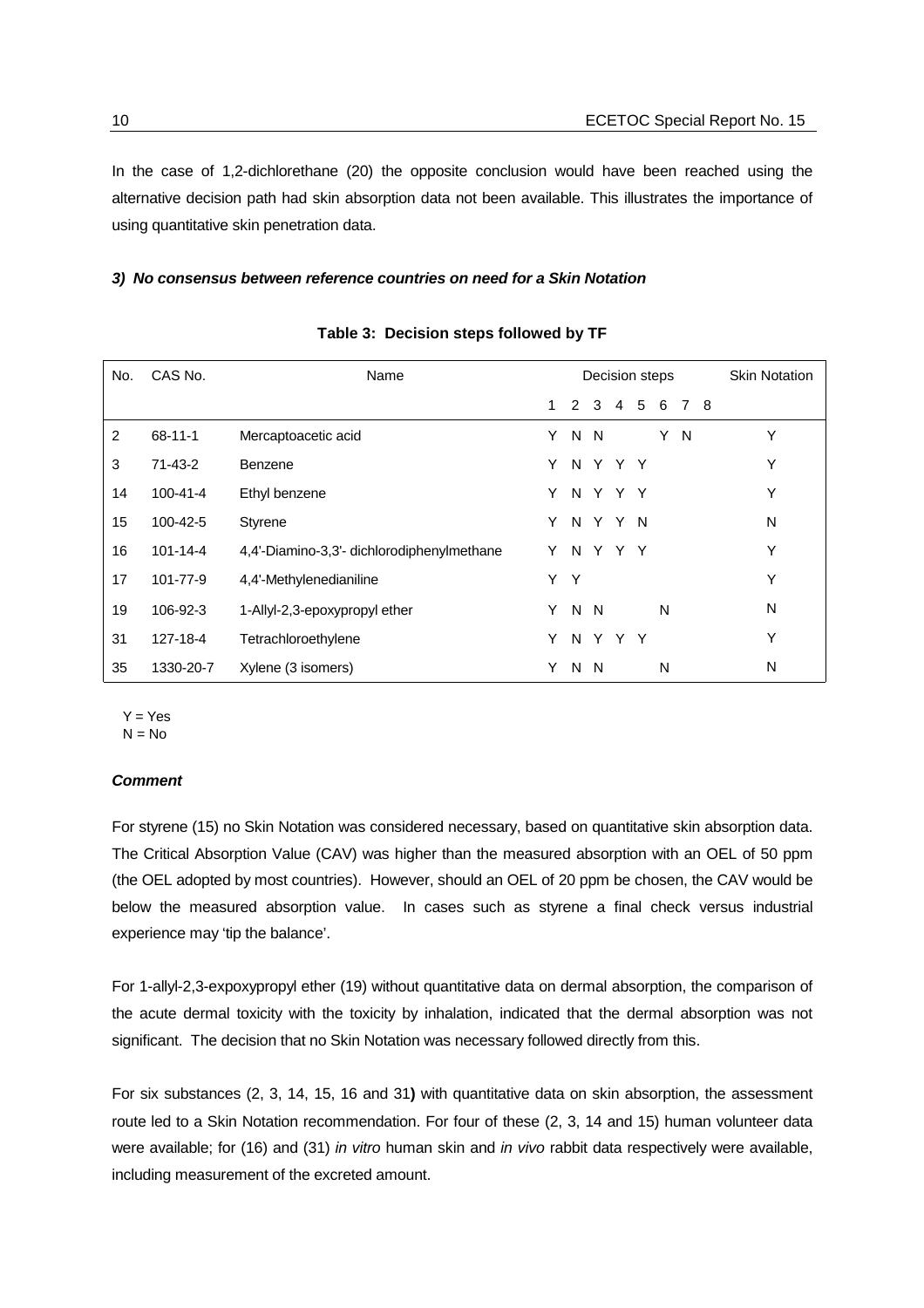In the case of 1,2-dichlorethane (20) the opposite conclusion would have been reached using the alternative decision path had skin absorption data not been available. This illustrates the importance of using quantitative skin penetration data.

***3) No consensus between reference countries on need for a Skin Notation***

**Table 3: Decision steps followed by TF**

| No. | CAS No. | Name | Decision steps | | | | | | | | Skin Notation |
|---|---|---|---|---|---|---|---|---|---|---|---|
| | | | 1 | 2 | 3 | 4 | 5 | 6 | 7 | 8 | |
| 2 | 68-11-1 | Mercaptoacetic acid | Y | N | N | | | Y | N | | Y |
| 3 | 71-43-2 | Benzene | Y | N | Y | Y | Y | | | | Y |
| 14 | 100-41-4 | Ethyl benzene | Y | N | Y | Y | Y | | | | Y |
| 15 | 100-42-5 | Styrene | Y | N | Y | Y | N | | | | N |
| 16 | 101-14-4 | 4,4'-Diamino-3,3'- dichlorodiphenylmethane | Y | N | Y | Y | Y | | | | Y |
| 17 | 101-77-9 | 4,4'-Methylenedianiline | Y | Y | | | | | | | Y |
| 19 | 106-92-3 | 1-Allyl-2,3-epoxypropyl ether | Y | N | N | | | N | | | N |
| 31 | 127-18-4 | Tetrachloroethylene | Y | N | Y | Y | Y | | | | Y |
| 35 | 1330-20-7 | Xylene (3 isomers) | Y | N | N | | | N | | | N |

Y = Yes
N = No

***Comment***

For styrene (15) no Skin Notation was considered necessary, based on quantitative skin absorption data. The Critical Absorption Value (CAV) was higher than the measured absorption with an OEL of 50 ppm (the OEL adopted by most countries). However, should an OEL of 20 ppm be chosen, the CAV would be below the measured absorption value. In cases such as styrene a final check versus industrial experience may 'tip the balance'.

For 1-allyl-2,3-expoxypropyl ether (19) without quantitative data on dermal absorption, the comparison of the acute dermal toxicity with the toxicity by inhalation, indicated that the dermal absorption was not significant. The decision that no Skin Notation was necessary followed directly from this.

For six substances (2, 3, 14, 15, 16 and 31**)** with quantitative data on skin absorption, the assessment route led to a Skin Notation recommendation. For four of these (2, 3, 14 and 15) human volunteer data were available; for (16) and (31) *in vitro* human skin and *in vivo* rabbit data respectively were available, including measurement of the excreted amount.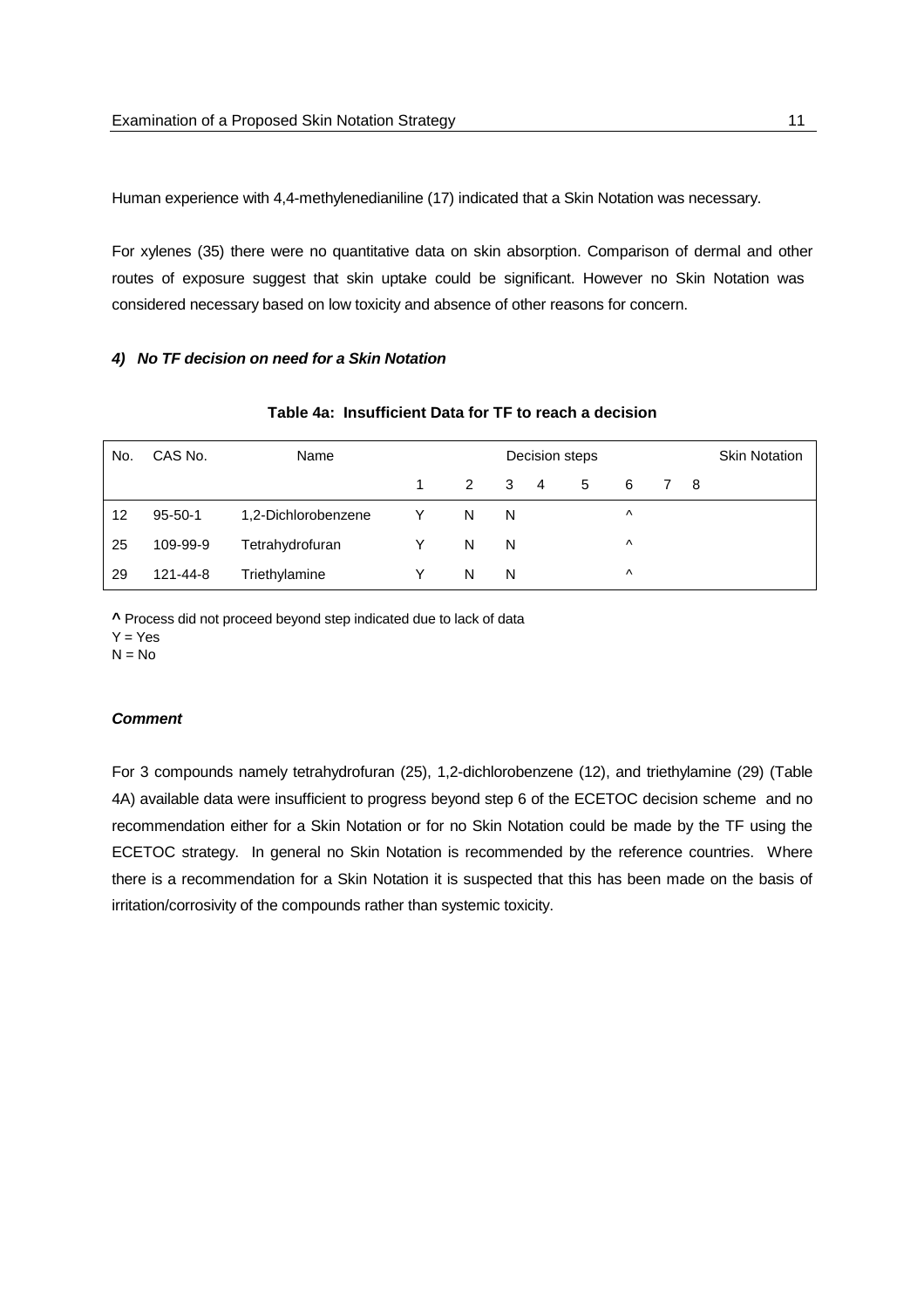Human experience with 4,4-methylenedianiline (17) indicated that a Skin Notation was necessary.

For xylenes (35) there were no quantitative data on skin absorption. Comparison of dermal and other routes of exposure suggest that skin uptake could be significant. However no Skin Notation was considered necessary based on low toxicity and absence of other reasons for concern.

#### *4) No TF decision on need for a Skin Notation*

**Table 4a: Insufficient Data for TF to reach a decision**

| No. | CAS No. | Name | Decision steps | | | | | | | | Skin Notation |
|---|---|---|---|---|---|---|---|---|---|---|---|
| | | | 1 | 2 | 3 | 4 | 5 | 6 | 7 | 8 | |
| 12 | 95-50-1 | 1,2-Dichlorobenzene | Y | N | N | | | ^ | | | |
| 25 | 109-99-9 | Tetrahydrofuran | Y | N | N | | | ^ | | | |
| 29 | 121-44-8 | Triethylamine | Y | N | N | | | ^ | | | |

**^** Process did not proceed beyond step indicated due to lack of data
Y = Yes
N = No

#### *Comment*

For 3 compounds namely tetrahydrofuran (25), 1,2-dichlorobenzene (12), and triethylamine (29) (Table 4A) available data were insufficient to progress beyond step 6 of the ECETOC decision scheme and no recommendation either for a Skin Notation or for no Skin Notation could be made by the TF using the ECETOC strategy. In general no Skin Notation is recommended by the reference countries. Where there is a recommendation for a Skin Notation it is suspected that this has been made on the basis of irritation/corrosivity of the compounds rather than systemic toxicity.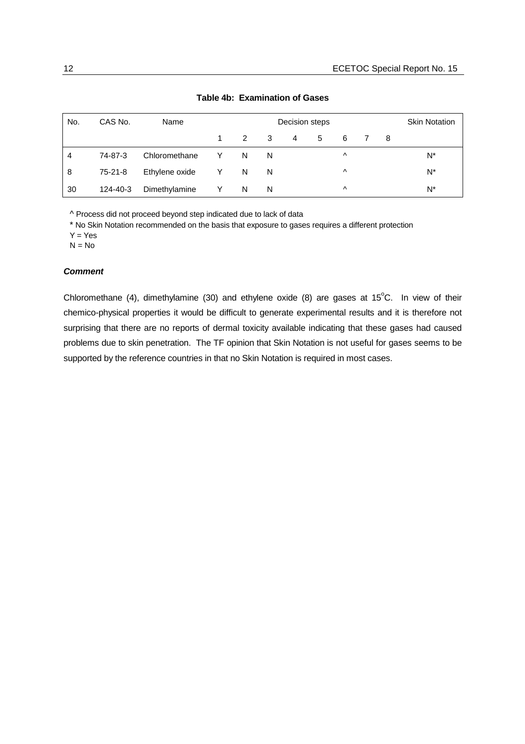**Table 4b: Examination of Gases**

| No. | CAS No. | Name | Decision steps | | | | | | | | Skin Notation |
|---|---|---|---|---|---|---|---|---|---|---|---|
| | | | 1 | 2 | 3 | 4 | 5 | 6 | 7 | 8 | |
| 4 | 74-87-3 | Chloromethane | Y | N | N | | | ^ | | | N* |
| 8 | 75-21-8 | Ethylene oxide | Y | N | N | | | ^ | | | N* |
| 30 | 124-40-3 | Dimethylamine | Y | N | N | | | ^ | | | N* |

^ Process did not proceed beyond step indicated due to lack of data

* No Skin Notation recommended on the basis that exposure to gases requires a different protection

Y = Yes

N = No

***Comment***

Chloromethane (4), dimethylamine (30) and ethylene oxide (8) are gases at 15°C. In view of their chemico-physical properties it would be difficult to generate experimental results and it is therefore not surprising that there are no reports of dermal toxicity available indicating that these gases had caused problems due to skin penetration. The TF opinion that Skin Notation is not useful for gases seems to be supported by the reference countries in that no Skin Notation is required in most cases.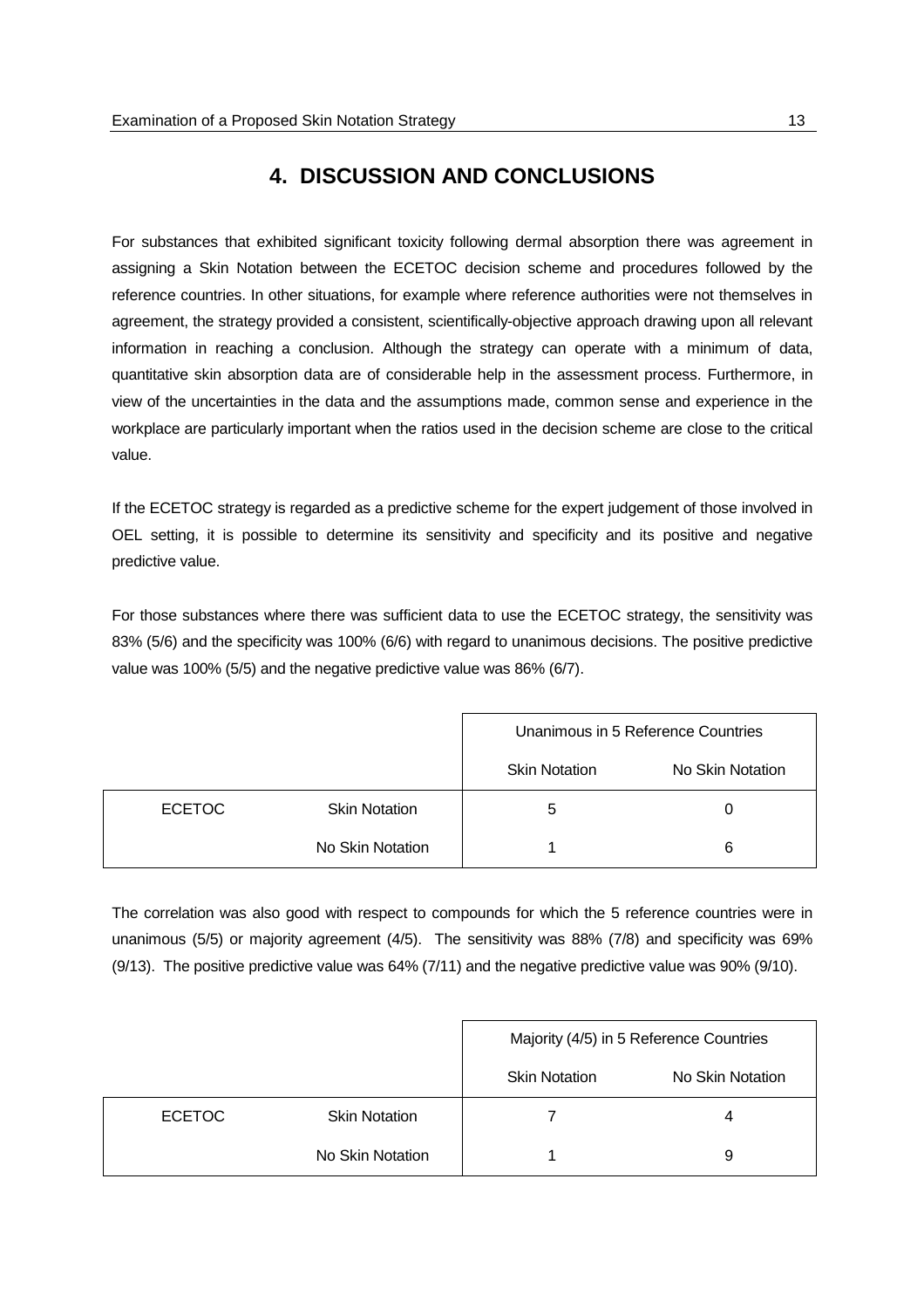# 4. DISCUSSION AND CONCLUSIONS

For substances that exhibited significant toxicity following dermal absorption there was agreement in assigning a Skin Notation between the ECETOC decision scheme and procedures followed by the reference countries. In other situations, for example where reference authorities were not themselves in agreement, the strategy provided a consistent, scientifically-objective approach drawing upon all relevant information in reaching a conclusion. Although the strategy can operate with a minimum of data, quantitative skin absorption data are of considerable help in the assessment process. Furthermore, in view of the uncertainties in the data and the assumptions made, common sense and experience in the workplace are particularly important when the ratios used in the decision scheme are close to the critical value.

If the ECETOC strategy is regarded as a predictive scheme for the expert judgement of those involved in OEL setting, it is possible to determine its sensitivity and specificity and its positive and negative predictive value.

For those substances where there was sufficient data to use the ECETOC strategy, the sensitivity was 83% (5/6) and the specificity was 100% (6/6) with regard to unanimous decisions. The positive predictive value was 100% (5/5) and the negative predictive value was 86% (6/7).

| | | Unanimous in 5 Reference Countries | |
|---|---|---|---|
| | | Skin Notation | No Skin Notation |
| ECETOC | Skin Notation | 5 | 0 |
| | No Skin Notation | 1 | 6 |

The correlation was also good with respect to compounds for which the 5 reference countries were in unanimous (5/5) or majority agreement (4/5). The sensitivity was 88% (7/8) and specificity was 69% (9/13). The positive predictive value was 64% (7/11) and the negative predictive value was 90% (9/10).

| | | Majority (4/5) in 5 Reference Countries | |
|---|---|---|---|
| | | Skin Notation | No Skin Notation |
| ECETOC | Skin Notation | 7 | 4 |
| | No Skin Notation | 1 | 9 |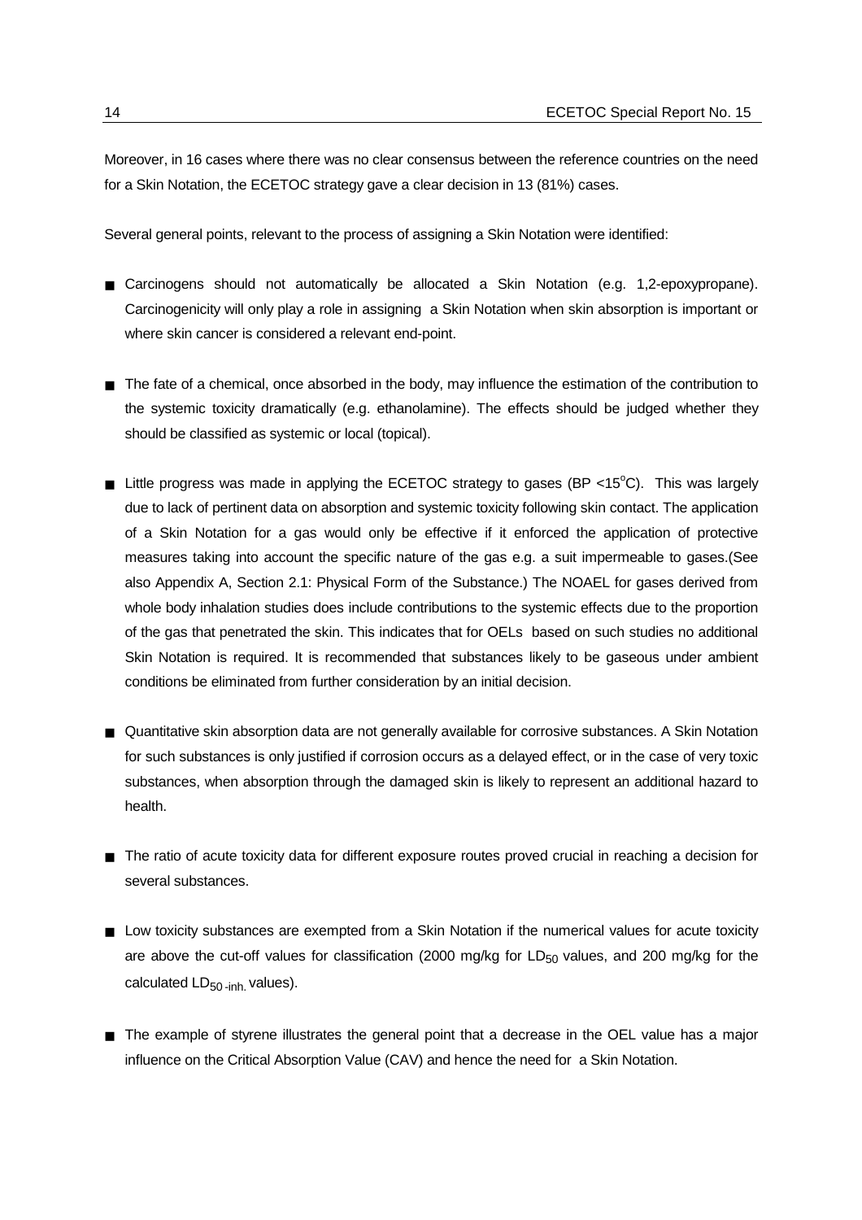Moreover, in 16 cases where there was no clear consensus between the reference countries on the need for a Skin Notation, the ECETOC strategy gave a clear decision in 13 (81%) cases.

Several general points, relevant to the process of assigning a Skin Notation were identified:

- Carcinogens should not automatically be allocated a Skin Notation (e.g. 1,2-epoxypropane). Carcinogenicity will only play a role in assigning a Skin Notation when skin absorption is important or where skin cancer is considered a relevant end-point.

- The fate of a chemical, once absorbed in the body, may influence the estimation of the contribution to the systemic toxicity dramatically (e.g. ethanolamine). The effects should be judged whether they should be classified as systemic or local (topical).

- Little progress was made in applying the ECETOC strategy to gases (BP <15°C). This was largely due to lack of pertinent data on absorption and systemic toxicity following skin contact. The application of a Skin Notation for a gas would only be effective if it enforced the application of protective measures taking into account the specific nature of the gas e.g. a suit impermeable to gases.(See also Appendix A, Section 2.1: Physical Form of the Substance.) The NOAEL for gases derived from whole body inhalation studies does include contributions to the systemic effects due to the proportion of the gas that penetrated the skin. This indicates that for OELs based on such studies no additional Skin Notation is required. It is recommended that substances likely to be gaseous under ambient conditions be eliminated from further consideration by an initial decision.

- Quantitative skin absorption data are not generally available for corrosive substances. A Skin Notation for such substances is only justified if corrosion occurs as a delayed effect, or in the case of very toxic substances, when absorption through the damaged skin is likely to represent an additional hazard to health.

- The ratio of acute toxicity data for different exposure routes proved crucial in reaching a decision for several substances.

- Low toxicity substances are exempted from a Skin Notation if the numerical values for acute toxicity are above the cut-off values for classification (2000 mg/kg for $LD_{50}$ values, and 200 mg/kg for the calculated $LD_{50\text{-inh.}}$ values).

- The example of styrene illustrates the general point that a decrease in the OEL value has a major influence on the Critical Absorption Value (CAV) and hence the need for a Skin Notation.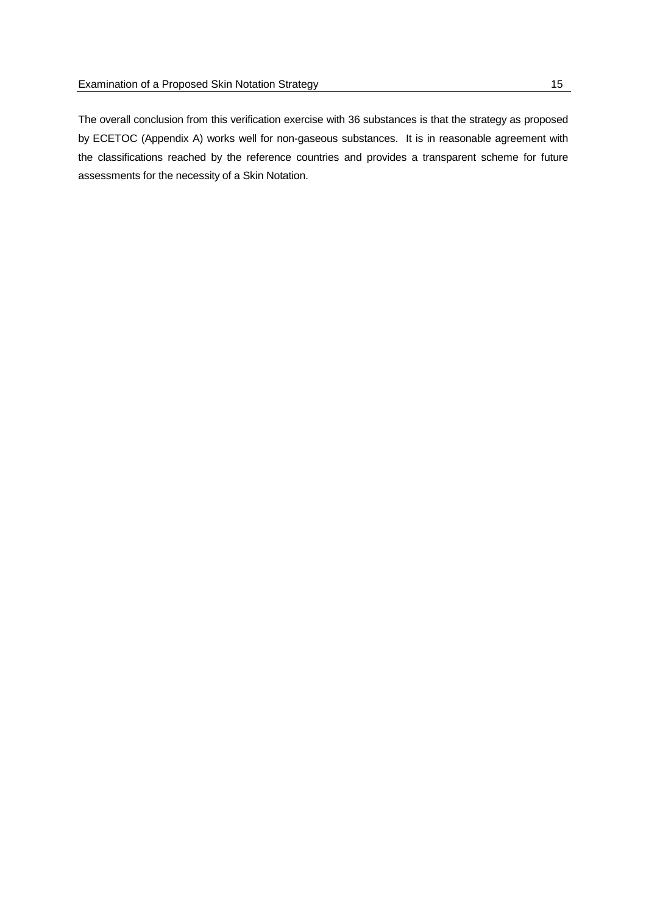The overall conclusion from this verification exercise with 36 substances is that the strategy as proposed by ECETOC (Appendix A) works well for non-gaseous substances. It is in reasonable agreement with the classifications reached by the reference countries and provides a transparent scheme for future assessments for the necessity of a Skin Notation.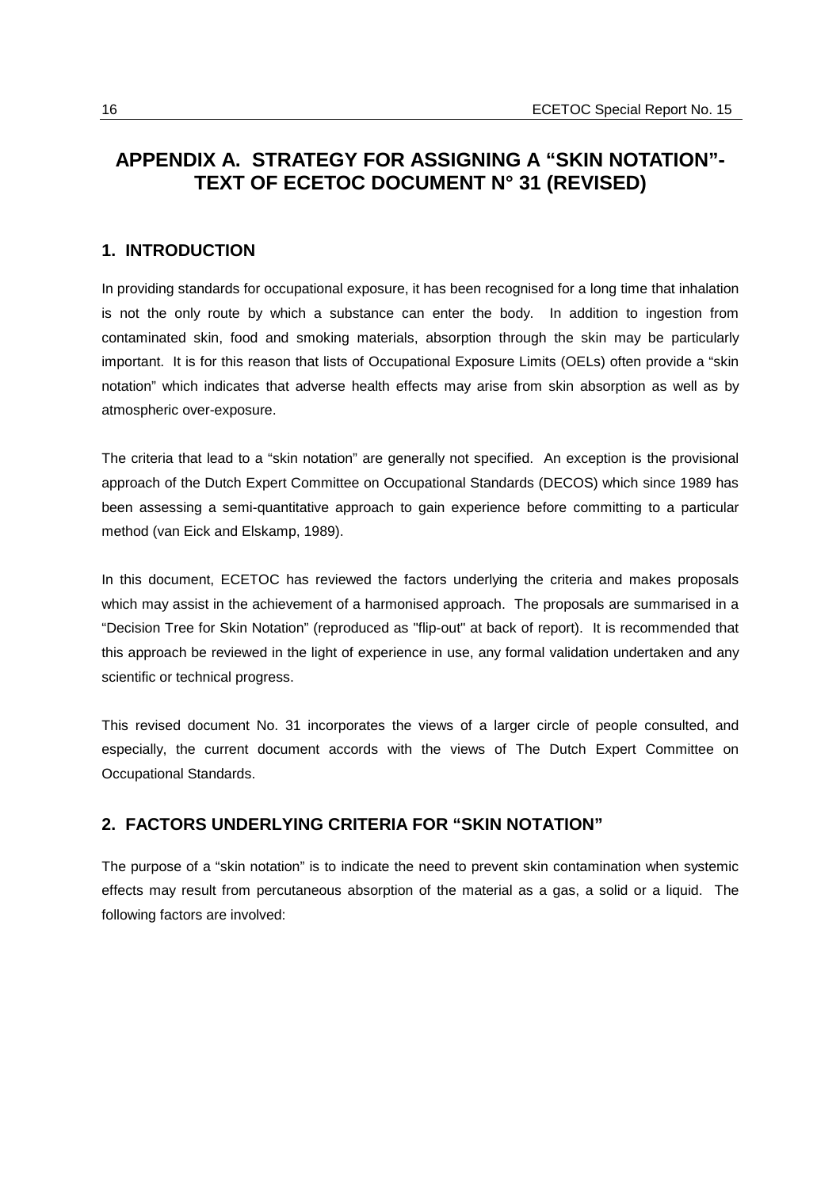# APPENDIX A. STRATEGY FOR ASSIGNING A "SKIN NOTATION"- TEXT OF ECETOC DOCUMENT N° 31 (REVISED)

## 1. INTRODUCTION

In providing standards for occupational exposure, it has been recognised for a long time that inhalation is not the only route by which a substance can enter the body. In addition to ingestion from contaminated skin, food and smoking materials, absorption through the skin may be particularly important. It is for this reason that lists of Occupational Exposure Limits (OELs) often provide a "skin notation" which indicates that adverse health effects may arise from skin absorption as well as by atmospheric over-exposure.

The criteria that lead to a "skin notation" are generally not specified. An exception is the provisional approach of the Dutch Expert Committee on Occupational Standards (DECOS) which since 1989 has been assessing a semi-quantitative approach to gain experience before committing to a particular method (van Eick and Elskamp, 1989).

In this document, ECETOC has reviewed the factors underlying the criteria and makes proposals which may assist in the achievement of a harmonised approach. The proposals are summarised in a "Decision Tree for Skin Notation" (reproduced as "flip-out" at back of report). It is recommended that this approach be reviewed in the light of experience in use, any formal validation undertaken and any scientific or technical progress.

This revised document No. 31 incorporates the views of a larger circle of people consulted, and especially, the current document accords with the views of The Dutch Expert Committee on Occupational Standards.

## 2. FACTORS UNDERLYING CRITERIA FOR "SKIN NOTATION"

The purpose of a "skin notation" is to indicate the need to prevent skin contamination when systemic effects may result from percutaneous absorption of the material as a gas, a solid or a liquid. The following factors are involved: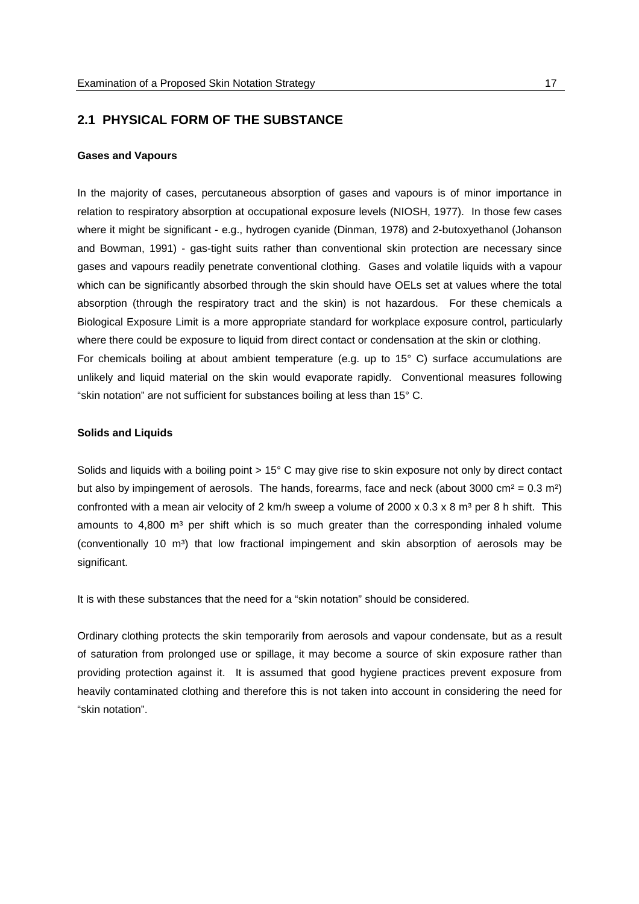## 2.1 PHYSICAL FORM OF THE SUBSTANCE

**Gases and Vapours**

In the majority of cases, percutaneous absorption of gases and vapours is of minor importance in relation to respiratory absorption at occupational exposure levels (NIOSH, 1977). In those few cases where it might be significant - e.g., hydrogen cyanide (Dinman, 1978) and 2-butoxyethanol (Johanson and Bowman, 1991) - gas-tight suits rather than conventional skin protection are necessary since gases and vapours readily penetrate conventional clothing. Gases and volatile liquids with a vapour which can be significantly absorbed through the skin should have OELs set at values where the total absorption (through the respiratory tract and the skin) is not hazardous. For these chemicals a Biological Exposure Limit is a more appropriate standard for workplace exposure control, particularly where there could be exposure to liquid from direct contact or condensation at the skin or clothing.
For chemicals boiling at about ambient temperature (e.g. up to 15° C) surface accumulations are unlikely and liquid material on the skin would evaporate rapidly. Conventional measures following "skin notation" are not sufficient for substances boiling at less than 15° C.

**Solids and Liquids**

Solids and liquids with a boiling point > 15° C may give rise to skin exposure not only by direct contact but also by impingement of aerosols. The hands, forearms, face and neck (about 3000 $cm^2$ = 0.3 $m^2$) confronted with a mean air velocity of 2 km/h sweep a volume of 2000 x 0.3 x 8 $m^3$ per 8 h shift. This amounts to 4,800 $m^3$ per shift which is so much greater than the corresponding inhaled volume (conventionally 10 $m^3$) that low fractional impingement and skin absorption of aerosols may be significant.

It is with these substances that the need for a "skin notation" should be considered.

Ordinary clothing protects the skin temporarily from aerosols and vapour condensate, but as a result of saturation from prolonged use or spillage, it may become a source of skin exposure rather than providing protection against it. It is assumed that good hygiene practices prevent exposure from heavily contaminated clothing and therefore this is not taken into account in considering the need for "skin notation".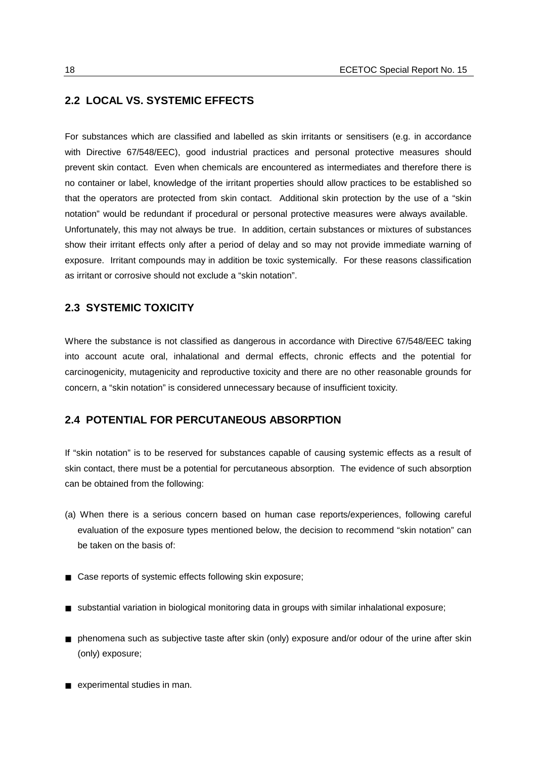## 2.2 LOCAL VS. SYSTEMIC EFFECTS

For substances which are classified and labelled as skin irritants or sensitisers (e.g. in accordance with Directive 67/548/EEC), good industrial practices and personal protective measures should prevent skin contact. Even when chemicals are encountered as intermediates and therefore there is no container or label, knowledge of the irritant properties should allow practices to be established so that the operators are protected from skin contact. Additional skin protection by the use of a "skin notation" would be redundant if procedural or personal protective measures were always available. Unfortunately, this may not always be true. In addition, certain substances or mixtures of substances show their irritant effects only after a period of delay and so may not provide immediate warning of exposure. Irritant compounds may in addition be toxic systemically. For these reasons classification as irritant or corrosive should not exclude a "skin notation".

## 2.3 SYSTEMIC TOXICITY

Where the substance is not classified as dangerous in accordance with Directive 67/548/EEC taking into account acute oral, inhalational and dermal effects, chronic effects and the potential for carcinogenicity, mutagenicity and reproductive toxicity and there are no other reasonable grounds for concern, a "skin notation" is considered unnecessary because of insufficient toxicity.

## 2.4 POTENTIAL FOR PERCUTANEOUS ABSORPTION

If "skin notation" is to be reserved for substances capable of causing systemic effects as a result of skin contact, there must be a potential for percutaneous absorption. The evidence of such absorption can be obtained from the following:

(a) When there is a serious concern based on human case reports/experiences, following careful evaluation of the exposure types mentioned below, the decision to recommend "skin notation" can be taken on the basis of:

- Case reports of systemic effects following skin exposure;
- substantial variation in biological monitoring data in groups with similar inhalational exposure;
- phenomena such as subjective taste after skin (only) exposure and/or odour of the urine after skin (only) exposure;
- experimental studies in man.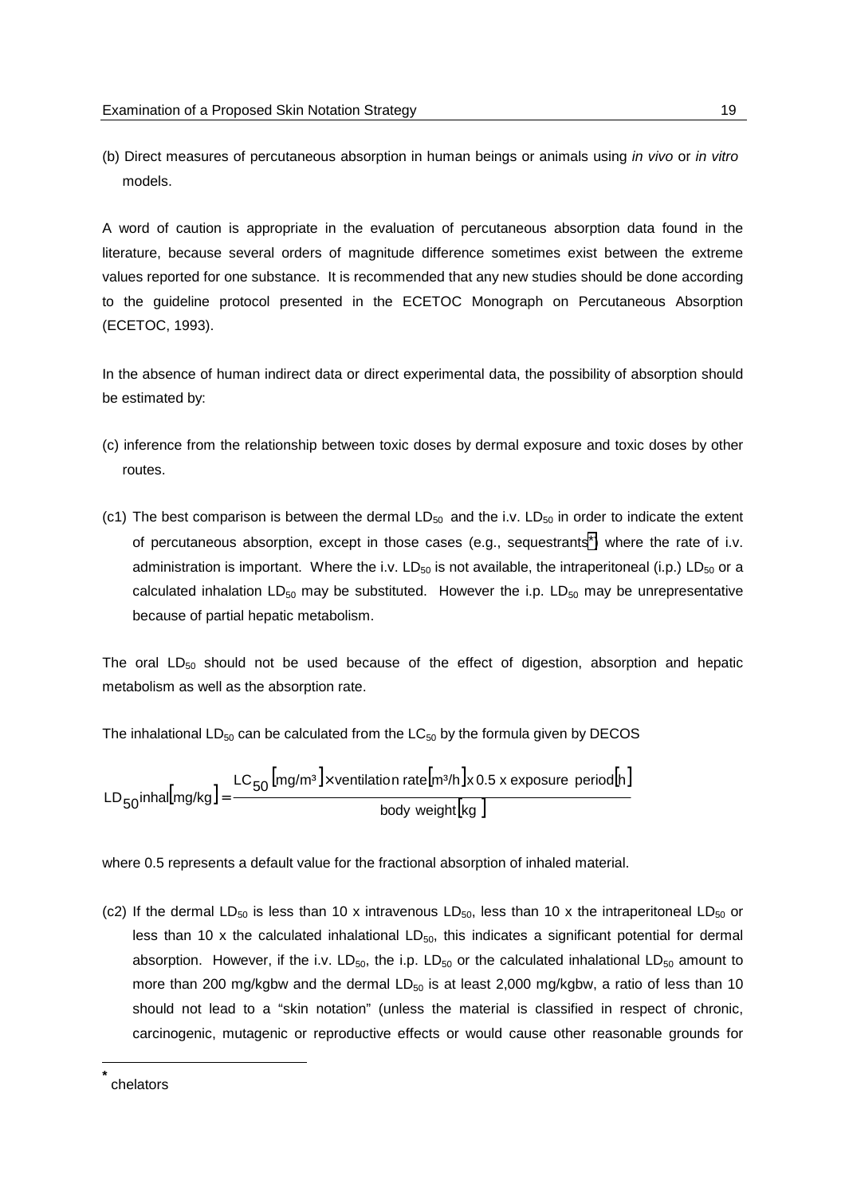(b) Direct measures of percutaneous absorption in human beings or animals using *in vivo* or *in vitro* models.

A word of caution is appropriate in the evaluation of percutaneous absorption data found in the literature, because several orders of magnitude difference sometimes exist between the extreme values reported for one substance. It is recommended that any new studies should be done according to the guideline protocol presented in the ECETOC Monograph on Percutaneous Absorption (ECETOC, 1993).

In the absence of human indirect data or direct experimental data, the possibility of absorption should be estimated by:

(c) inference from the relationship between toxic doses by dermal exposure and toxic doses by other routes.

(c1) The best comparison is between the dermal $LD_{50}$ and the i.v. $LD_{50}$ in order to indicate the extent of percutaneous absorption, except in those cases (e.g., sequestrants*) where the rate of i.v. administration is important. Where the i.v. $LD_{50}$ is not available, the intraperitoneal (i.p.) $LD_{50}$ or a calculated inhalation $LD_{50}$ may be substituted. However the i.p. $LD_{50}$ may be unrepresentative because of partial hepatic metabolism.

The oral $LD_{50}$ should not be used because of the effect of digestion, absorption and hepatic metabolism as well as the absorption rate.

The inhalational $LD_{50}$ can be calculated from the $LC_{50}$ by the formula given by DECOS

$$LD_{50}\text{inhal}[\text{mg/kg}] = \frac{LC_{50}[\text{mg/m}^3] \times \text{ventilation rate}[\text{m}^3\text{/h}] \times 0.5 \times \text{exposure period}[\text{h}]}{\text{body weight}[\text{kg}]}$$

where 0.5 represents a default value for the fractional absorption of inhaled material.

(c2) If the dermal $LD_{50}$ is less than 10 x intravenous $LD_{50}$, less than 10 x the intraperitoneal $LD_{50}$ or less than 10 x the calculated inhalational $LD_{50}$, this indicates a significant potential for dermal absorption. However, if the i.v. $LD_{50}$, the i.p. $LD_{50}$ or the calculated inhalational $LD_{50}$ amount to more than 200 mg/kgbw and the dermal $LD_{50}$ is at least 2,000 mg/kgbw, a ratio of less than 10 should not lead to a "skin notation" (unless the material is classified in respect of chronic, carcinogenic, mutagenic or reproductive effects or would cause other reasonable grounds for

---

* chelators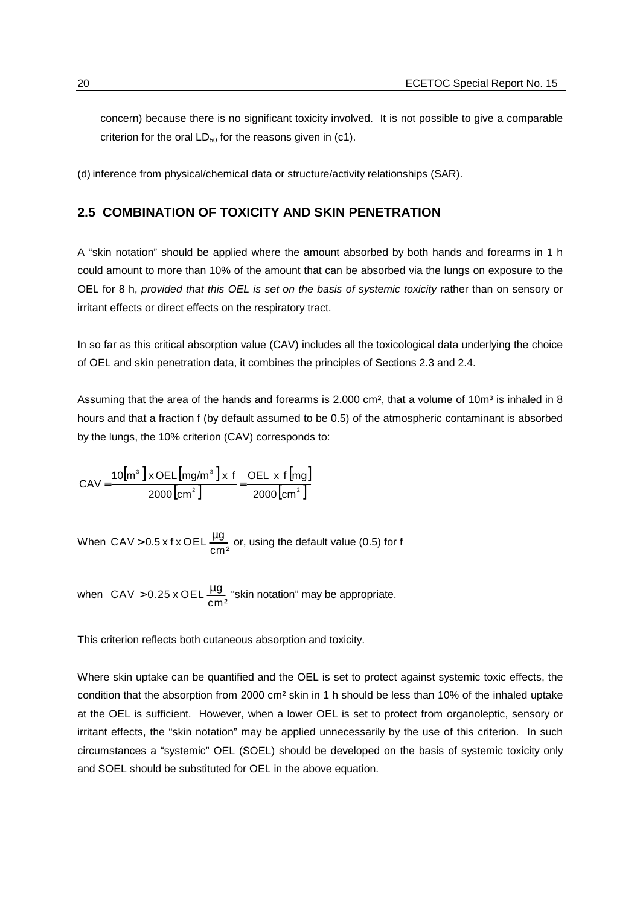concern) because there is no significant toxicity involved. It is not possible to give a comparable criterion for the oral $LD_{50}$ for the reasons given in (c1).

(d) inference from physical/chemical data or structure/activity relationships (SAR).

## 2.5 COMBINATION OF TOXICITY AND SKIN PENETRATION

A "skin notation" should be applied where the amount absorbed by both hands and forearms in 1 h could amount to more than 10% of the amount that can be absorbed via the lungs on exposure to the OEL for 8 h, *provided that this OEL is set on the basis of systemic toxicity* rather than on sensory or irritant effects or direct effects on the respiratory tract.

In so far as this critical absorption value (CAV) includes all the toxicological data underlying the choice of OEL and skin penetration data, it combines the principles of Sections 2.3 and 2.4.

Assuming that the area of the hands and forearms is 2.000 cm², that a volume of 10m³ is inhaled in 8 hours and that a fraction f (by default assumed to be 0.5) of the atmospheric contaminant is absorbed by the lungs, the 10% criterion (CAV) corresponds to:

$$CAV = \frac{10\left[m^3\right] \text{ x OEL} \left[mg/m^3\right] \text{ x f}}{2000\left[cm^2\right]} = \frac{\text{OEL x f} \left[mg\right]}{2000\left[cm^2\right]}$$

When $CAV > 0.5 \text{ x f x OEL} \frac{\mu g}{cm^2}$ or, using the default value (0.5) for f

when $CAV > 0.25 \text{ x OEL} \frac{\mu g}{cm^2}$ "skin notation" may be appropriate.

This criterion reflects both cutaneous absorption and toxicity.

Where skin uptake can be quantified and the OEL is set to protect against systemic toxic effects, the condition that the absorption from 2000 cm² skin in 1 h should be less than 10% of the inhaled uptake at the OEL is sufficient. However, when a lower OEL is set to protect from organoleptic, sensory or irritant effects, the "skin notation" may be applied unnecessarily by the use of this criterion. In such circumstances a "systemic" OEL (SOEL) should be developed on the basis of systemic toxicity only and SOEL should be substituted for OEL in the above equation.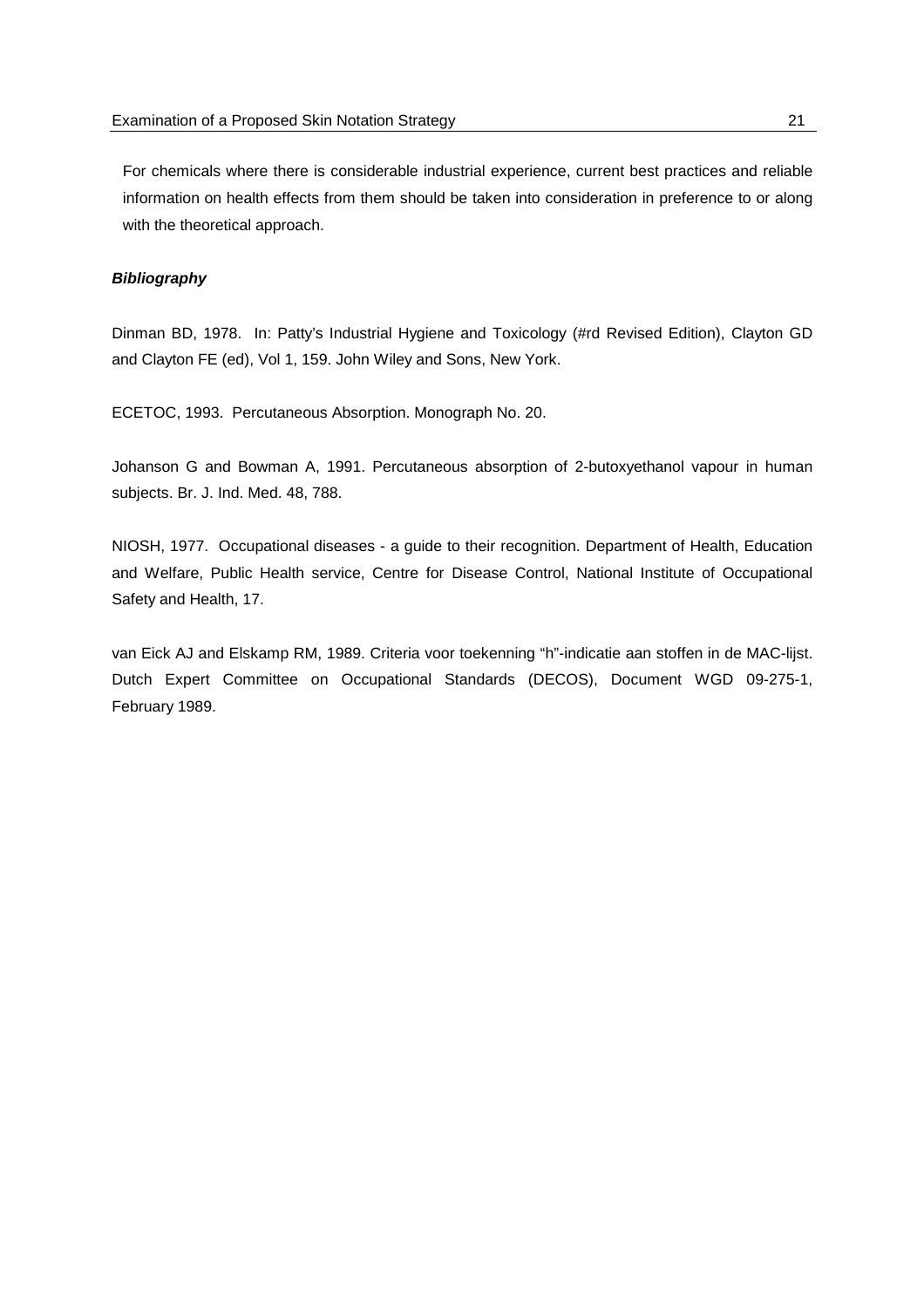For chemicals where there is considerable industrial experience, current best practices and reliable information on health effects from them should be taken into consideration in preference to or along with the theoretical approach.

***Bibliography***

Dinman BD, 1978. In: Patty's Industrial Hygiene and Toxicology (#rd Revised Edition), Clayton GD and Clayton FE (ed), Vol 1, 159. John Wiley and Sons, New York.

ECETOC, 1993. Percutaneous Absorption. Monograph No. 20.

Johanson G and Bowman A, 1991. Percutaneous absorption of 2-butoxyethanol vapour in human subjects. Br. J. Ind. Med. 48, 788.

NIOSH, 1977. Occupational diseases - a guide to their recognition. Department of Health, Education and Welfare, Public Health service, Centre for Disease Control, National Institute of Occupational Safety and Health, 17.

van Eick AJ and Elskamp RM, 1989. Criteria voor toekenning "h"-indicatie aan stoffen in de MAC-lijst. Dutch Expert Committee on Occupational Standards (DECOS), Document WGD 09-275-1, February 1989.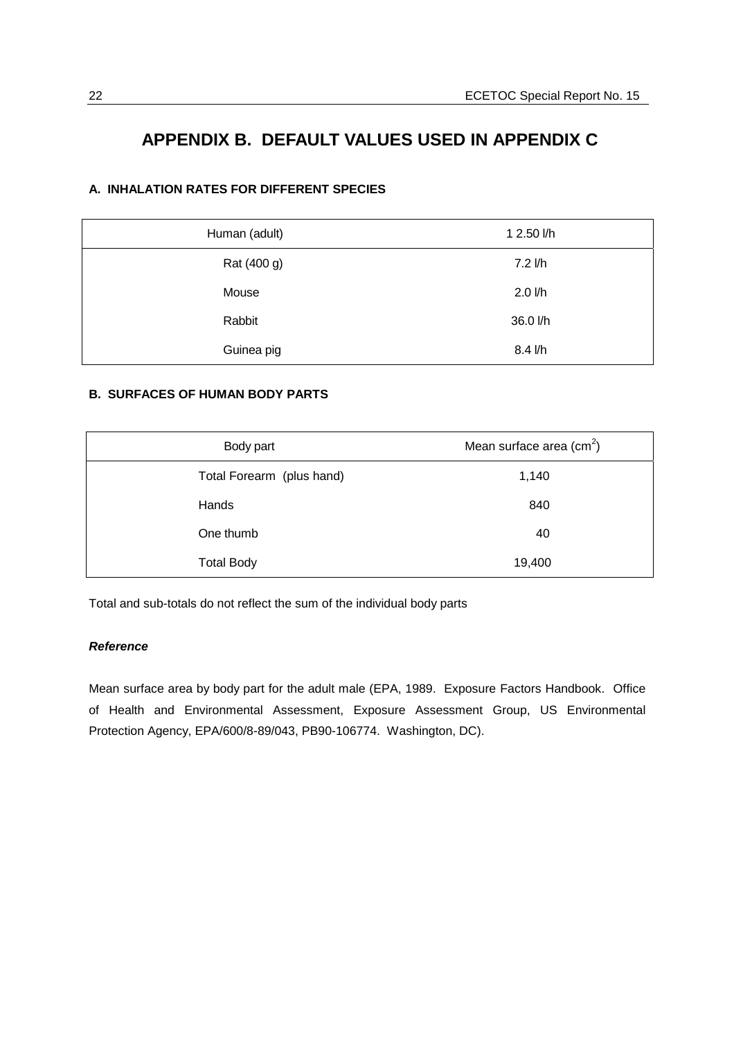# APPENDIX B. DEFAULT VALUES USED IN APPENDIX C

## A. INHALATION RATES FOR DIFFERENT SPECIES

| Human (adult) | 1 2.50 l/h |
|---|---|
| Rat (400 g) | 7.2 l/h |
| Mouse | 2.0 l/h |
| Rabbit | 36.0 l/h |
| Guinea pig | 8.4 l/h |

## B. SURFACES OF HUMAN BODY PARTS

| Body part | Mean surface area ($cm^2$) |
|---|---|
| Total Forearm (plus hand) | 1,140 |
| Hands | 840 |
| One thumb | 40 |
| Total Body | 19,400 |

Total and sub-totals do not reflect the sum of the individual body parts

### *Reference*

Mean surface area by body part for the adult male (EPA, 1989. Exposure Factors Handbook. Office of Health and Environmental Assessment, Exposure Assessment Group, US Environmental Protection Agency, EPA/600/8-89/043, PB90-106774. Washington, DC).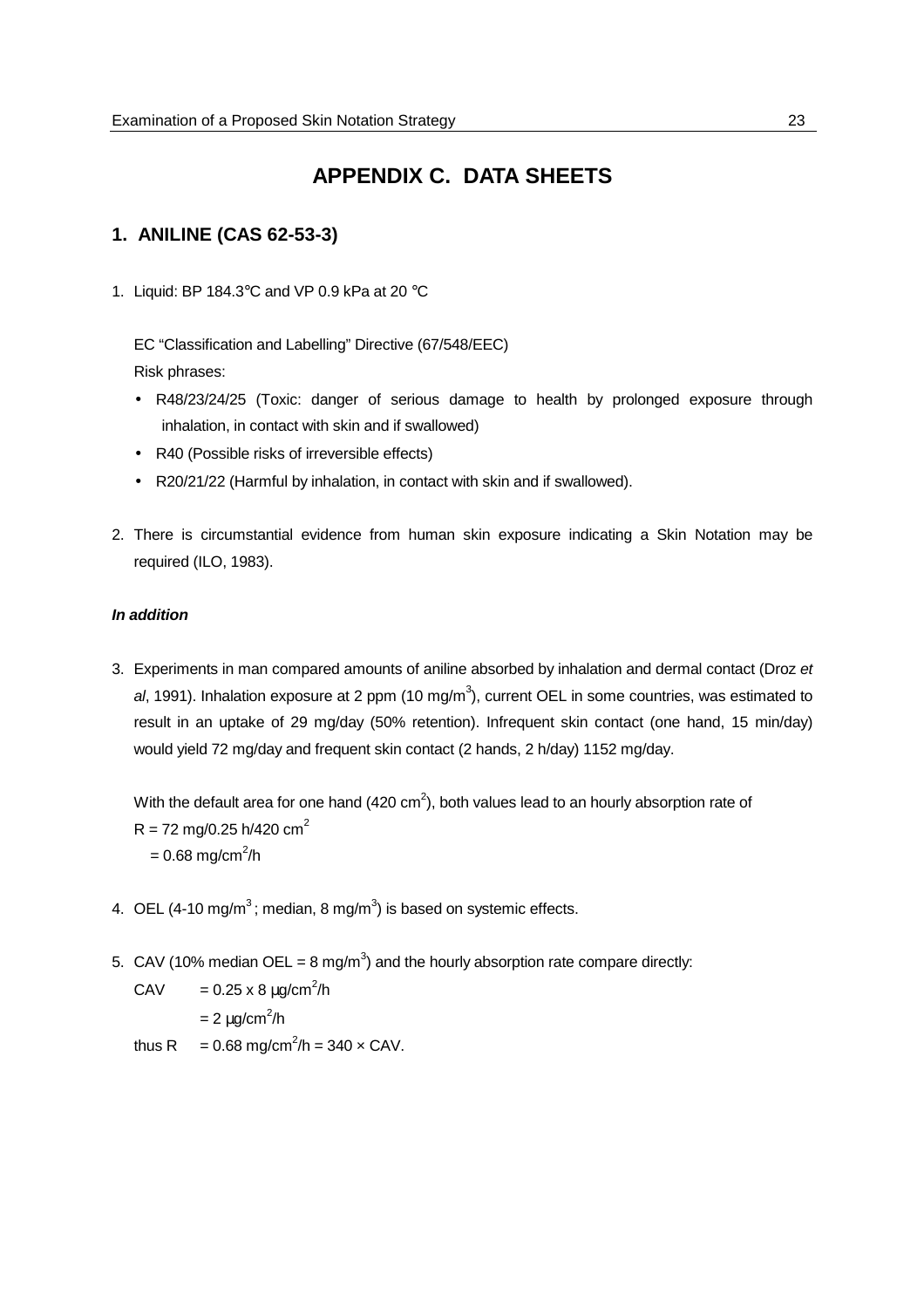# APPENDIX C. DATA SHEETS

## 1. ANILINE (CAS 62-53-3)

1. Liquid: BP 184.3°C and VP 0.9 kPa at 20 °C

   EC "Classification and Labelling" Directive (67/548/EEC)

   Risk phrases:

   - R48/23/24/25 (Toxic: danger of serious damage to health by prolonged exposure through inhalation, in contact with skin and if swallowed)
   - R40 (Possible risks of irreversible effects)
   - R20/21/22 (Harmful by inhalation, in contact with skin and if swallowed).

2. There is circumstantial evidence from human skin exposure indicating a Skin Notation may be required (ILO, 1983).

***In addition***

3. Experiments in man compared amounts of aniline absorbed by inhalation and dermal contact (Droz *et al*, 1991). Inhalation exposure at 2 ppm (10 mg/m$^3$), current OEL in some countries, was estimated to result in an uptake of 29 mg/day (50% retention). Infrequent skin contact (one hand, 15 min/day) would yield 72 mg/day and frequent skin contact (2 hands, 2 h/day) 1152 mg/day.

   With the default area for one hand (420 cm$^2$), both values lead to an hourly absorption rate of

   R = 72 mg/0.25 h/420 cm$^2$
   = 0.68 mg/cm$^2$/h

4. OEL (4-10 mg/m$^3$; median, 8 mg/m$^3$) is based on systemic effects.

5. CAV (10% median OEL = 8 mg/m$^3$) and the hourly absorption rate compare directly:

   CAV = 0.25 x 8 µg/cm$^2$/h
   = 2 µg/cm$^2$/h

   thus R = 0.68 mg/cm$^2$/h = 340 × CAV.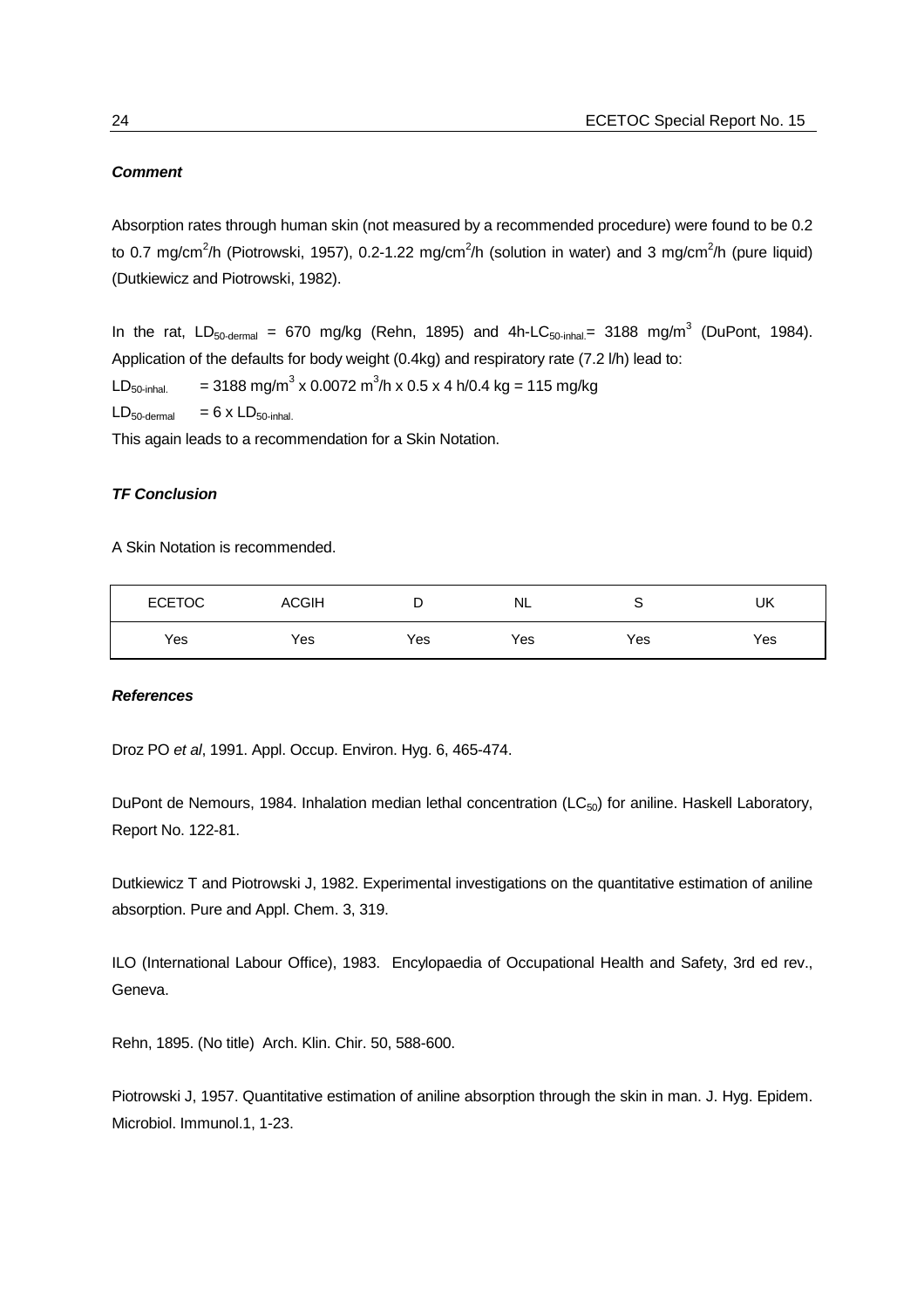***Comment***

Absorption rates through human skin (not measured by a recommended procedure) were found to be 0.2 to 0.7 $mg/cm^2/h$ (Piotrowski, 1957), 0.2-1.22 $mg/cm^2/h$ (solution in water) and 3 $mg/cm^2/h$ (pure liquid) (Dutkiewicz and Piotrowski, 1982).

In the rat, $LD_{50\text{-dermal}}$ = 670 mg/kg (Rehn, 1895) and 4h-$LC_{50\text{-inhal.}}$= 3188 $mg/m^3$ (DuPont, 1984). Application of the defaults for body weight (0.4kg) and respiratory rate (7.2 l/h) lead to:

$LD_{50\text{-inhal.}}$ = 3188 $mg/m^3$ x 0.0072 $m^3/h$ x 0.5 x 4 h/0.4 kg = 115 mg/kg

$LD_{50\text{-dermal}}$ = 6 x $LD_{50\text{-inhal.}}$

This again leads to a recommendation for a Skin Notation.

***TF Conclusion***

A Skin Notation is recommended.

| ECETOC | ACGIH | D | NL | S | UK |
|---|---|---|---|---|---|
| Yes | Yes | Yes | Yes | Yes | Yes |

***References***

Droz PO *et al*, 1991. Appl. Occup. Environ. Hyg. 6, 465-474.

DuPont de Nemours, 1984. Inhalation median lethal concentration ($LC_{50}$) for aniline. Haskell Laboratory, Report No. 122-81.

Dutkiewicz T and Piotrowski J, 1982. Experimental investigations on the quantitative estimation of aniline absorption. Pure and Appl. Chem. 3, 319.

ILO (International Labour Office), 1983. Encylopaedia of Occupational Health and Safety, 3rd ed rev., Geneva.

Rehn, 1895. (No title) Arch. Klin. Chir. 50, 588-600.

Piotrowski J, 1957. Quantitative estimation of aniline absorption through the skin in man. J. Hyg. Epidem. Microbiol. Immunol.1, 1-23.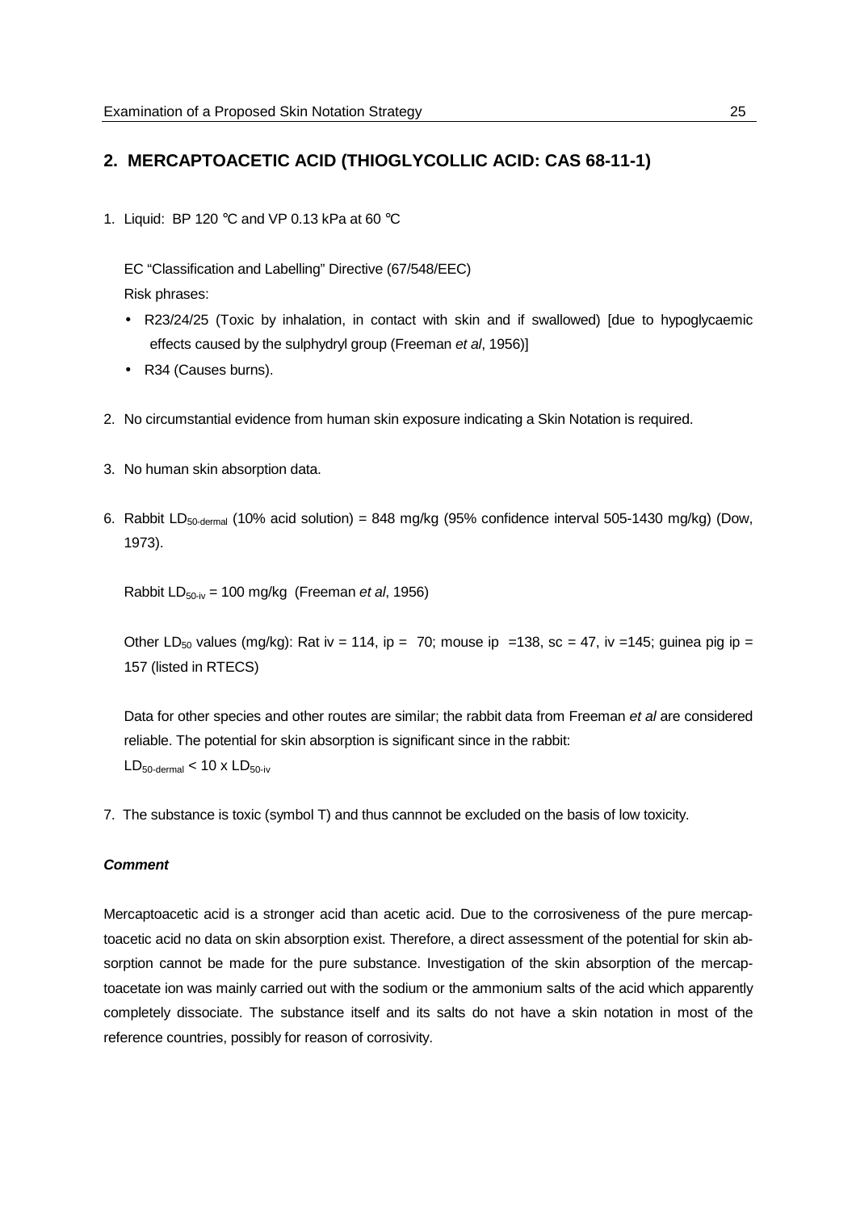## 2. MERCAPTOACETIC ACID (THIOGLYCOLLIC ACID: CAS 68-11-1)

1. Liquid: BP 120 °C and VP 0.13 kPa at 60 °C

   EC "Classification and Labelling" Directive (67/548/EEC)

   Risk phrases:

   - R23/24/25 (Toxic by inhalation, in contact with skin and if swallowed) [due to hypoglycaemic effects caused by the sulphydryl group (Freeman *et al*, 1956)]
   - R34 (Causes burns).

2. No circumstantial evidence from human skin exposure indicating a Skin Notation is required.

3. No human skin absorption data.

6. Rabbit $LD_{50\text{-dermal}}$ (10% acid solution) = 848 mg/kg (95% confidence interval 505-1430 mg/kg) (Dow, 1973).

   Rabbit $LD_{50\text{-iv}}$ = 100 mg/kg (Freeman *et al*, 1956)

   Other $LD_{50}$ values (mg/kg): Rat iv = 114, ip = 70; mouse ip =138, sc = 47, iv =145; guinea pig ip = 157 (listed in RTECS)

   Data for other species and other routes are similar; the rabbit data from Freeman *et al* are considered reliable. The potential for skin absorption is significant since in the rabbit:

   $LD_{50\text{-dermal}} < 10 \times LD_{50\text{-iv}}$

7. The substance is toxic (symbol T) and thus cannnot be excluded on the basis of low toxicity.

***Comment***

Mercaptoacetic acid is a stronger acid than acetic acid. Due to the corrosiveness of the pure mercaptoacetic acid no data on skin absorption exist. Therefore, a direct assessment of the potential for skin absorption cannot be made for the pure substance. Investigation of the skin absorption of the mercaptoacetate ion was mainly carried out with the sodium or the ammonium salts of the acid which apparently completely dissociate. The substance itself and its salts do not have a skin notation in most of the reference countries, possibly for reason of corrosivity.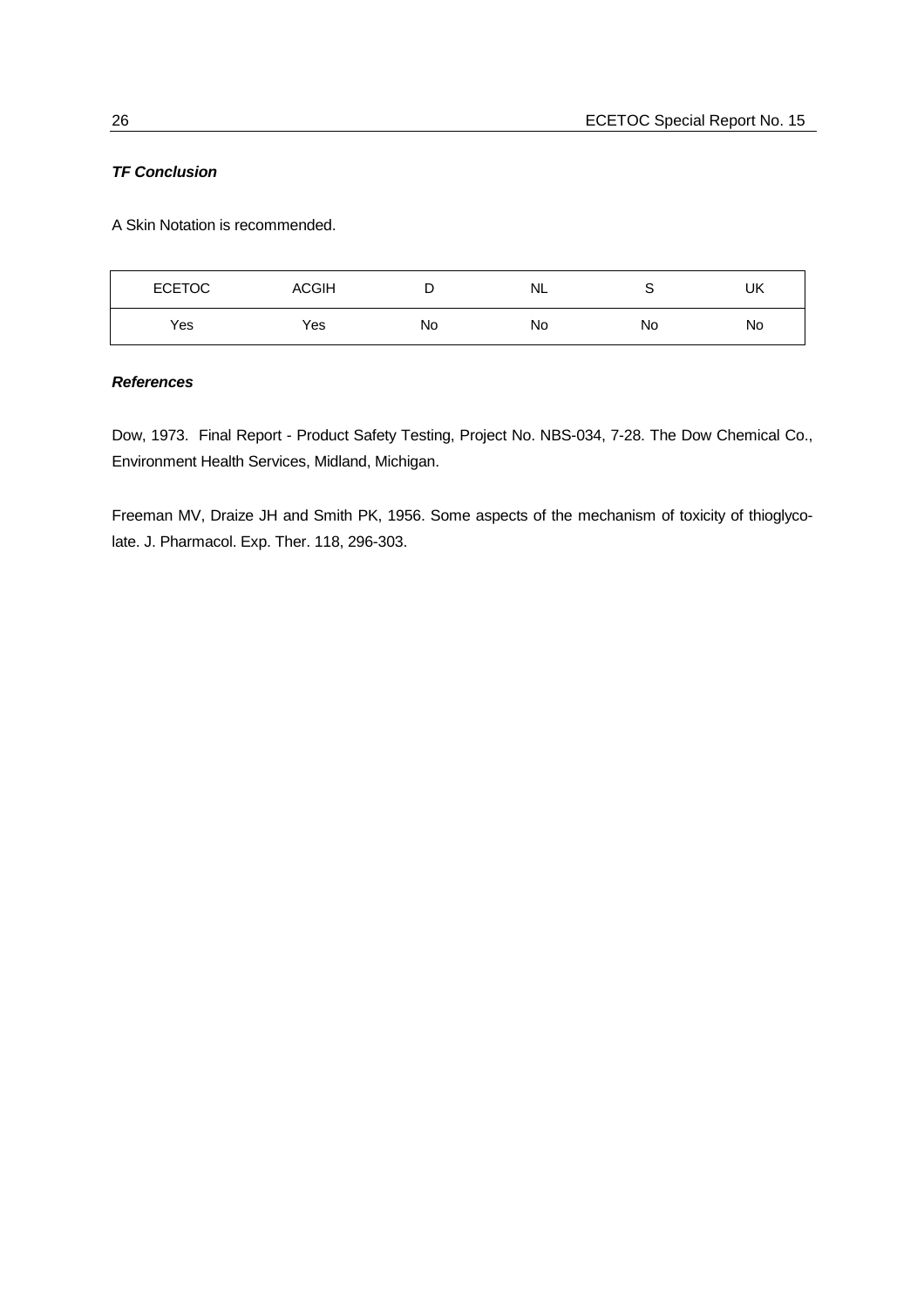### ***TF Conclusion***

A Skin Notation is recommended.

| ECETOC | ACGIH | D | NL | S | UK |
|---|---|---|---|---|---|
| Yes | Yes | No | No | No | No |

### ***References***

Dow, 1973. Final Report - Product Safety Testing, Project No. NBS-034, 7-28. The Dow Chemical Co., Environment Health Services, Midland, Michigan.

Freeman MV, Draize JH and Smith PK, 1956. Some aspects of the mechanism of toxicity of thioglycolate. J. Pharmacol. Exp. Ther. 118, 296-303.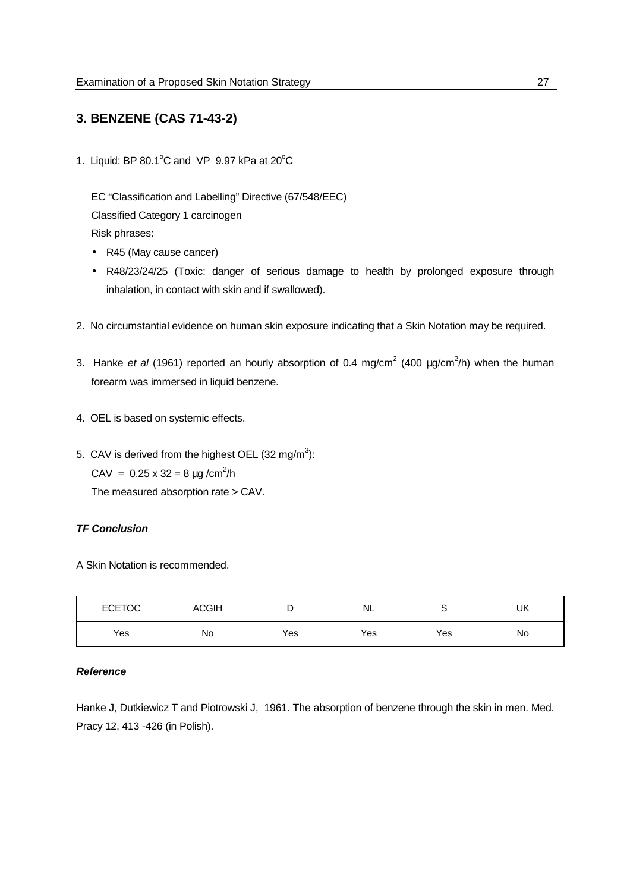## 3. BENZENE (CAS 71-43-2)

1. Liquid: BP 80.1°C and VP 9.97 kPa at 20°C

   EC "Classification and Labelling" Directive (67/548/EEC)

   Classified Category 1 carcinogen

   Risk phrases:

   - R45 (May cause cancer)
   - R48/23/24/25 (Toxic: danger of serious damage to health by prolonged exposure through inhalation, in contact with skin and if swallowed).

2. No circumstantial evidence on human skin exposure indicating that a Skin Notation may be required.

3. Hanke *et al* (1961) reported an hourly absorption of 0.4 mg/cm$^2$ (400 µg/cm$^2$/h) when the human forearm was immersed in liquid benzene.

4. OEL is based on systemic effects.

5. CAV is derived from the highest OEL (32 mg/m$^3$):

   CAV = 0.25 x 32 = 8 µg /cm$^2$/h

   The measured absorption rate > CAV.

***TF Conclusion***

A Skin Notation is recommended.

| ECETOC | ACGIH | D | NL | S | UK |
|---|---|---|---|---|---|
| Yes | No | Yes | Yes | Yes | No |

***Reference***

Hanke J, Dutkiewicz T and Piotrowski J, 1961. The absorption of benzene through the skin in men. Med. Pracy 12, 413 -426 (in Polish).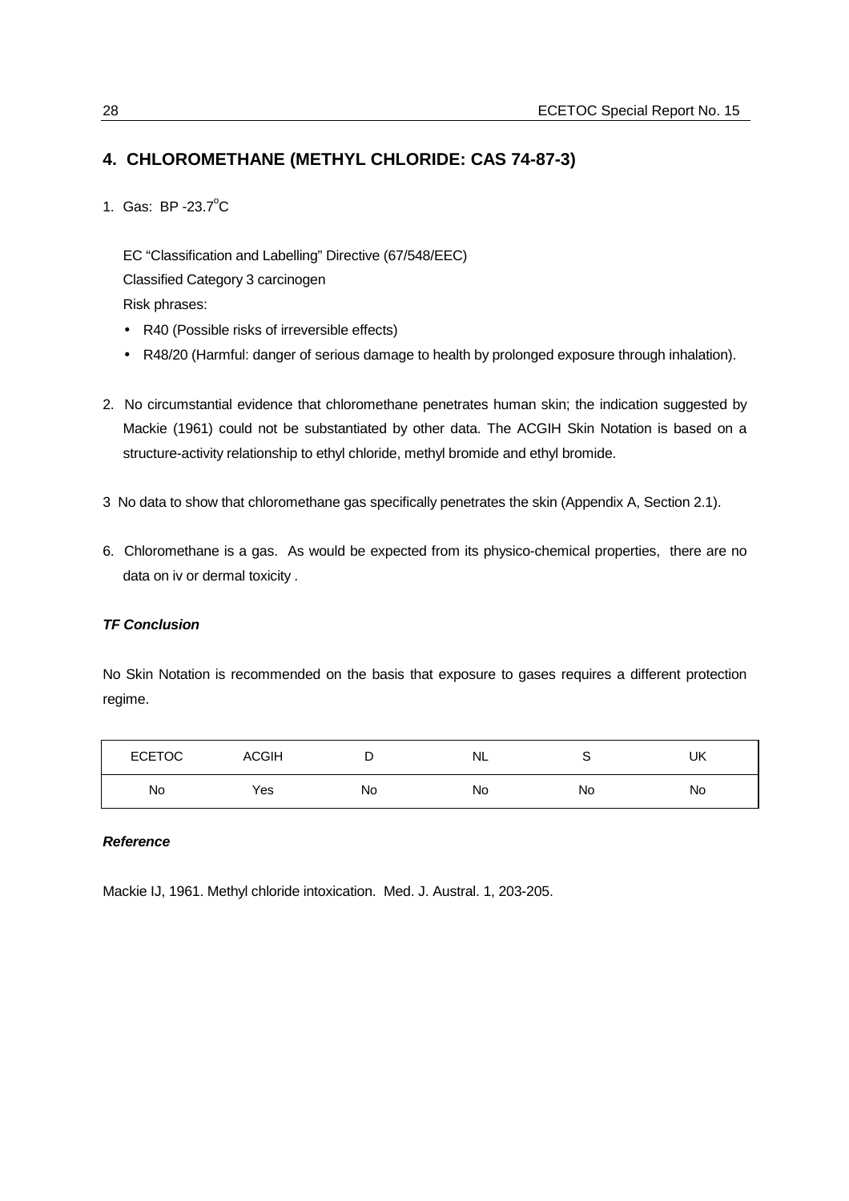## 4. CHLOROMETHANE (METHYL CHLORIDE: CAS 74-87-3)

1. Gas: BP -23.7°C

   EC "Classification and Labelling" Directive (67/548/EEC)

   Classified Category 3 carcinogen

   Risk phrases:

   - R40 (Possible risks of irreversible effects)
   - R48/20 (Harmful: danger of serious damage to health by prolonged exposure through inhalation).

2. No circumstantial evidence that chloromethane penetrates human skin; the indication suggested by Mackie (1961) could not be substantiated by other data. The ACGIH Skin Notation is based on a structure-activity relationship to ethyl chloride, methyl bromide and ethyl bromide.

3 No data to show that chloromethane gas specifically penetrates the skin (Appendix A, Section 2.1).

6. Chloromethane is a gas. As would be expected from its physico-chemical properties, there are no data on iv or dermal toxicity .

***TF Conclusion***

No Skin Notation is recommended on the basis that exposure to gases requires a different protection regime.

| ECETOC | ACGIH | D | NL | S | UK |
|---|---|---|---|---|---|
| No | Yes | No | No | No | No |

***Reference***

Mackie IJ, 1961. Methyl chloride intoxication. Med. J. Austral. 1, 203-205.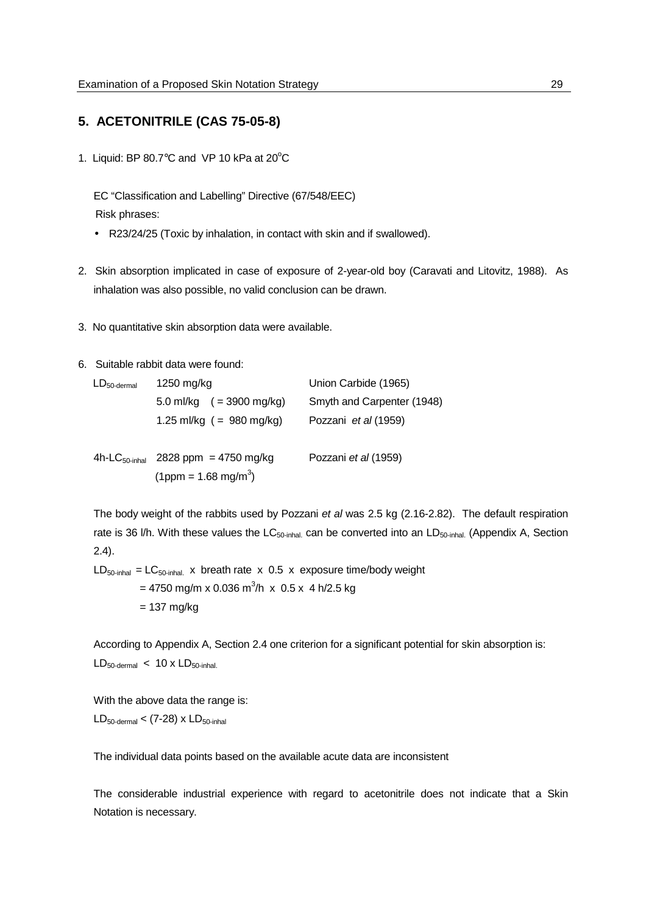## 5. ACETONITRILE (CAS 75-05-8)

1. Liquid: BP 80.7°C and VP 10 kPa at 20°C

   EC "Classification and Labelling" Directive (67/548/EEC)

   Risk phrases:

   - R23/24/25 (Toxic by inhalation, in contact with skin and if swallowed).

2. Skin absorption implicated in case of exposure of 2-year-old boy (Caravati and Litovitz, 1988). As inhalation was also possible, no valid conclusion can be drawn.

3. No quantitative skin absorption data were available.

6. Suitable rabbit data were found:

| | | |
|---|---|---|
| $LD_{50\text{-dermal}}$ | 1250 mg/kg | Union Carbide (1965) |
| | 5.0 ml/kg ( = 3900 mg/kg) | Smyth and Carpenter (1948) |
| | 1.25 ml/kg ( = 980 mg/kg) | Pozzani *et al* (1959) |
| $4h\text{-}LC_{50\text{-inhal}}$ | 2828 ppm = 4750 mg/kg ($1 ppm = 1.68 mg/m^3$) | Pozzani *et al* (1959) |

   The body weight of the rabbits used by Pozzani *et al* was 2.5 kg (2.16-2.82). The default respiration rate is 36 l/h. With these values the $LC_{50\text{-inhal.}}$ can be converted into an $LD_{50\text{-inhal.}}$ (Appendix A, Section 2.4).

   $LD_{50\text{-inhal}} = LC_{50\text{-inhal.}}$ x breath rate x 0.5 x exposure time/body weight

   $= 4750$ mg/m x 0.036 $m^3$/h x 0.5 x 4 h/2.5 kg

   $= 137$ mg/kg

   According to Appendix A, Section 2.4 one criterion for a significant potential for skin absorption is:

   $LD_{50\text{-dermal}} < 10 \times LD_{50\text{-inhal.}}$

   With the above data the range is:

   $LD_{50\text{-dermal}} < (7\text{-}28) \times LD_{50\text{-inhal}}$

   The individual data points based on the available acute data are inconsistent

   The considerable industrial experience with regard to acetonitrile does not indicate that a Skin Notation is necessary.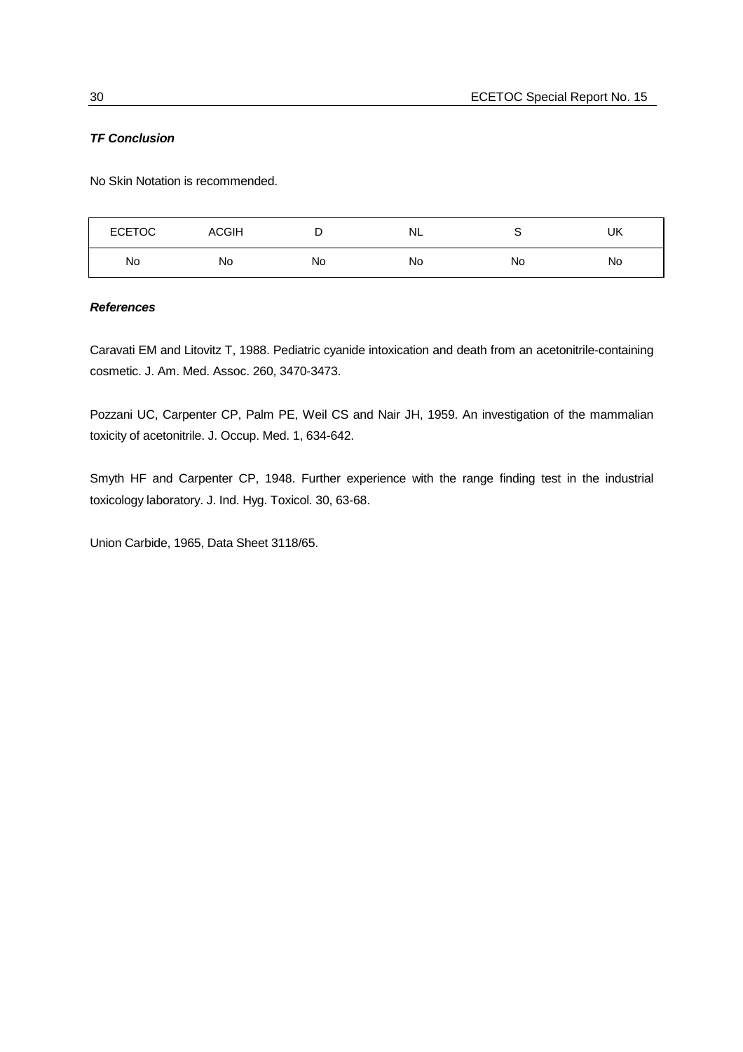***TF Conclusion***

No Skin Notation is recommended.

| ECETOC | ACGIH | D | NL | S | UK |
|---|---|---|---|---|---|
| No | No | No | No | No | No |

***References***

Caravati EM and Litovitz T, 1988. Pediatric cyanide intoxication and death from an acetonitrile-containing cosmetic. J. Am. Med. Assoc. 260, 3470-3473.

Pozzani UC, Carpenter CP, Palm PE, Weil CS and Nair JH, 1959. An investigation of the mammalian toxicity of acetonitrile. J. Occup. Med. 1, 634-642.

Smyth HF and Carpenter CP, 1948. Further experience with the range finding test in the industrial toxicology laboratory. J. Ind. Hyg. Toxicol. 30, 63-68.

Union Carbide, 1965, Data Sheet 3118/65.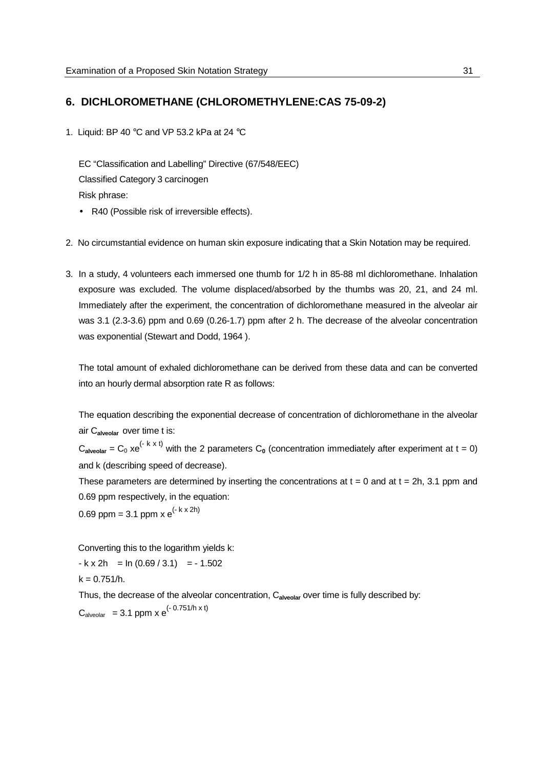## 6. DICHLOROMETHANE (CHLOROMETHYLENE:CAS 75-09-2)

1. Liquid: BP 40 °C and VP 53.2 kPa at 24 °C

   EC "Classification and Labelling" Directive (67/548/EEC)

   Classified Category 3 carcinogen

   Risk phrase:

   - R40 (Possible risk of irreversible effects).

2. No circumstantial evidence on human skin exposure indicating that a Skin Notation may be required.

3. In a study, 4 volunteers each immersed one thumb for 1/2 h in 85-88 ml dichloromethane. Inhalation exposure was excluded. The volume displaced/absorbed by the thumbs was 20, 21, and 24 ml. Immediately after the experiment, the concentration of dichloromethane measured in the alveolar air was 3.1 (2.3-3.6) ppm and 0.69 (0.26-1.7) ppm after 2 h. The decrease of the alveolar concentration was exponential (Stewart and Dodd, 1964 ).

   The total amount of exhaled dichloromethane can be derived from these data and can be converted into an hourly dermal absorption rate R as follows:

   The equation describing the exponential decrease of concentration of dichloromethane in the alveolar air $C_{\mathbf{alveolar}}$ over time t is:

   $C_{\mathbf{alveolar}} = C_0 \, x e^{(-k \times t)}$ with the 2 parameters $C_{\mathbf{0}}$ (concentration immediately after experiment at t = 0) and k (describing speed of decrease).

   These parameters are determined by inserting the concentrations at t = 0 and at t = 2h, 3.1 ppm and 0.69 ppm respectively, in the equation:

   $0.69 \text{ ppm} = 3.1 \text{ ppm} \times e^{(-k \times 2h)}$

   Converting this to the logarithm yields k:

   $-k \times 2h = \ln(0.69 / 3.1) = -1.502$

   $k = 0.751/h.$

   Thus, the decrease of the alveolar concentration, $C_{\mathbf{alveolar}}$ over time is fully described by:

   $C_{alveolar} = 3.1 \text{ ppm} \times e^{(-0.751/h \times t)}$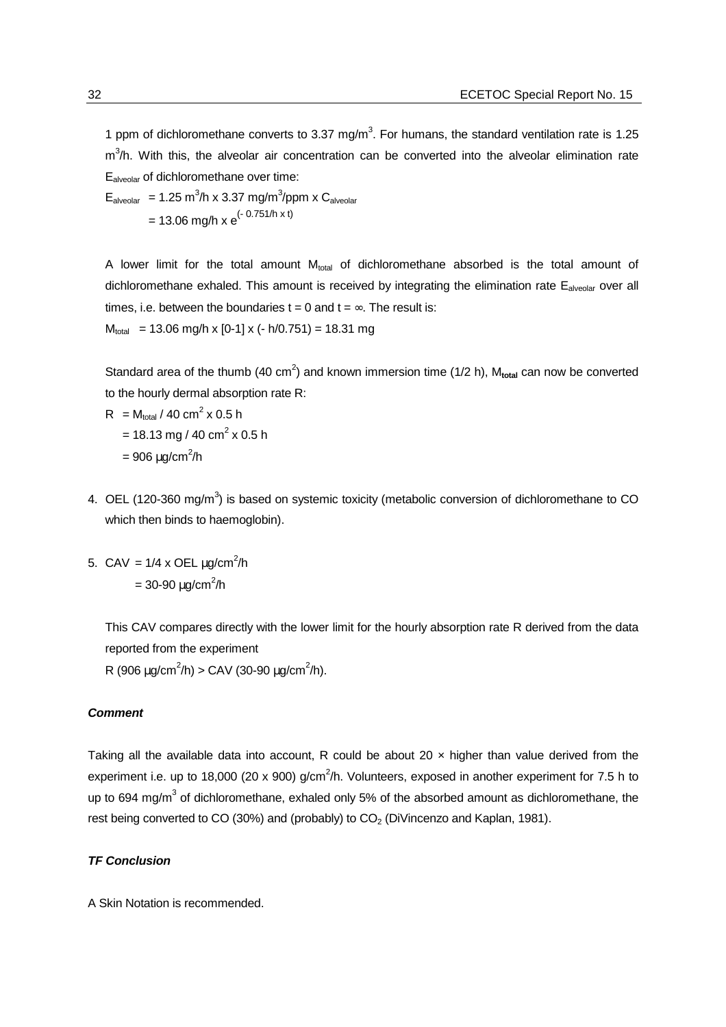1 ppm of dichloromethane converts to 3.37 mg/m$^3$. For humans, the standard ventilation rate is 1.25 m$^3$/h. With this, the alveolar air concentration can be converted into the alveolar elimination rate $E_{alveolar}$ of dichloromethane over time:

$$E_{alveolar} = 1.25\ m^3/h \times 3.37\ mg/m^3/ppm \times C_{alveolar}$$

$$= 13.06\ mg/h \times e^{(-0.751/h \times t)}$$

A lower limit for the total amount $M_{total}$ of dichloromethane absorbed is the total amount of dichloromethane exhaled. This amount is received by integrating the elimination rate $E_{alveolar}$ over all times, i.e. between the boundaries t = 0 and t = ∞. The result is:

$$M_{total} = 13.06\ mg/h \times [0\text{-}1] \times (-h/0.751) = 18.31\ mg$$

Standard area of the thumb (40 cm$^2$) and known immersion time (1/2 h), $M_{\mathbf{total}}$ can now be converted to the hourly dermal absorption rate R:

$$R = M_{total} / 40\ cm^2 \times 0.5\ h$$

$$= 18.13\ mg / 40\ cm^2 \times 0.5\ h$$

$$= 906\ \mu g/cm^2/h$$

4. OEL (120-360 mg/m$^3$) is based on systemic toxicity (metabolic conversion of dichloromethane to CO which then binds to haemoglobin).

5. $CAV = 1/4 \times OEL\ \mu g/cm^2/h$

   $= 30\text{-}90\ \mu g/cm^2/h$

   This CAV compares directly with the lower limit for the hourly absorption rate R derived from the data reported from the experiment

   R (906 µg/cm$^2$/h) > CAV (30-90 µg/cm$^2$/h).

***Comment***

Taking all the available data into account, R could be about 20 × higher than value derived from the experiment i.e. up to 18,000 (20 x 900) g/cm$^2$/h. Volunteers, exposed in another experiment for 7.5 h to up to 694 mg/m$^3$ of dichloromethane, exhaled only 5% of the absorbed amount as dichloromethane, the rest being converted to CO (30%) and (probably) to $CO_2$ (DiVincenzo and Kaplan, 1981).

***TF Conclusion***

A Skin Notation is recommended.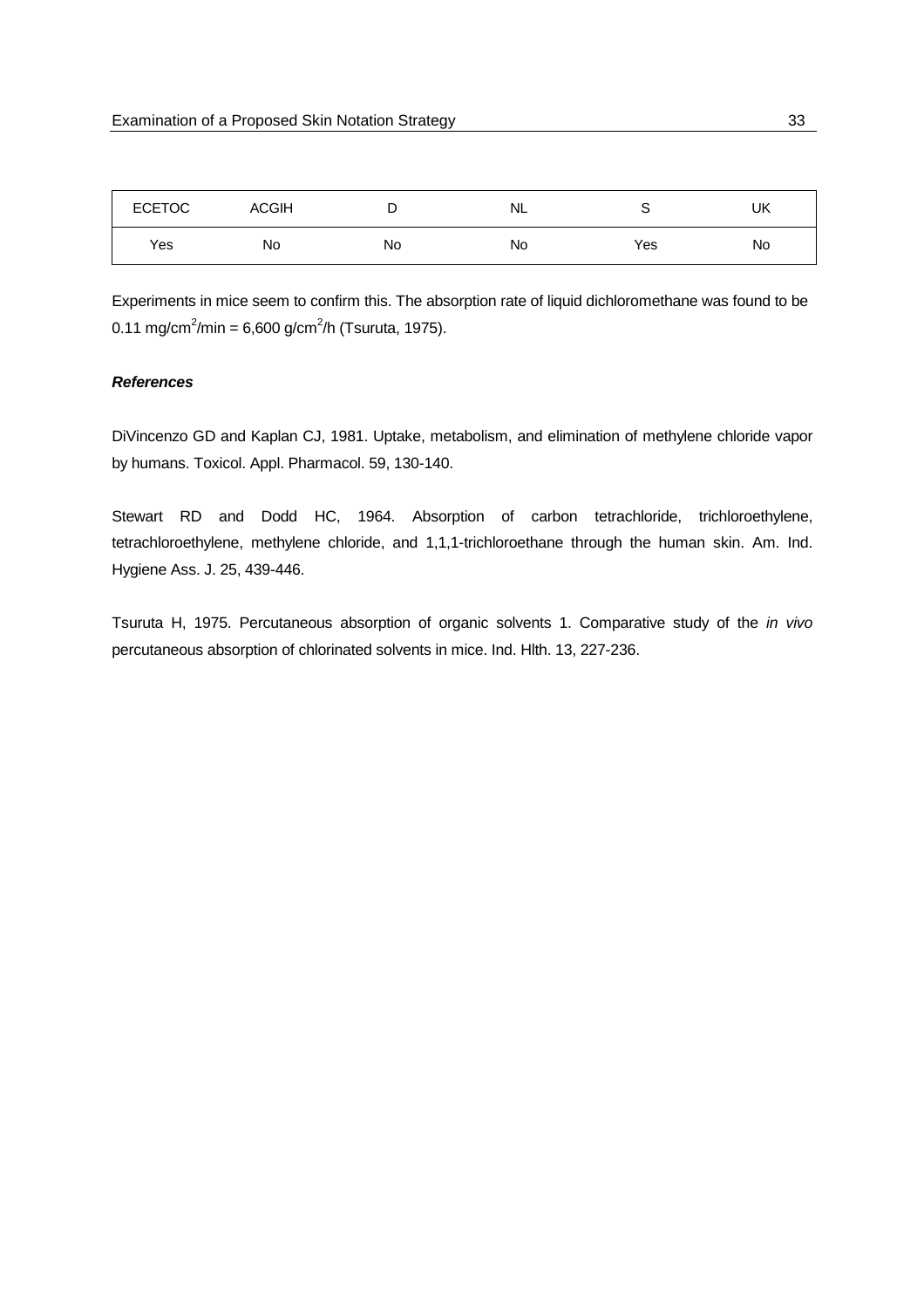| ECETOC | ACGIH | D | NL | S | UK |
|---|---|---|---|---|---|
| Yes | No | No | No | Yes | No |

Experiments in mice seem to confirm this. The absorption rate of liquid dichloromethane was found to be 0.11 mg/cm$^2$/min = 6,600 g/cm$^2$/h (Tsuruta, 1975).

***References***

DiVincenzo GD and Kaplan CJ, 1981. Uptake, metabolism, and elimination of methylene chloride vapor by humans. Toxicol. Appl. Pharmacol. 59, 130-140.

Stewart RD and Dodd HC, 1964. Absorption of carbon tetrachloride, trichloroethylene, tetrachloroethylene, methylene chloride, and 1,1,1-trichloroethane through the human skin. Am. Ind. Hygiene Ass. J. 25, 439-446.

Tsuruta H, 1975. Percutaneous absorption of organic solvents 1. Comparative study of the *in vivo* percutaneous absorption of chlorinated solvents in mice. Ind. Hlth. 13, 227-236.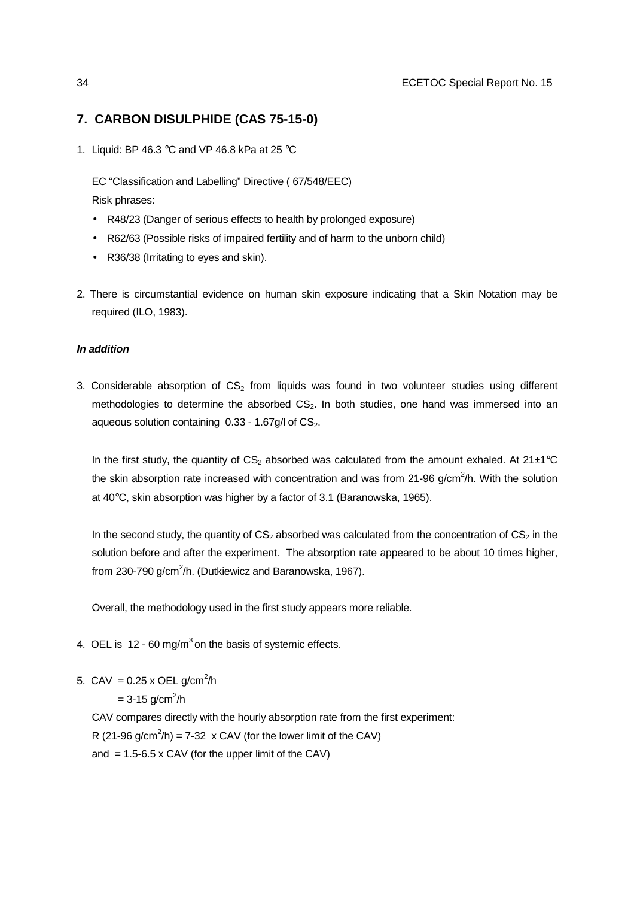## 7. CARBON DISULPHIDE (CAS 75-15-0)

1. Liquid: BP 46.3 °C and VP 46.8 kPa at 25 °C

   EC “Classification and Labelling” Directive ( 67/548/EEC)

   Risk phrases:

   - R48/23 (Danger of serious effects to health by prolonged exposure)
   - R62/63 (Possible risks of impaired fertility and of harm to the unborn child)
   - R36/38 (Irritating to eyes and skin).

2. There is circumstantial evidence on human skin exposure indicating that a Skin Notation may be required (ILO, 1983).

***In addition***

3. Considerable absorption of $CS_2$ from liquids was found in two volunteer studies using different methodologies to determine the absorbed $CS_2$. In both studies, one hand was immersed into an aqueous solution containing 0.33 - 1.67g/l of $CS_2$.

   In the first study, the quantity of $CS_2$ absorbed was calculated from the amount exhaled. At 21±1°C the skin absorption rate increased with concentration and was from 21-96 g/cm$^2$/h. With the solution at 40°C, skin absorption was higher by a factor of 3.1 (Baranowska, 1965).

   In the second study, the quantity of $CS_2$ absorbed was calculated from the concentration of $CS_2$ in the solution before and after the experiment. The absorption rate appeared to be about 10 times higher, from 230-790 g/cm$^2$/h. (Dutkiewicz and Baranowska, 1967).

   Overall, the methodology used in the first study appears more reliable.

4. OEL is 12 - 60 mg/m$^3$ on the basis of systemic effects.

5. CAV = 0.25 x OEL g/cm$^2$/h

   = 3-15 g/cm$^2$/h

   CAV compares directly with the hourly absorption rate from the first experiment:

   R (21-96 g/cm$^2$/h) = 7-32 x CAV (for the lower limit of the CAV)

   and = 1.5-6.5 x CAV (for the upper limit of the CAV)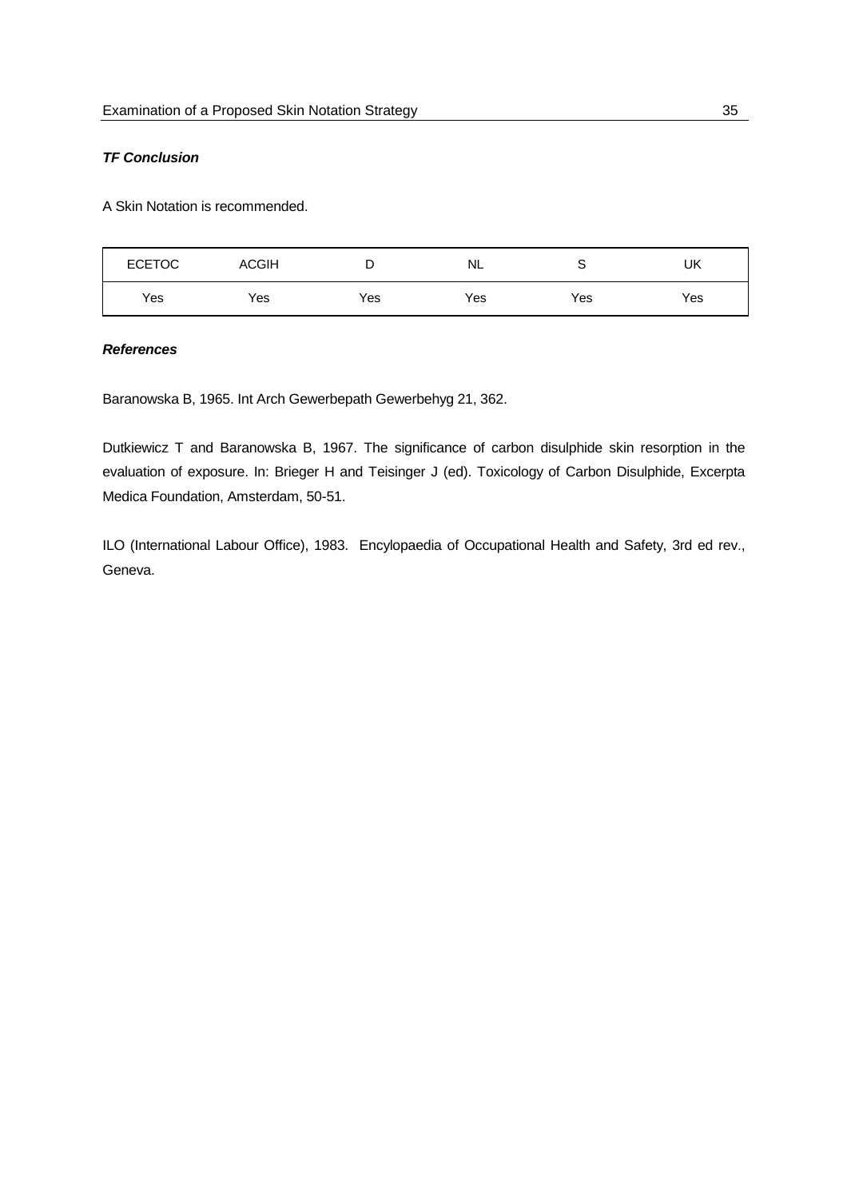***TF Conclusion***

A Skin Notation is recommended.

| ECETOC | ACGIH | D | NL | S | UK |
|---|---|---|---|---|---|
| Yes | Yes | Yes | Yes | Yes | Yes |

***References***

Baranowska B, 1965. Int Arch Gewerbepath Gewerbehyg 21, 362.

Dutkiewicz T and Baranowska B, 1967. The significance of carbon disulphide skin resorption in the evaluation of exposure. In: Brieger H and Teisinger J (ed). Toxicology of Carbon Disulphide, Excerpta Medica Foundation, Amsterdam, 50-51.

ILO (International Labour Office), 1983. Encylopaedia of Occupational Health and Safety, 3rd ed rev., Geneva.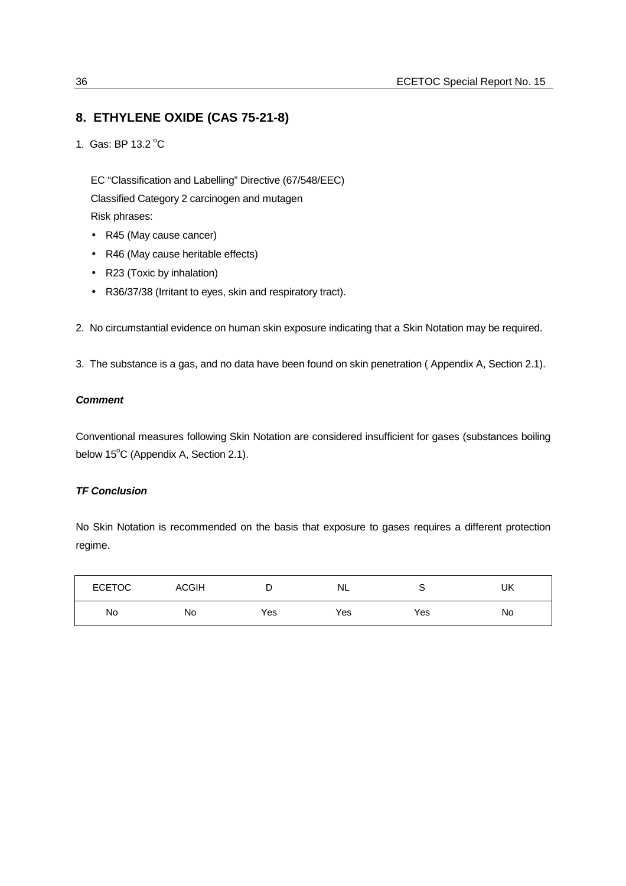## 8. ETHYLENE OXIDE (CAS 75-21-8)

1. Gas: BP 13.2 $^{o}$C

   EC "Classification and Labelling" Directive (67/548/EEC)

   Classified Category 2 carcinogen and mutagen

   Risk phrases:

   - R45 (May cause cancer)
   - R46 (May cause heritable effects)
   - R23 (Toxic by inhalation)
   - R36/37/38 (Irritant to eyes, skin and respiratory tract).

2. No circumstantial evidence on human skin exposure indicating that a Skin Notation may be required.

3. The substance is a gas, and no data have been found on skin penetration ( Appendix A, Section 2.1).

***Comment***

Conventional measures following Skin Notation are considered insufficient for gases (substances boiling below 15$^{o}$C (Appendix A, Section 2.1).

***TF Conclusion***

No Skin Notation is recommended on the basis that exposure to gases requires a different protection regime.

| ECETOC | ACGIH | D | NL | S | UK |
|---|---|---|---|---|---|
| No | No | Yes | Yes | Yes | No |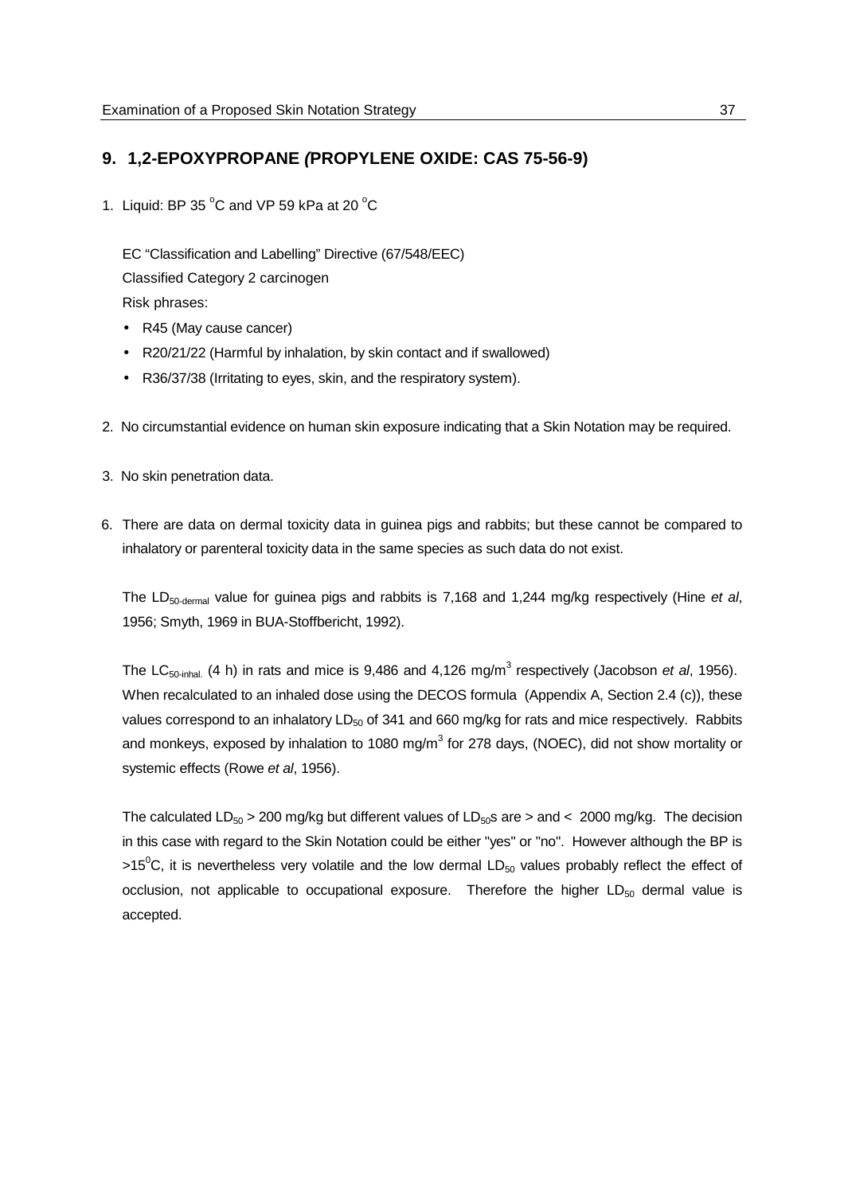## 9. 1,2-EPOXYPROPANE *(*PROPYLENE OXIDE: CAS 75-56-9)

1. Liquid: BP 35 °C and VP 59 kPa at 20 °C

   EC "Classification and Labelling" Directive (67/548/EEC)
   Classified Category 2 carcinogen
   Risk phrases:

   - R45 (May cause cancer)
   - R20/21/22 (Harmful by inhalation, by skin contact and if swallowed)
   - R36/37/38 (Irritating to eyes, skin, and the respiratory system).

2. No circumstantial evidence on human skin exposure indicating that a Skin Notation may be required.

3. No skin penetration data.

6. There are data on dermal toxicity data in guinea pigs and rabbits; but these cannot be compared to inhalatory or parenteral toxicity data in the same species as such data do not exist.

   The $LD_{50\text{-dermal}}$ value for guinea pigs and rabbits is 7,168 and 1,244 mg/kg respectively (Hine *et al*, 1956; Smyth, 1969 in BUA-Stoffbericht, 1992).

   The $LC_{50\text{-inhal.}}$ (4 h) in rats and mice is 9,486 and 4,126 mg/m$^3$ respectively (Jacobson *et al*, 1956). When recalculated to an inhaled dose using the DECOS formula (Appendix A, Section 2.4 (c)), these values correspond to an inhalatory $LD_{50}$ of 341 and 660 mg/kg for rats and mice respectively. Rabbits and monkeys, exposed by inhalation to 1080 mg/m$^3$ for 278 days, (NOEC), did not show mortality or systemic effects (Rowe *et al*, 1956).

   The calculated $LD_{50}$ > 200 mg/kg but different values of $LD_{50}$s are > and < 2000 mg/kg. The decision in this case with regard to the Skin Notation could be either "yes" or "no". However although the BP is >15$^0$C, it is nevertheless very volatile and the low dermal $LD_{50}$ values probably reflect the effect of occlusion, not applicable to occupational exposure. Therefore the higher $LD_{50}$ dermal value is accepted.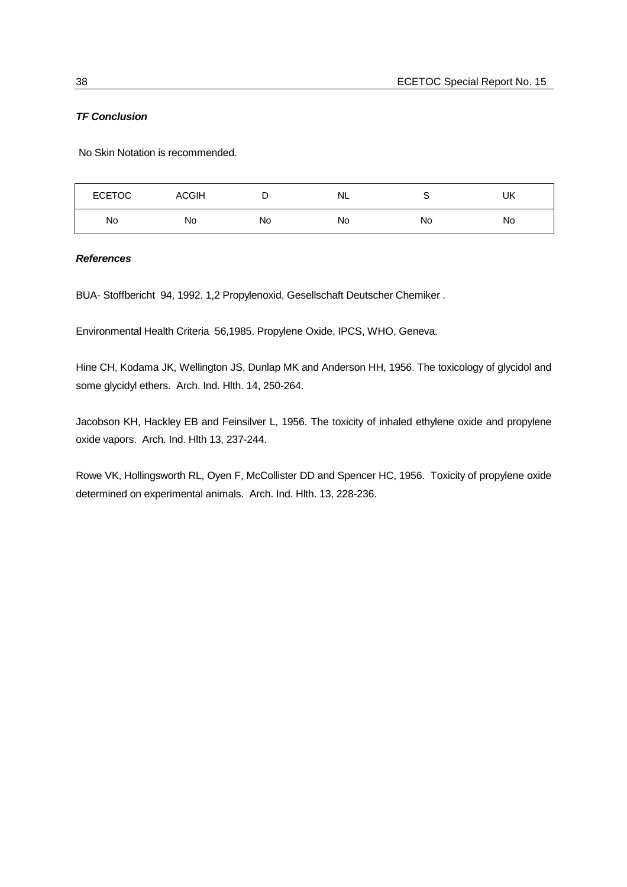***TF Conclusion***

No Skin Notation is recommended.

| ECETOC | ACGIH | D | NL | S | UK |
|---|---|---|---|---|---|
| No | No | No | No | No | No |

***References***

BUA- Stoffbericht 94, 1992. 1,2 Propylenoxid, Gesellschaft Deutscher Chemiker .

Environmental Health Criteria 56,1985. Propylene Oxide, IPCS, WHO, Geneva.

Hine CH, Kodama JK, Wellington JS, Dunlap MK and Anderson HH, 1956. The toxicology of glycidol and some glycidyl ethers. Arch. Ind. Hlth. 14, 250-264.

Jacobson KH, Hackley EB and Feinsilver L, 1956. The toxicity of inhaled ethylene oxide and propylene oxide vapors. Arch. Ind. Hlth 13, 237-244.

Rowe VK, Hollingsworth RL, Oyen F, McCollister DD and Spencer HC, 1956. Toxicity of propylene oxide determined on experimental animals. Arch. Ind. Hlth. 13, 228-236.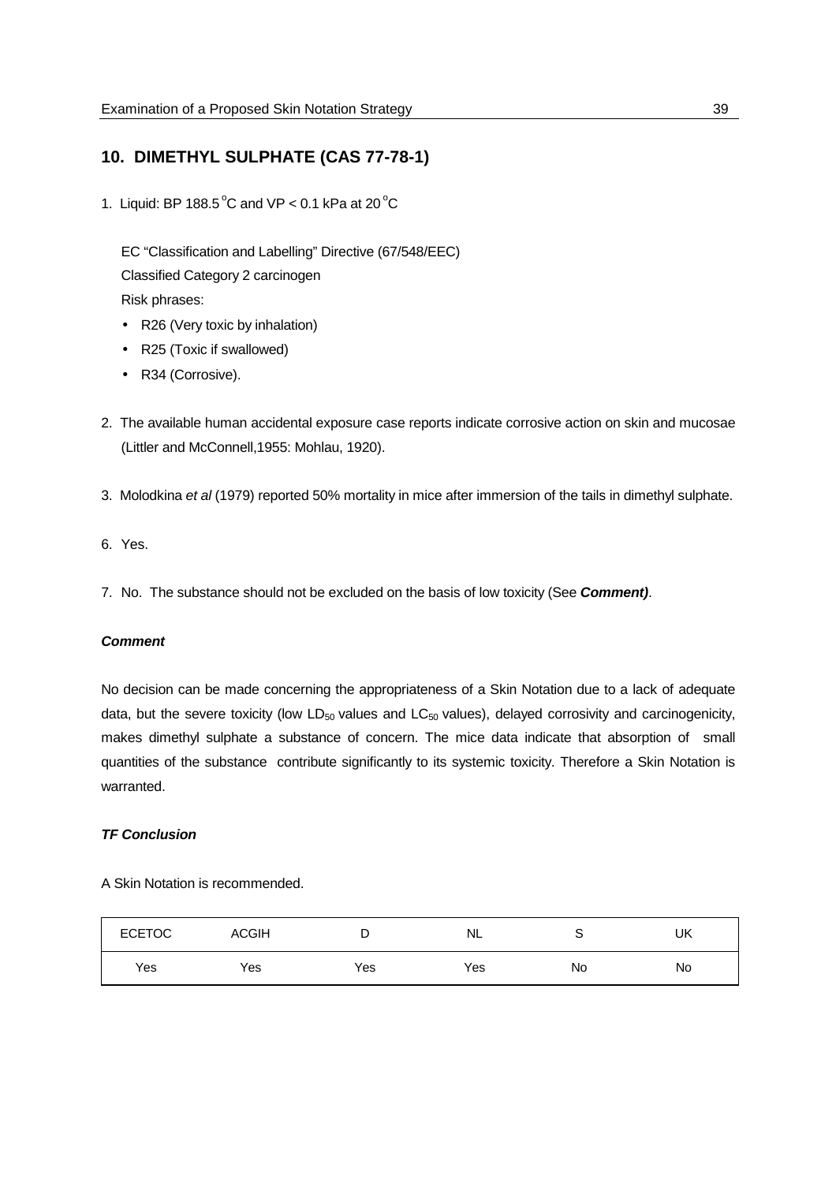## 10. DIMETHYL SULPHATE (CAS 77-78-1)

1. Liquid: BP 188.5 °C and VP < 0.1 kPa at 20 °C

   EC "Classification and Labelling" Directive (67/548/EEC)

   Classified Category 2 carcinogen

   Risk phrases:

   - R26 (Very toxic by inhalation)
   - R25 (Toxic if swallowed)
   - R34 (Corrosive).

2. The available human accidental exposure case reports indicate corrosive action on skin and mucosae (Littler and McConnell,1955: Mohlau, 1920).

3. Molodkina *et al* (1979) reported 50% mortality in mice after immersion of the tails in dimethyl sulphate.

6. Yes.

7. No. The substance should not be excluded on the basis of low toxicity (See ***Comment)***.

#### *Comment*

No decision can be made concerning the appropriateness of a Skin Notation due to a lack of adequate data, but the severe toxicity (low $LD_{50}$ values and $LC_{50}$ values), delayed corrosivity and carcinogenicity, makes dimethyl sulphate a substance of concern. The mice data indicate that absorption of small quantities of the substance contribute significantly to its systemic toxicity. Therefore a Skin Notation is warranted.

#### *TF Conclusion*

A Skin Notation is recommended.

| ECETOC | ACGIH | D | NL | S | UK |
|---|---|---|---|---|---|
| Yes | Yes | Yes | Yes | No | No |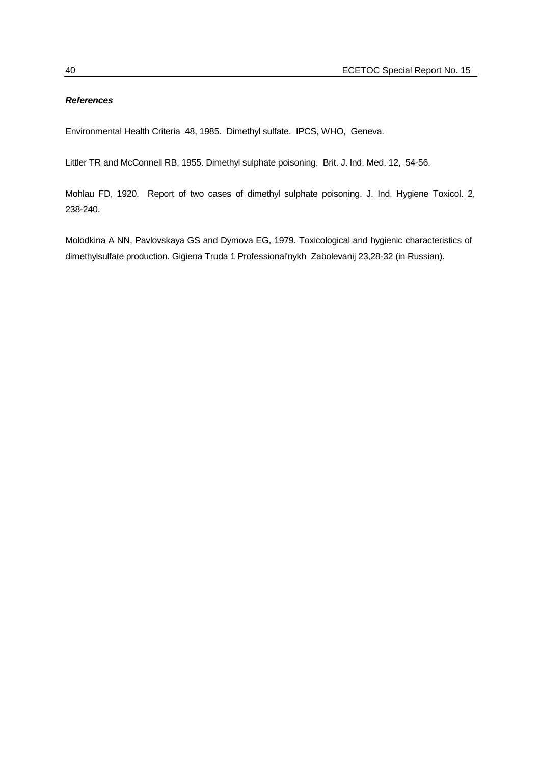***References***

Environmental Health Criteria 48, 1985. Dimethyl sulfate. IPCS, WHO, Geneva.

Littler TR and McConnell RB, 1955. Dimethyl sulphate poisoning. Brit. J. lnd. Med. 12, 54-56.

Mohlau FD, 1920. Report of two cases of dimethyl sulphate poisoning. J. Ind. Hygiene Toxicol. 2, 238-240.

Molodkina A NN, Pavlovskaya GS and Dymova EG, 1979. Toxicological and hygienic characteristics of dimethylsulfate production. Gigiena Truda 1 Professional'nykh Zabolevanij 23,28-32 (in Russian).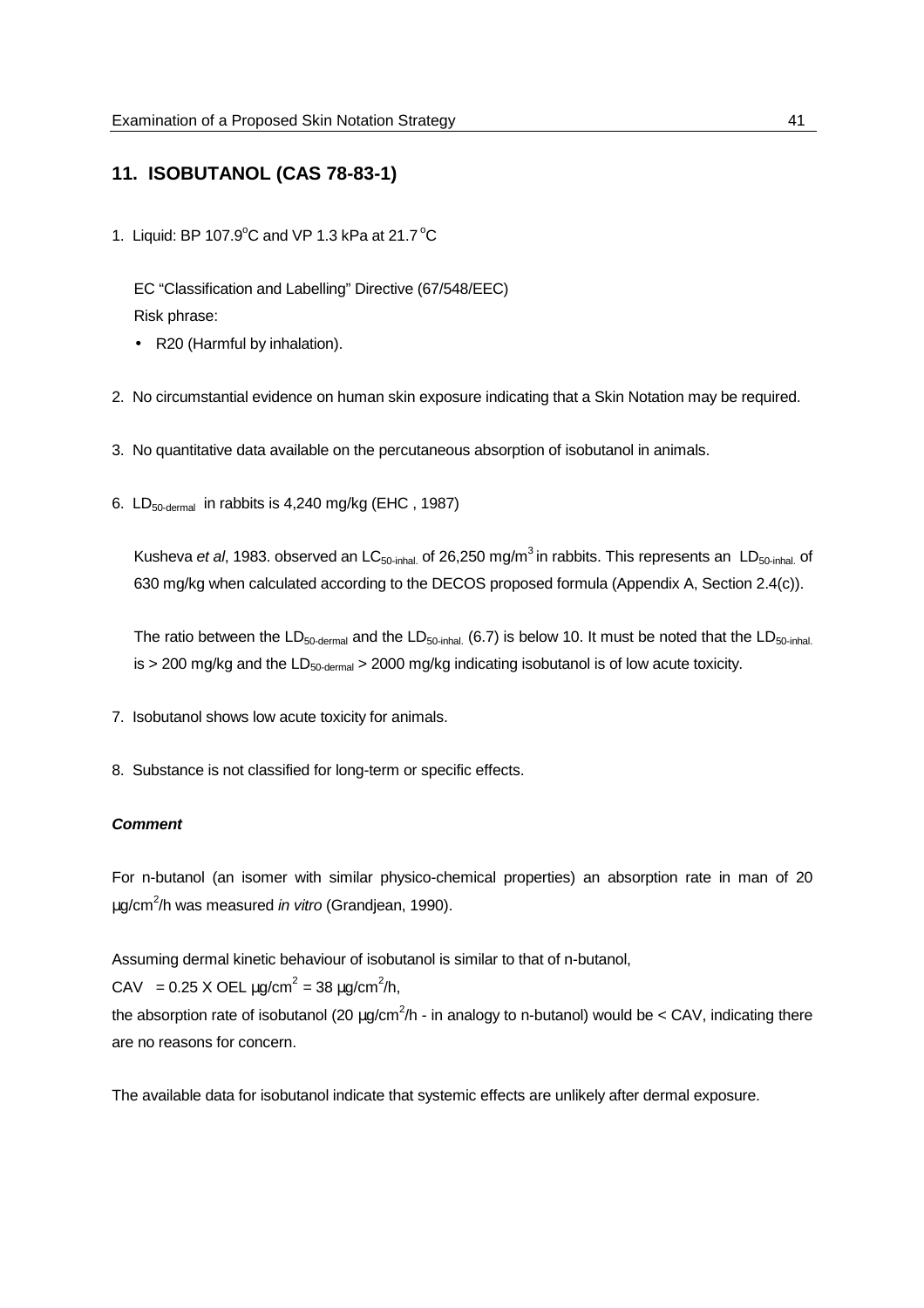## 11. ISOBUTANOL (CAS 78-83-1)

1. Liquid: BP 107.9$^{o}$C and VP 1.3 kPa at 21.7$^{o}$C

   EC "Classification and Labelling" Directive (67/548/EEC)
   Risk phrase:

   - R20 (Harmful by inhalation).

2. No circumstantial evidence on human skin exposure indicating that a Skin Notation may be required.

3. No quantitative data available on the percutaneous absorption of isobutanol in animals.

6. $LD_{50\text{-dermal}}$ in rabbits is 4,240 mg/kg (EHC , 1987)

   Kusheva *et al*, 1983. observed an $LC_{50\text{-inhal.}}$ of 26,250 mg/m$^3$ in rabbits. This represents an $LD_{50\text{-inhal.}}$ of 630 mg/kg when calculated according to the DECOS proposed formula (Appendix A, Section 2.4(c)).

   The ratio between the $LD_{50\text{-dermal}}$ and the $LD_{50\text{-inhal.}}$ (6.7) is below 10. It must be noted that the $LD_{50\text{-inhal.}}$ is > 200 mg/kg and the $LD_{50\text{-dermal}}$ > 2000 mg/kg indicating isobutanol is of low acute toxicity.

7. Isobutanol shows low acute toxicity for animals.

8. Substance is not classified for long-term or specific effects.

***Comment***

For n-butanol (an isomer with similar physico-chemical properties) an absorption rate in man of 20 µg/cm$^2$/h was measured *in vitro* (Grandjean, 1990).

Assuming dermal kinetic behaviour of isobutanol is similar to that of n-butanol,

CAV = 0.25 X OEL µg/cm$^2$ = 38 µg/cm$^2$/h,

the absorption rate of isobutanol (20 µg/cm$^2$/h - in analogy to n-butanol) would be < CAV, indicating there are no reasons for concern.

The available data for isobutanol indicate that systemic effects are unlikely after dermal exposure.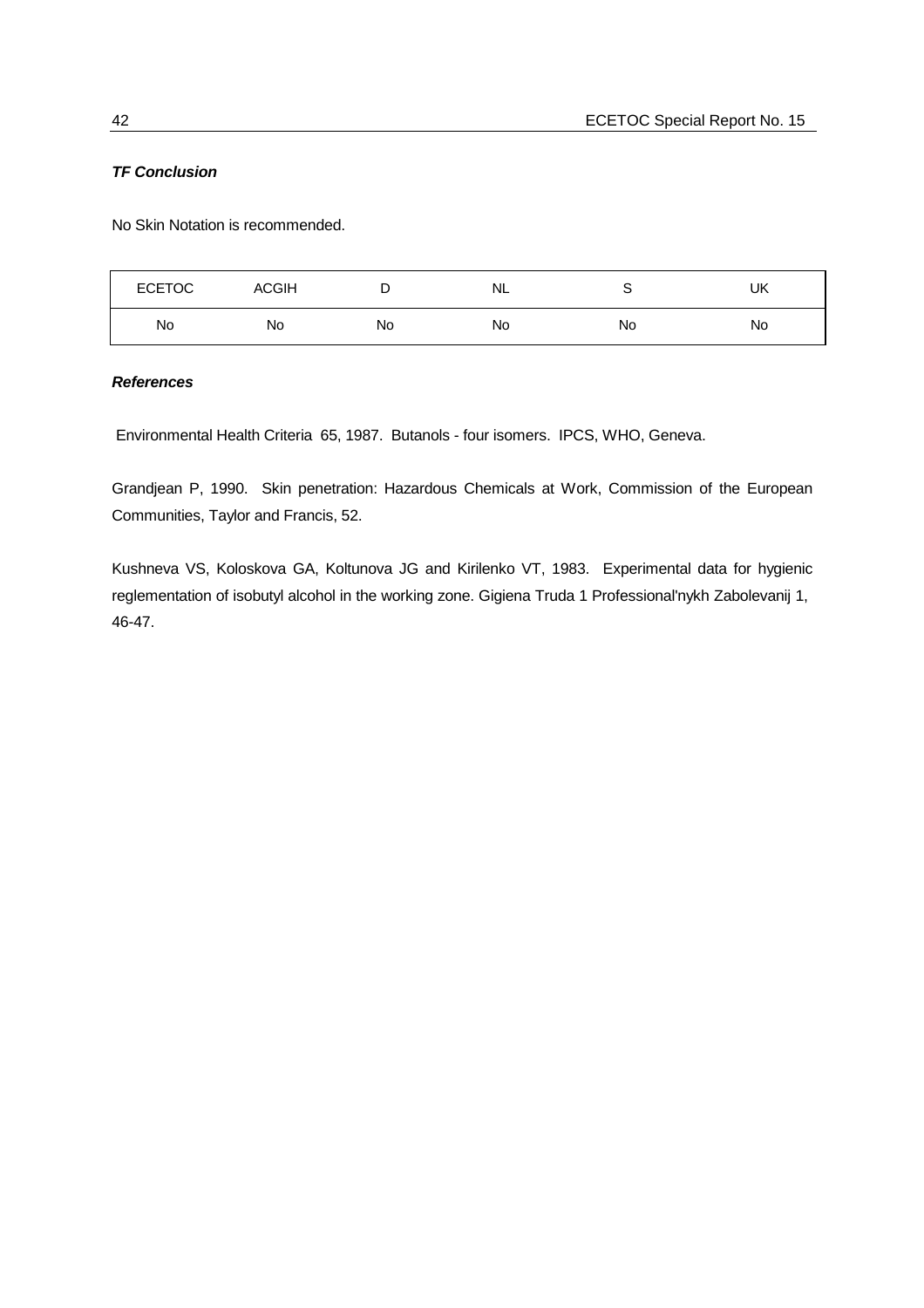***TF Conclusion***

No Skin Notation is recommended.

| ECETOC | ACGIH | D | NL | S | UK |
|---|---|---|---|---|---|
| No | No | No | No | No | No |

***References***

Environmental Health Criteria 65, 1987. Butanols - four isomers. IPCS, WHO, Geneva.

Grandjean P, 1990. Skin penetration: Hazardous Chemicals at Work, Commission of the European Communities, Taylor and Francis, 52.

Kushneva VS, Koloskova GA, Koltunova JG and Kirilenko VT, 1983. Experimental data for hygienic reglementation of isobutyl alcohol in the working zone. Gigiena Truda 1 Professional'nykh Zabolevanij 1, 46-47.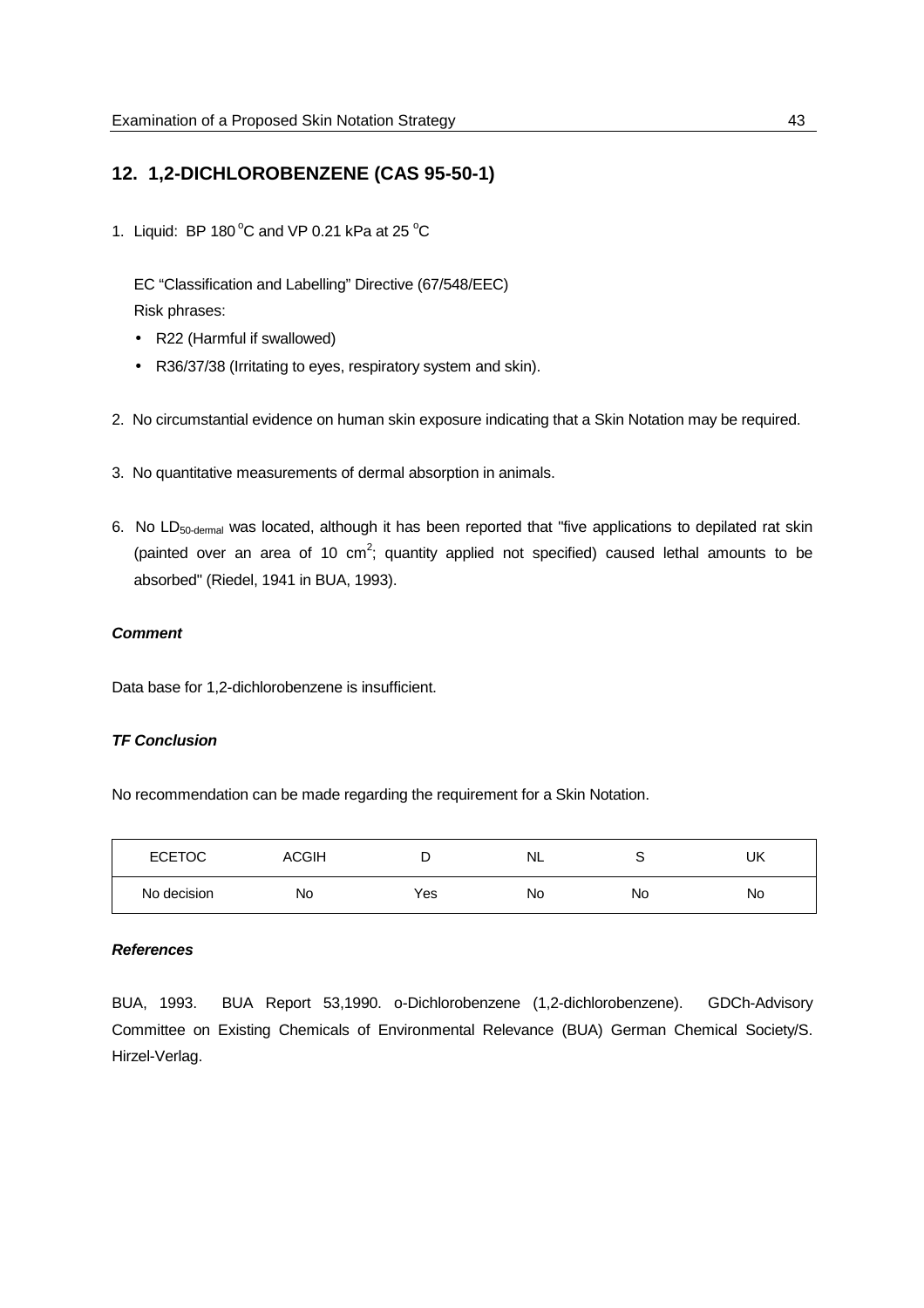## 12. 1,2-DICHLOROBENZENE (CAS 95-50-1)

1. Liquid: BP 180 °C and VP 0.21 kPa at 25 °C

   EC "Classification and Labelling" Directive (67/548/EEC)
   Risk phrases:

   - R22 (Harmful if swallowed)
   - R36/37/38 (Irritating to eyes, respiratory system and skin).

2. No circumstantial evidence on human skin exposure indicating that a Skin Notation may be required.

3. No quantitative measurements of dermal absorption in animals.

6. No $LD_{50\text{-dermal}}$ was located, although it has been reported that "five applications to depilated rat skin (painted over an area of 10 $cm^2$; quantity applied not specified) caused lethal amounts to be absorbed" (Riedel, 1941 in BUA, 1993).

***Comment***

Data base for 1,2-dichlorobenzene is insufficient.

***TF Conclusion***

No recommendation can be made regarding the requirement for a Skin Notation.

| ECETOC | ACGIH | D | NL | S | UK |
|---|---|---|---|---|---|
| No decision | No | Yes | No | No | No |

***References***

BUA, 1993. BUA Report 53,1990. o-Dichlorobenzene (1,2-dichlorobenzene). GDCh-Advisory Committee on Existing Chemicals of Environmental Relevance (BUA) German Chemical Society/S. Hirzel-Verlag.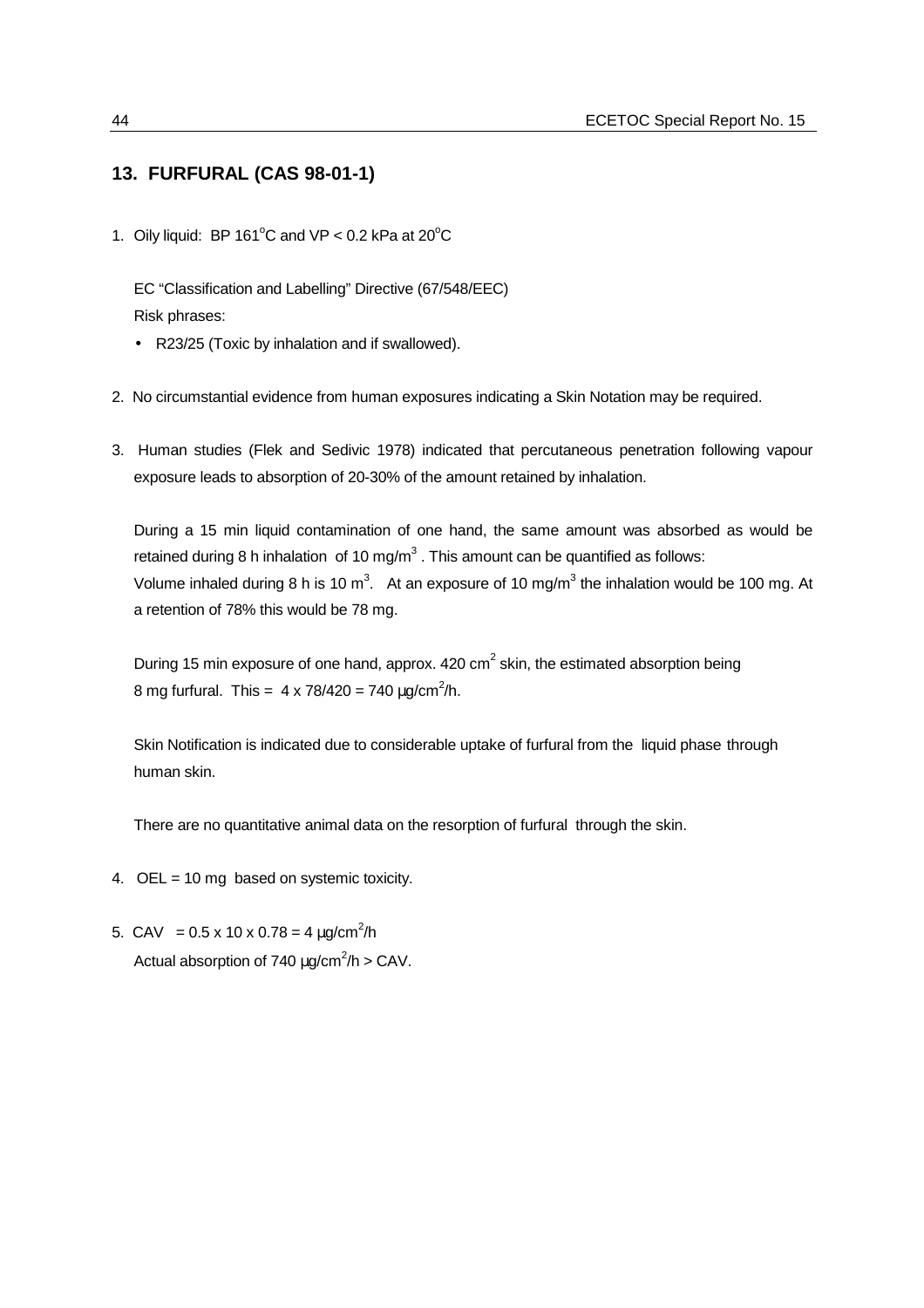## 13. FURFURAL (CAS 98-01-1)

1. Oily liquid: BP 161°C and VP < 0.2 kPa at 20°C

   EC "Classification and Labelling" Directive (67/548/EEC)
   Risk phrases:

   - R23/25 (Toxic by inhalation and if swallowed).

2. No circumstantial evidence from human exposures indicating a Skin Notation may be required.

3. Human studies (Flek and Sedivic 1978) indicated that percutaneous penetration following vapour exposure leads to absorption of 20-30% of the amount retained by inhalation.

   During a 15 min liquid contamination of one hand, the same amount was absorbed as would be retained during 8 h inhalation of 10 $mg/m^3$. This amount can be quantified as follows:
   Volume inhaled during 8 h is 10 $m^3$. At an exposure of 10 $mg/m^3$ the inhalation would be 100 mg. At a retention of 78% this would be 78 mg.

   During 15 min exposure of one hand, approx. 420 $cm^2$ skin, the estimated absorption being 8 mg furfural. This = $4 \times 78/420 = 740\ \mu g/cm^2/h$.

   Skin Notification is indicated due to considerable uptake of furfural from the liquid phase through human skin.

   There are no quantitative animal data on the resorption of furfural through the skin.

4. OEL = 10 mg based on systemic toxicity.

5. CAV $= 0.5 \times 10 \times 0.78 = 4\ \mu g/cm^2/h$
   Actual absorption of 740 $\mu g/cm^2/h$ > CAV.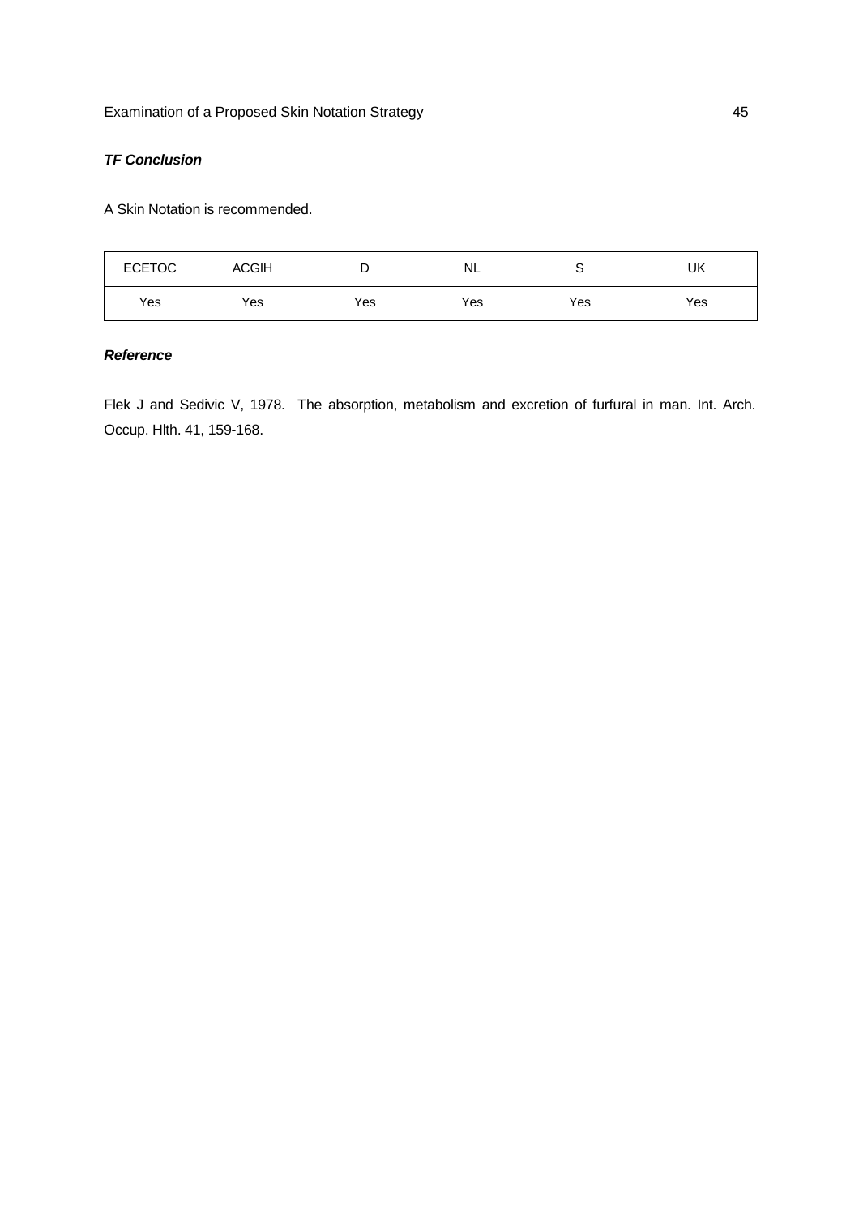***TF Conclusion***

A Skin Notation is recommended.

| ECETOC | ACGIH | D | NL | S | UK |
|---|---|---|---|---|---|
| Yes | Yes | Yes | Yes | Yes | Yes |

***Reference***

Flek J and Sedivic V, 1978. The absorption, metabolism and excretion of furfural in man. Int. Arch. Occup. Hlth. 41, 159-168.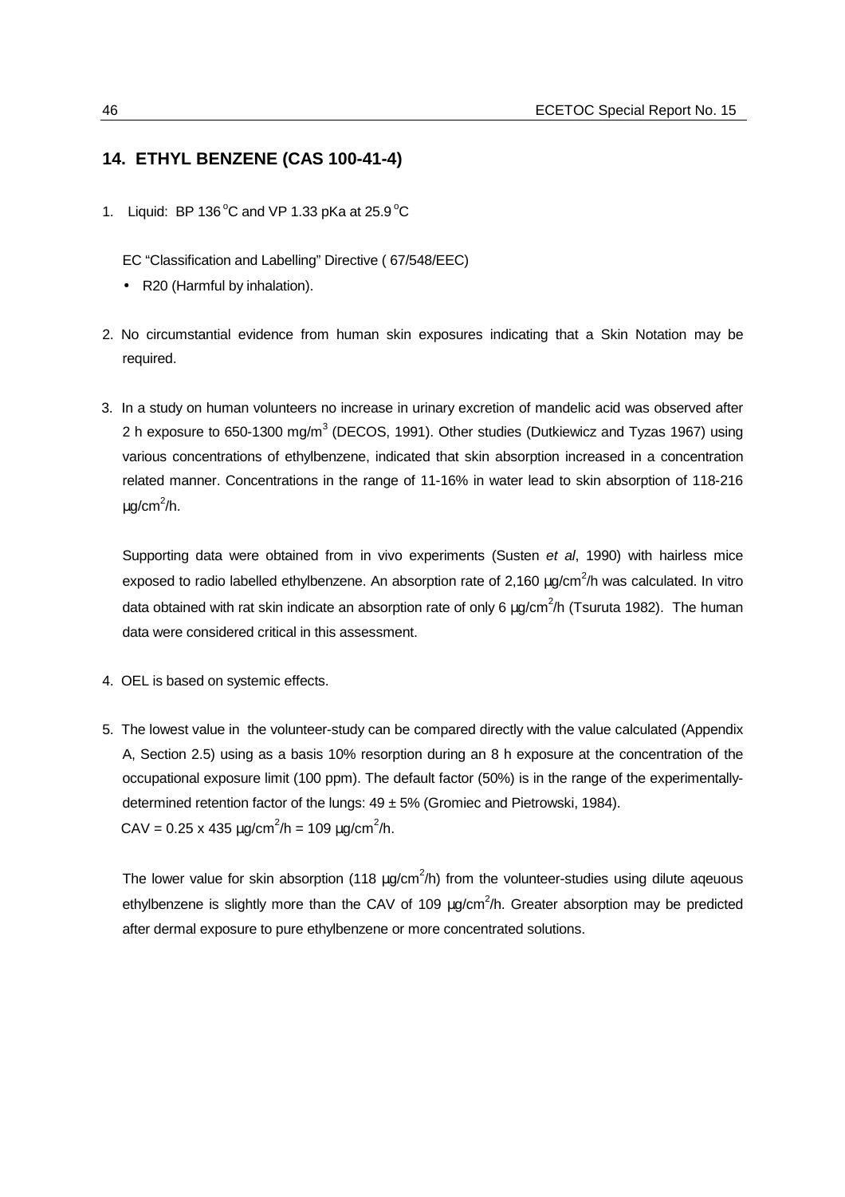## 14. ETHYL BENZENE (CAS 100-41-4)

1. Liquid: BP 136 °C and VP 1.33 pKa at 25.9 °C

   EC "Classification and Labelling" Directive ( 67/548/EEC)

   - R20 (Harmful by inhalation).

2. No circumstantial evidence from human skin exposures indicating that a Skin Notation may be required.

3. In a study on human volunteers no increase in urinary excretion of mandelic acid was observed after 2 h exposure to 650-1300 mg/m$^3$ (DECOS, 1991). Other studies (Dutkiewicz and Tyzas 1967) using various concentrations of ethylbenzene, indicated that skin absorption increased in a concentration related manner. Concentrations in the range of 11-16% in water lead to skin absorption of 118-216 µg/cm$^2$/h.

   Supporting data were obtained from in vivo experiments (Susten *et al*, 1990) with hairless mice exposed to radio labelled ethylbenzene. An absorption rate of 2,160 µg/cm$^2$/h was calculated. In vitro data obtained with rat skin indicate an absorption rate of only 6 µg/cm$^2$/h (Tsuruta 1982). The human data were considered critical in this assessment.

4. OEL is based on systemic effects.

5. The lowest value in the volunteer-study can be compared directly with the value calculated (Appendix A, Section 2.5) using as a basis 10% resorption during an 8 h exposure at the concentration of the occupational exposure limit (100 ppm). The default factor (50%) is in the range of the experimentally-determined retention factor of the lungs: 49 ± 5% (Gromiec and Pietrowski, 1984).
   CAV = 0.25 x 435 µg/cm$^2$/h = 109 µg/cm$^2$/h.

   The lower value for skin absorption (118 µg/cm$^2$/h) from the volunteer-studies using dilute aqeuous ethylbenzene is slightly more than the CAV of 109 µg/cm$^2$/h. Greater absorption may be predicted after dermal exposure to pure ethylbenzene or more concentrated solutions.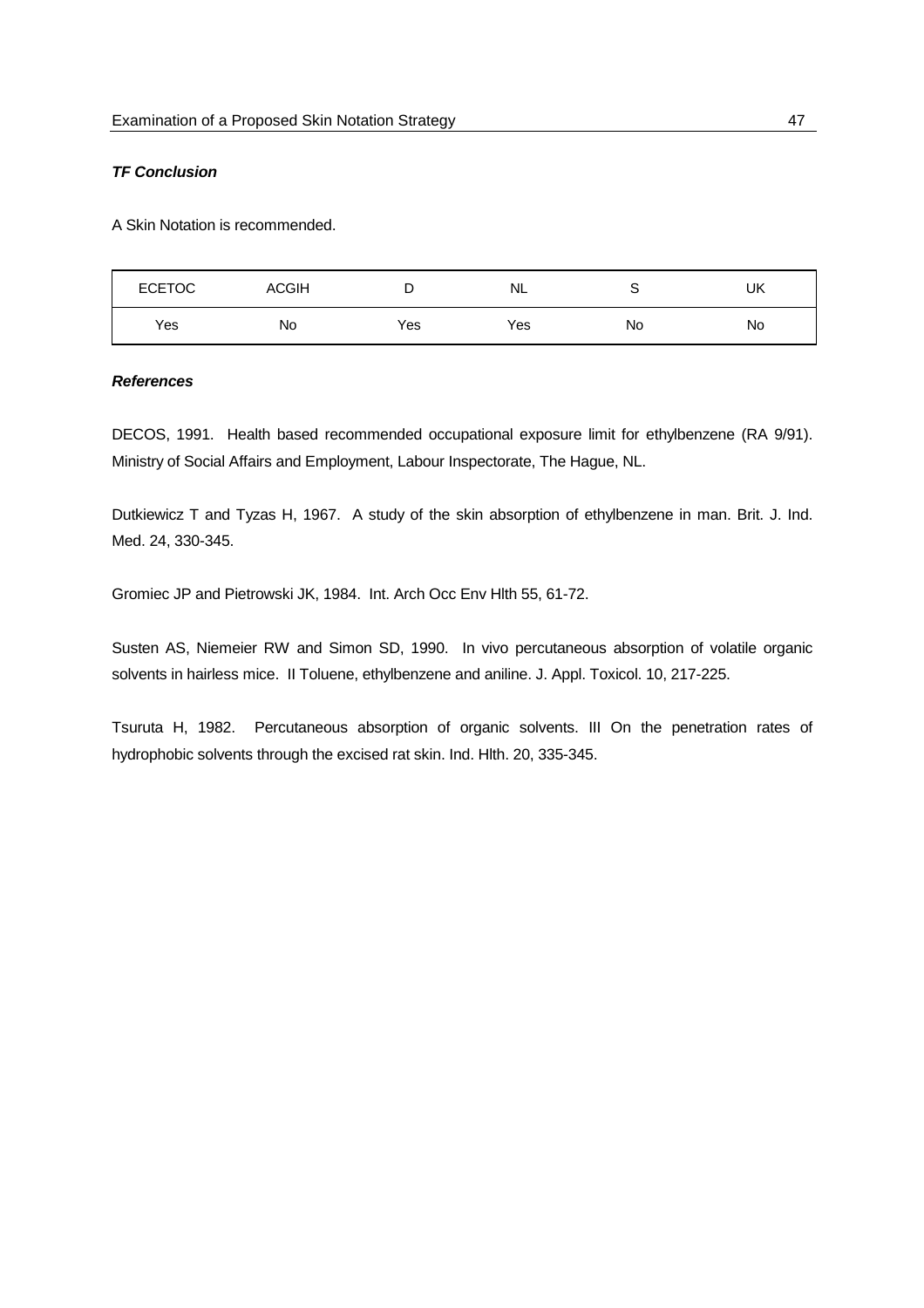### *TF Conclusion*

A Skin Notation is recommended.

| ECETOC | ACGIH | D | NL | S | UK |
|---|---|---|---|---|---|
| Yes | No | Yes | Yes | No | No |

### *References*

DECOS, 1991. Health based recommended occupational exposure limit for ethylbenzene (RA 9/91). Ministry of Social Affairs and Employment, Labour Inspectorate, The Hague, NL.

Dutkiewicz T and Tyzas H, 1967. A study of the skin absorption of ethylbenzene in man. Brit. J. Ind. Med. 24, 330-345.

Gromiec JP and Pietrowski JK, 1984. Int. Arch Occ Env Hlth 55, 61-72.

Susten AS, Niemeier RW and Simon SD, 1990. In vivo percutaneous absorption of volatile organic solvents in hairless mice. II Toluene, ethylbenzene and aniline. J. Appl. Toxicol. 10, 217-225.

Tsuruta H, 1982. Percutaneous absorption of organic solvents. III On the penetration rates of hydrophobic solvents through the excised rat skin. Ind. Hlth. 20, 335-345.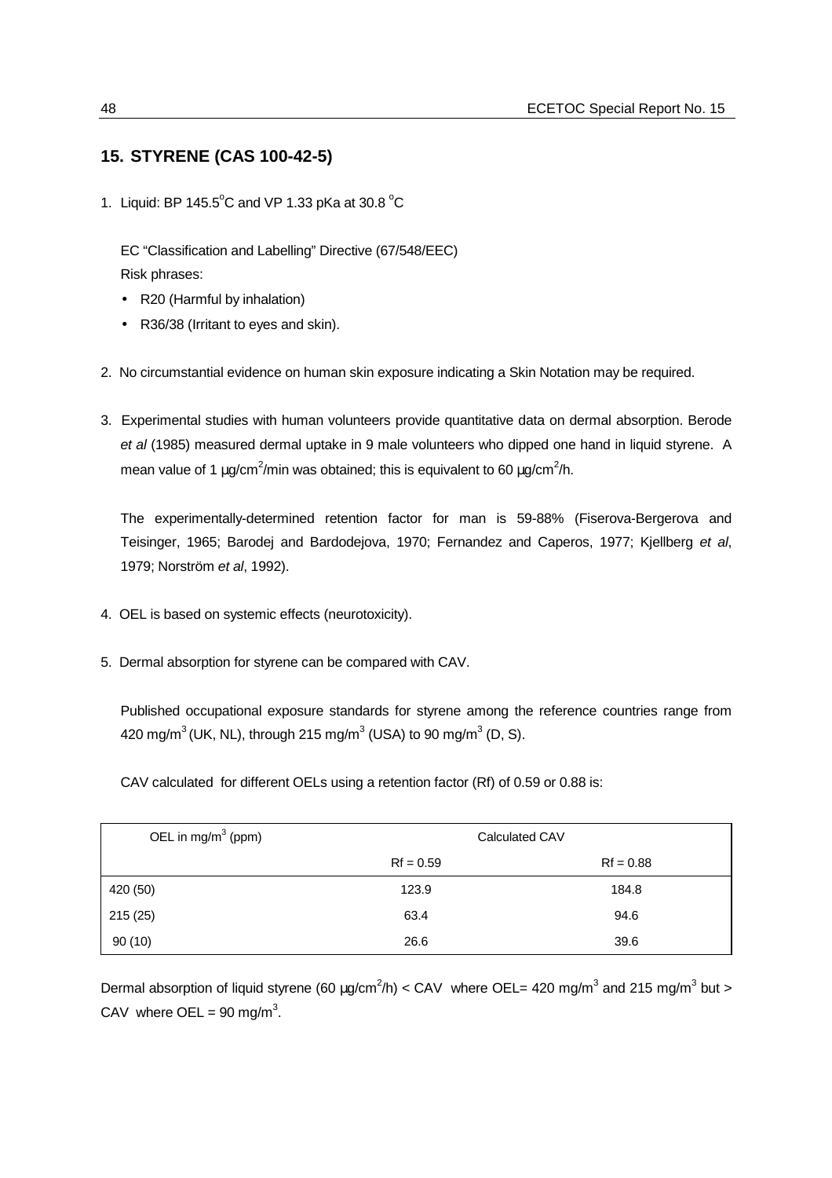## 15. STYRENE (CAS 100-42-5)

1. Liquid: BP 145.5°C and VP 1.33 pKa at 30.8 °C

   EC "Classification and Labelling" Directive (67/548/EEC)
   Risk phrases:

   - R20 (Harmful by inhalation)
   - R36/38 (Irritant to eyes and skin).

2. No circumstantial evidence on human skin exposure indicating a Skin Notation may be required.

3. Experimental studies with human volunteers provide quantitative data on dermal absorption. Berode *et al* (1985) measured dermal uptake in 9 male volunteers who dipped one hand in liquid styrene. A mean value of 1 µg/cm$^2$/min was obtained; this is equivalent to 60 µg/cm$^2$/h.

   The experimentally-determined retention factor for man is 59-88% (Fiserova-Bergerova and Teisinger, 1965; Barodej and Bardodejova, 1970; Fernandez and Caperos, 1977; Kjellberg *et al*, 1979; Norström *et al*, 1992).

4. OEL is based on systemic effects (neurotoxicity).

5. Dermal absorption for styrene can be compared with CAV.

   Published occupational exposure standards for styrene among the reference countries range from 420 mg/m$^3$ (UK, NL), through 215 mg/m$^3$ (USA) to 90 mg/m$^3$ (D, S).

   CAV calculated for different OELs using a retention factor (Rf) of 0.59 or 0.88 is:

| OEL in mg/m$^3$ (ppm) | Calculated CAV | |
|---|---|---|
| | Rf = 0.59 | Rf = 0.88 |
| 420 (50) | 123.9 | 184.8 |
| 215 (25) | 63.4 | 94.6 |
| 90 (10) | 26.6 | 39.6 |

Dermal absorption of liquid styrene (60 µg/cm$^2$/h) < CAV where OEL= 420 mg/m$^3$ and 215 mg/m$^3$ but > CAV where OEL = 90 mg/m$^3$.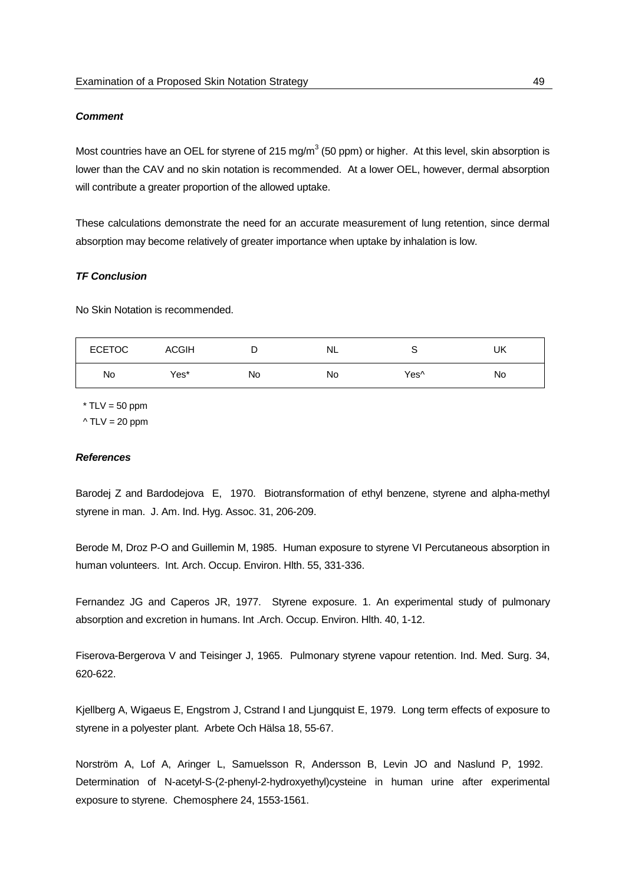***Comment***

Most countries have an OEL for styrene of 215 mg/m$^3$ (50 ppm) or higher. At this level, skin absorption is lower than the CAV and no skin notation is recommended. At a lower OEL, however, dermal absorption will contribute a greater proportion of the allowed uptake.

These calculations demonstrate the need for an accurate measurement of lung retention, since dermal absorption may become relatively of greater importance when uptake by inhalation is low.

***TF Conclusion***

No Skin Notation is recommended.

| ECETOC | ACGIH | D | NL | S | UK |
|---|---|---|---|---|---|
| No | Yes* | No | No | Yes^ | No |

\* TLV = 50 ppm

^ TLV = 20 ppm

***References***

Barodej Z and Bardodejova E, 1970. Biotransformation of ethyl benzene, styrene and alpha-methyl styrene in man. J. Am. Ind. Hyg. Assoc. 31, 206-209.

Berode M, Droz P-O and Guillemin M, 1985. Human exposure to styrene VI Percutaneous absorption in human volunteers. Int. Arch. Occup. Environ. Hlth. 55, 331-336.

Fernandez JG and Caperos JR, 1977. Styrene exposure. 1. An experimental study of pulmonary absorption and excretion in humans. Int .Arch. Occup. Environ. Hlth. 40, 1-12.

Fiserova-Bergerova V and Teisinger J, 1965. Pulmonary styrene vapour retention. Ind. Med. Surg. 34, 620-622.

Kjellberg A, Wigaeus E, Engstrom J, Cstrand I and Ljungquist E, 1979. Long term effects of exposure to styrene in a polyester plant. Arbete Och Hälsa 18, 55-67.

Norström A, Lof A, Aringer L, Samuelsson R, Andersson B, Levin JO and Naslund P, 1992. Determination of N-acetyl-S-(2-phenyl-2-hydroxyethyl)cysteine in human urine after experimental exposure to styrene. Chemosphere 24, 1553-1561.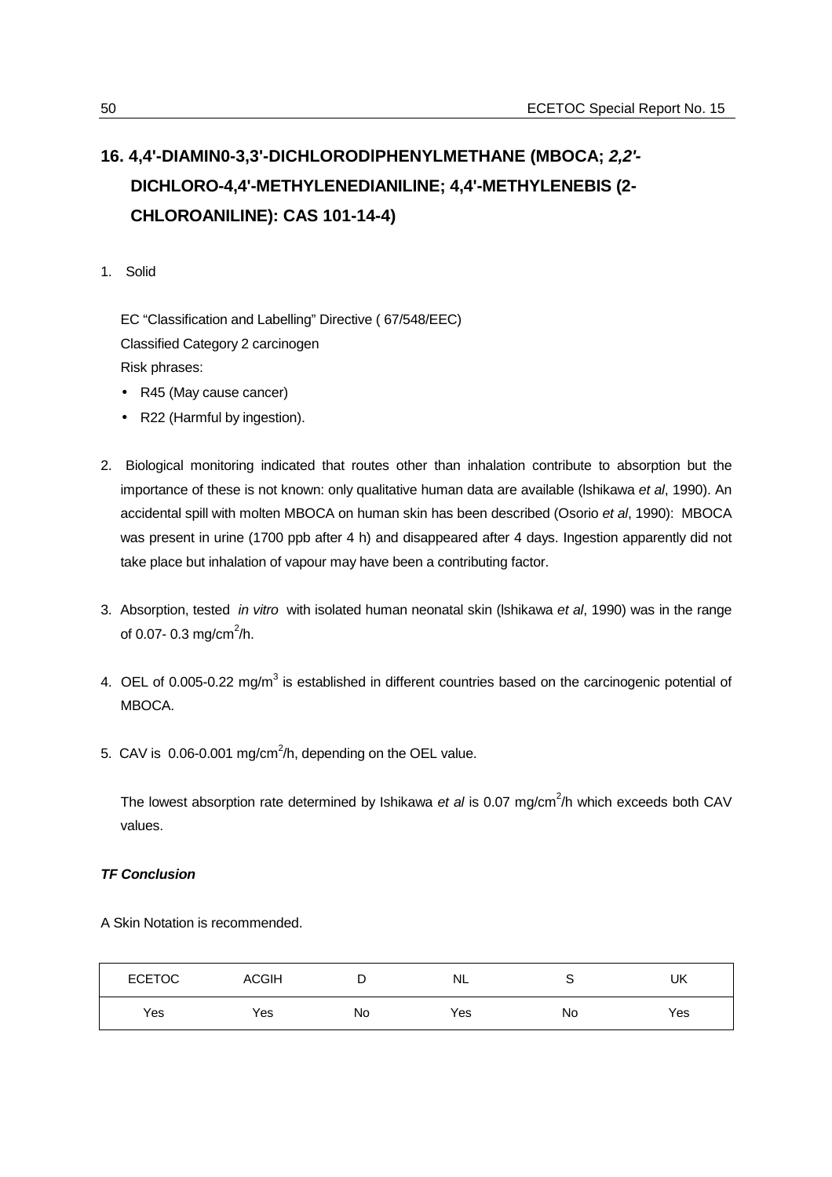# 16. 4,4'-DIAMIN0-3,3'-DICHLORODIPHENYLMETHANE (MBOCA; *2,2'-*DICHLORO-4,4'-METHYLENEDIANILINE; 4,4'-METHYLENEBIS (2-CHLOROANILINE): CAS 101-14-4)

1. Solid

   EC “Classification and Labelling” Directive ( 67/548/EEC)
   Classified Category 2 carcinogen
   Risk phrases:

   - R45 (May cause cancer)
   - R22 (Harmful by ingestion).

2. Biological monitoring indicated that routes other than inhalation contribute to absorption but the importance of these is not known: only qualitative human data are available (lshikawa *et al*, 1990). An accidental spill with molten MBOCA on human skin has been described (Osorio *et al*, 1990): MBOCA was present in urine (1700 ppb after 4 h) and disappeared after 4 days. Ingestion apparently did not take place but inhalation of vapour may have been a contributing factor.

3. Absorption, tested *in vitro* with isolated human neonatal skin (lshikawa *et al*, 1990) was in the range of 0.07- 0.3 mg/cm$^2$/h.

4. OEL of 0.005-0.22 mg/m$^3$ is established in different countries based on the carcinogenic potential of MBOCA.

5. CAV is 0.06-0.001 mg/cm$^2$/h, depending on the OEL value.

   The lowest absorption rate determined by Ishikawa *et al* is 0.07 mg/cm$^2$/h which exceeds both CAV values.

***TF Conclusion***

A Skin Notation is recommended.

| ECETOC | ACGIH | D | NL | S | UK |
|---|---|---|---|---|---|
| Yes | Yes | No | Yes | No | Yes |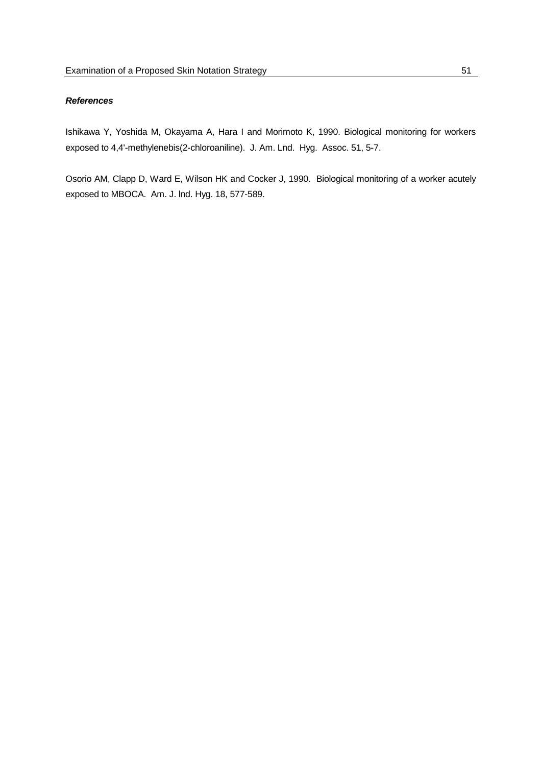***References***

Ishikawa Y, Yoshida M, Okayama A, Hara I and Morimoto K, 1990. Biological monitoring for workers exposed to 4,4'-methylenebis(2-chloroaniline). J. Am. Lnd. Hyg. Assoc. 51, 5-7.

Osorio AM, Clapp D, Ward E, Wilson HK and Cocker J, 1990. Biological monitoring of a worker acutely exposed to MBOCA. Am. J. lnd. Hyg. 18, 577-589.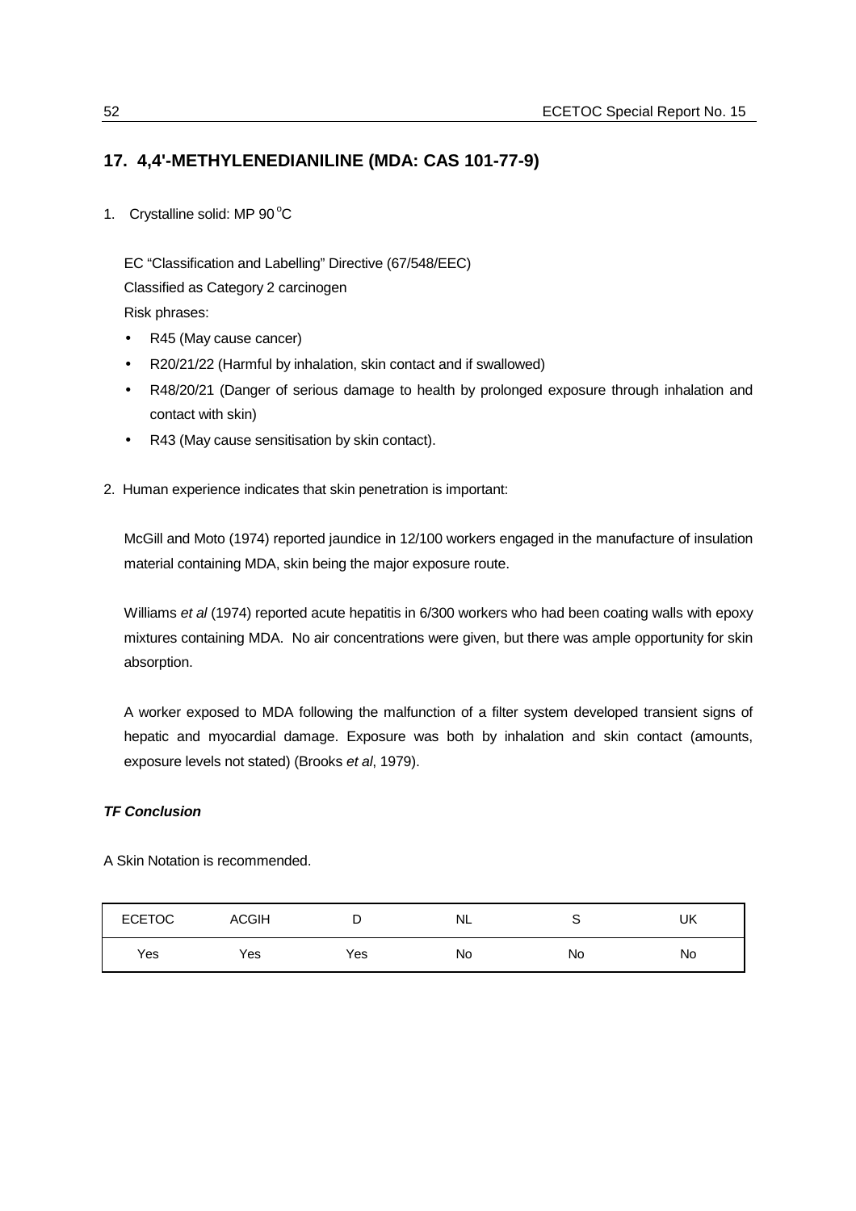## 17. 4,4'-METHYLENEDIANILINE (MDA: CAS 101-77-9)

1. Crystalline solid: MP 90 °C

   EC "Classification and Labelling" Directive (67/548/EEC)

   Classified as Category 2 carcinogen

   Risk phrases:

   - R45 (May cause cancer)
   - R20/21/22 (Harmful by inhalation, skin contact and if swallowed)
   - R48/20/21 (Danger of serious damage to health by prolonged exposure through inhalation and contact with skin)
   - R43 (May cause sensitisation by skin contact).

2. Human experience indicates that skin penetration is important:

   McGill and Moto (1974) reported jaundice in 12/100 workers engaged in the manufacture of insulation material containing MDA, skin being the major exposure route.

   Williams *et al* (1974) reported acute hepatitis in 6/300 workers who had been coating walls with epoxy mixtures containing MDA. No air concentrations were given, but there was ample opportunity for skin absorption.

   A worker exposed to MDA following the malfunction of a filter system developed transient signs of hepatic and myocardial damage. Exposure was both by inhalation and skin contact (amounts, exposure levels not stated) (Brooks *et al*, 1979).

***TF Conclusion***

A Skin Notation is recommended.

| ECETOC | ACGIH | D | NL | S | UK |
|---|---|---|---|---|---|
| Yes | Yes | Yes | No | No | No |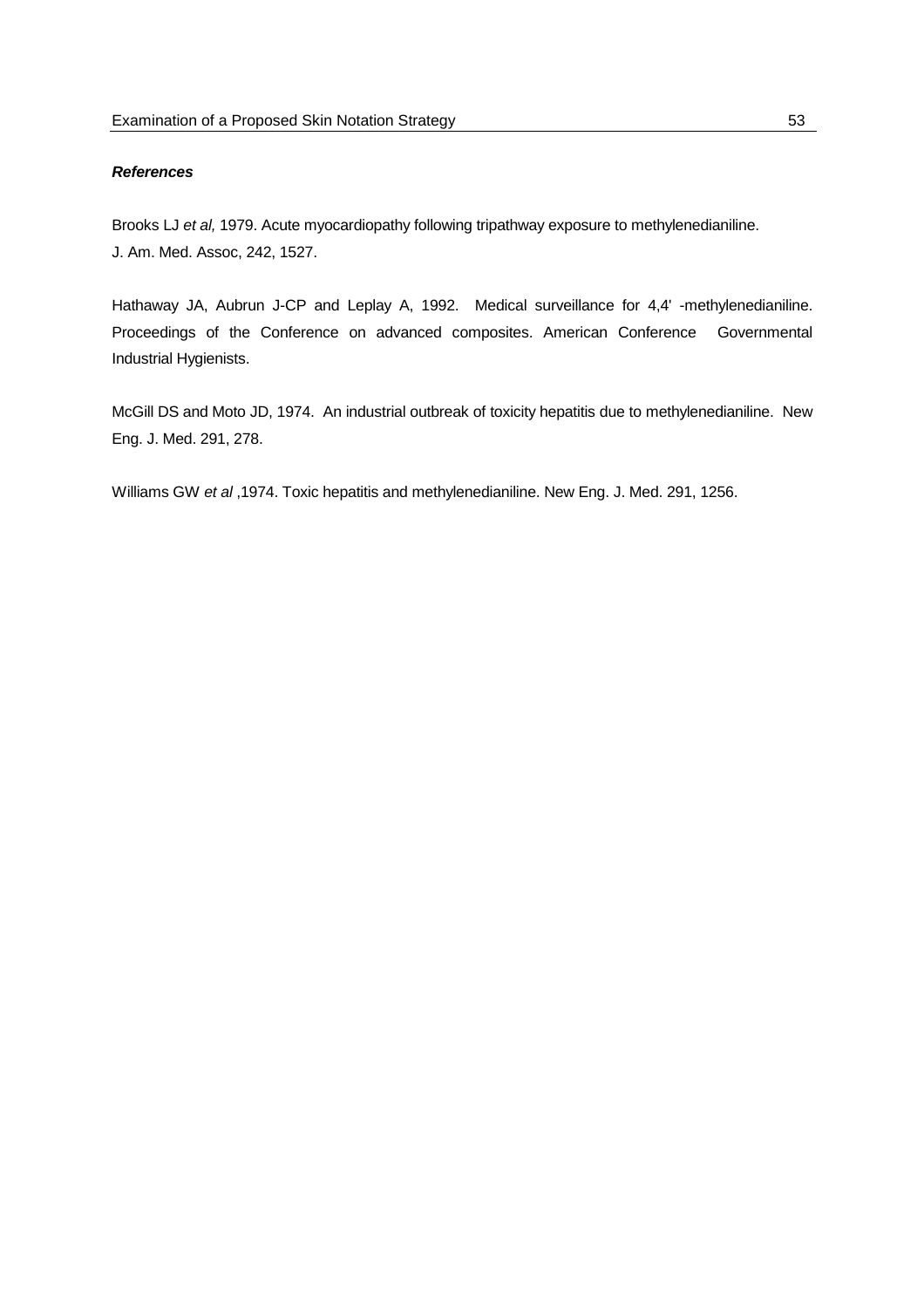***References***

Brooks LJ *et al,* 1979. Acute myocardiopathy following tripathway exposure to methylenedianiline. J. Am. Med. Assoc, 242, 1527.

Hathaway JA, Aubrun J-CP and Leplay A, 1992. Medical surveillance for 4,4' -methylenedianiline. Proceedings of the Conference on advanced composites. American Conference Governmental Industrial Hygienists.

McGill DS and Moto JD, 1974. An industrial outbreak of toxicity hepatitis due to methylenedianiline. New Eng. J. Med. 291, 278.

Williams GW *et al* ,1974. Toxic hepatitis and methylenedianiline. New Eng. J. Med. 291, 1256.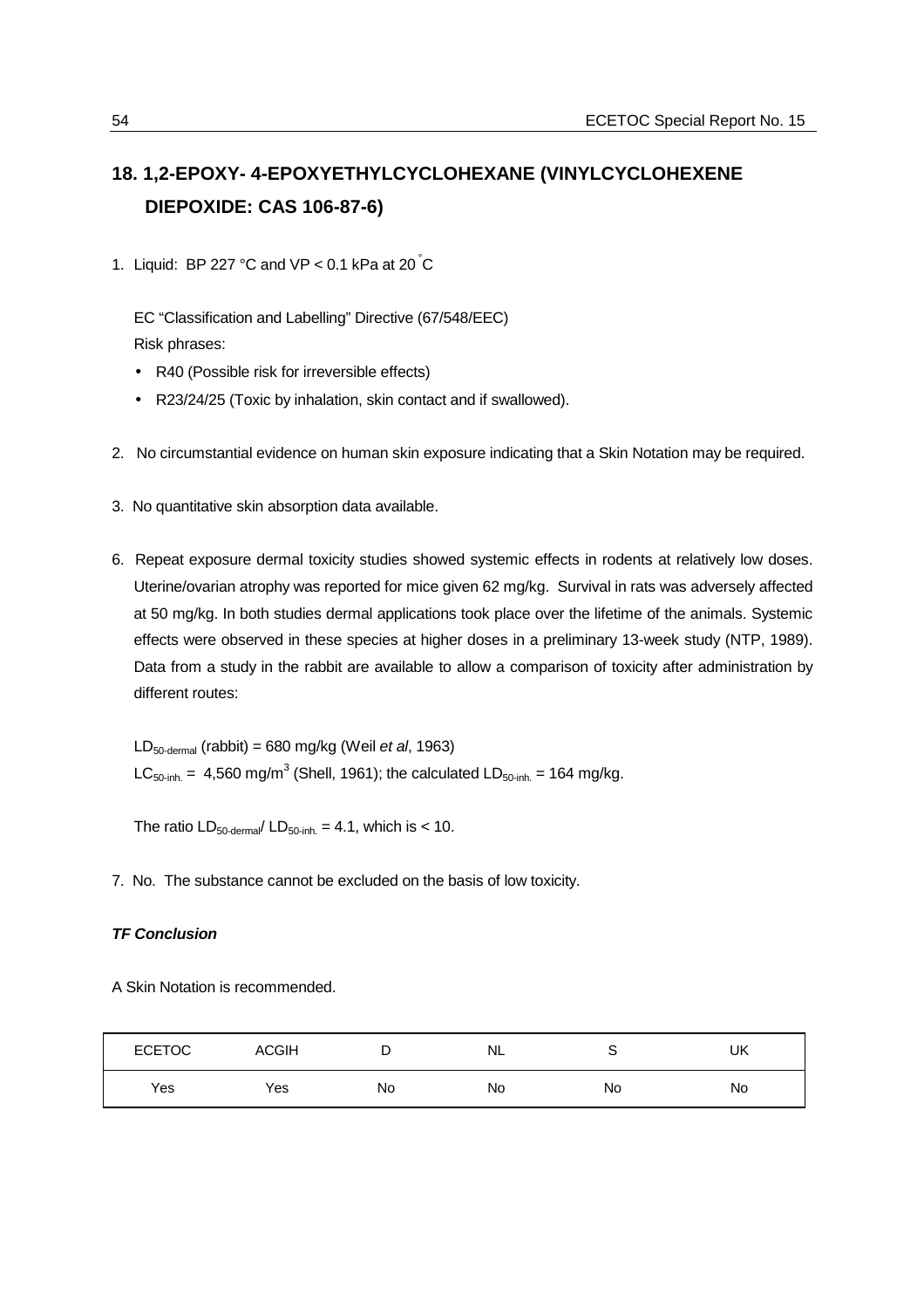## 18. 1,2-EPOXY- 4-EPOXYETHYLCYCLOHEXANE (VINYLCYCLOHEXENE DIEPOXIDE: CAS 106-87-6)

1. Liquid: BP 227 °C and VP < 0.1 kPa at 20 °C

   EC "Classification and Labelling" Directive (67/548/EEC)
   Risk phrases:

   - R40 (Possible risk for irreversible effects)
   - R23/24/25 (Toxic by inhalation, skin contact and if swallowed).

2. No circumstantial evidence on human skin exposure indicating that a Skin Notation may be required.

3. No quantitative skin absorption data available.

6. Repeat exposure dermal toxicity studies showed systemic effects in rodents at relatively low doses. Uterine/ovarian atrophy was reported for mice given 62 mg/kg. Survival in rats was adversely affected at 50 mg/kg. In both studies dermal applications took place over the lifetime of the animals. Systemic effects were observed in these species at higher doses in a preliminary 13-week study (NTP, 1989). Data from a study in the rabbit are available to allow a comparison of toxicity after administration by different routes:

   $LD_{50\text{-dermal}}$ (rabbit) = 680 mg/kg (Weil *et al*, 1963)
   $LC_{50\text{-inh.}}$ = 4,560 mg/m$^3$ (Shell, 1961); the calculated $LD_{50\text{-inh.}}$ = 164 mg/kg.

   The ratio $LD_{50\text{-dermal}}/LD_{50\text{-inh.}}$ = 4.1, which is < 10.

7. No. The substance cannot be excluded on the basis of low toxicity.

***TF Conclusion***

A Skin Notation is recommended.

| ECETOC | ACGIH | D | NL | S | UK |
|---|---|---|---|---|---|
| Yes | Yes | No | No | No | No |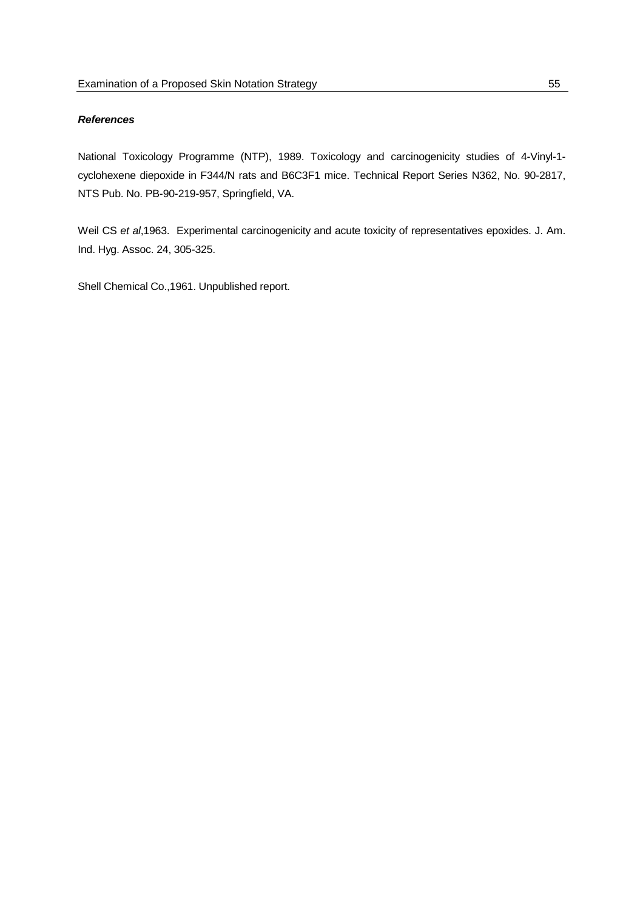***References***

National Toxicology Programme (NTP), 1989. Toxicology and carcinogenicity studies of 4-Vinyl-1-cyclohexene diepoxide in F344/N rats and B6C3F1 mice. Technical Report Series N362, No. 90-2817, NTS Pub. No. PB-90-219-957, Springfield, VA.

Weil CS *et al*,1963. Experimental carcinogenicity and acute toxicity of representatives epoxides. J. Am. Ind. Hyg. Assoc. 24, 305-325.

Shell Chemical Co.,1961. Unpublished report.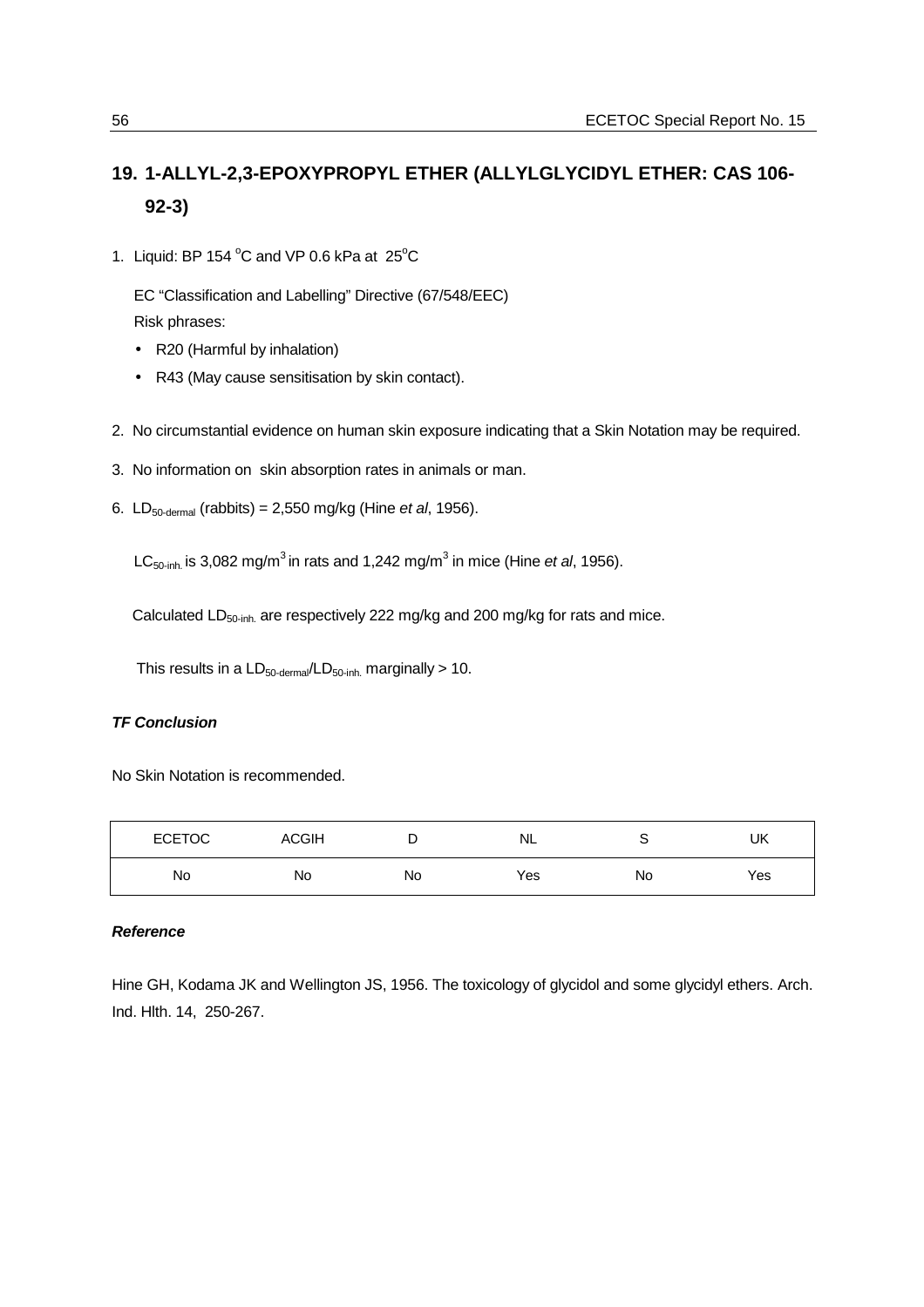# 19. 1-ALLYL-2,3-EPOXYPROPYL ETHER (ALLYLGLYCIDYL ETHER: CAS 106-92-3)

1. Liquid: BP 154 °C and VP 0.6 kPa at 25°C

   EC "Classification and Labelling" Directive (67/548/EEC)
   Risk phrases:

   - R20 (Harmful by inhalation)
   - R43 (May cause sensitisation by skin contact).

2. No circumstantial evidence on human skin exposure indicating that a Skin Notation may be required.

3. No information on skin absorption rates in animals or man.

6. $LD_{50\text{-dermal}}$ (rabbits) = 2,550 mg/kg (Hine *et al*, 1956).

   $LC_{50\text{-inh.}}$ is 3,082 mg/m$^3$ in rats and 1,242 mg/m$^3$ in mice (Hine *et al*, 1956).

   Calculated $LD_{50\text{-inh.}}$ are respectively 222 mg/kg and 200 mg/kg for rats and mice.

   This results in a $LD_{50\text{-dermal}}/LD_{50\text{-inh.}}$ marginally > 10.

### *TF Conclusion*

No Skin Notation is recommended.

| ECETOC | ACGIH | D | NL | S | UK |
|---|---|---|---|---|---|
| No | No | No | Yes | No | Yes |

### *Reference*

Hine GH, Kodama JK and Wellington JS, 1956. The toxicology of glycidol and some glycidyl ethers. Arch. Ind. Hlth. 14, 250-267.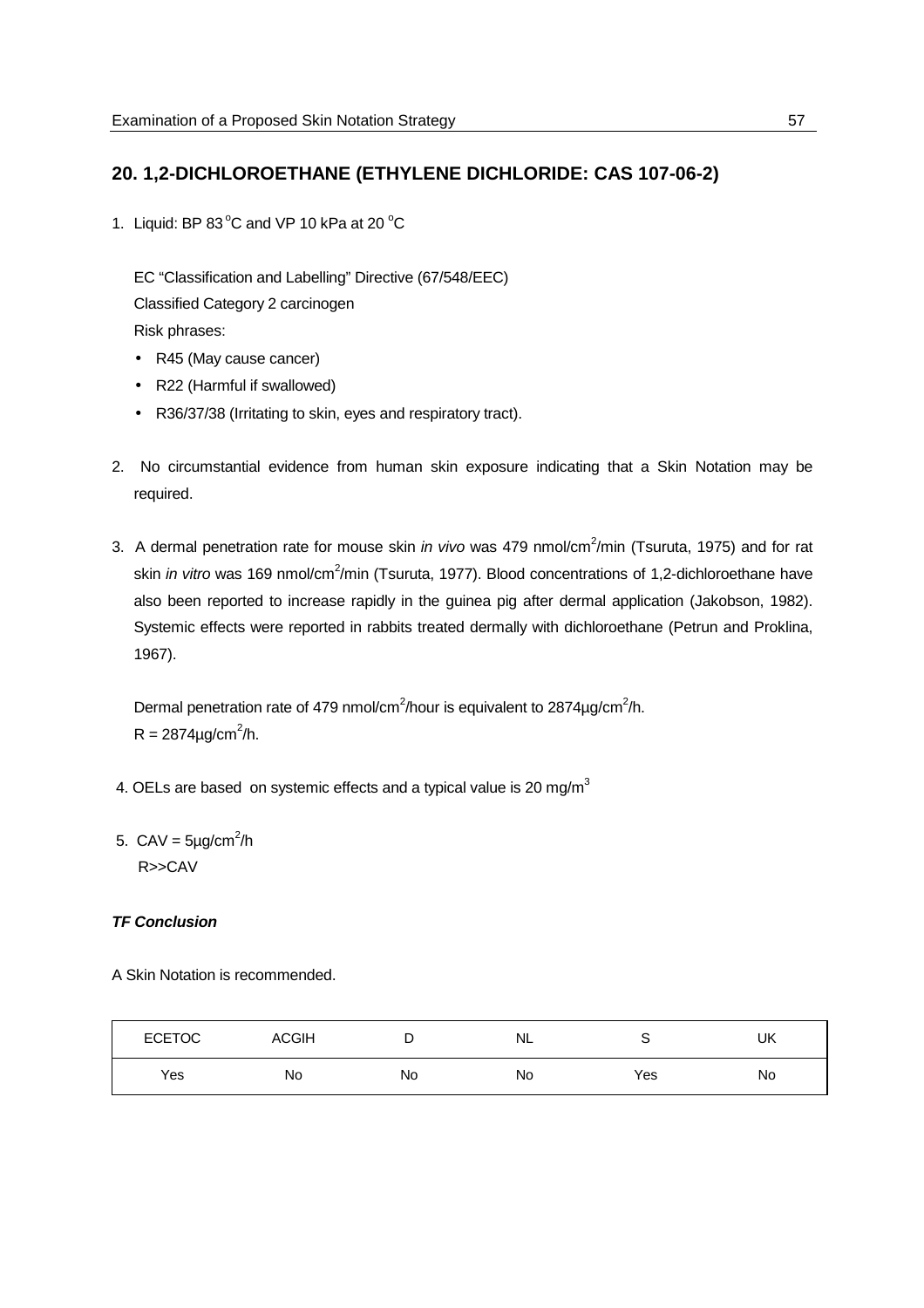## 20. 1,2-DICHLOROETHANE (ETHYLENE DICHLORIDE: CAS 107-06-2)

1. Liquid: BP 83 $^{o}$C and VP 10 kPa at 20 $^{o}$C

   EC "Classification and Labelling" Directive (67/548/EEC)

   Classified Category 2 carcinogen

   Risk phrases:

   - R45 (May cause cancer)
   - R22 (Harmful if swallowed)
   - R36/37/38 (Irritating to skin, eyes and respiratory tract).

2. No circumstantial evidence from human skin exposure indicating that a Skin Notation may be required.

3. A dermal penetration rate for mouse skin *in vivo* was 479 nmol/cm$^2$/min (Tsuruta, 1975) and for rat skin *in vitro* was 169 nmol/cm$^2$/min (Tsuruta, 1977). Blood concentrations of 1,2-dichloroethane have also been reported to increase rapidly in the guinea pig after dermal application (Jakobson, 1982). Systemic effects were reported in rabbits treated dermally with dichloroethane (Petrun and Proklina, 1967).

   Dermal penetration rate of 479 nmol/cm$^2$/hour is equivalent to 2874µg/cm$^2$/h.

   R = 2874µg/cm$^2$/h.

4. OELs are based on systemic effects and a typical value is 20 mg/m$^3$

5. CAV = 5µg/cm$^2$/h

   R>>CAV

***TF Conclusion***

A Skin Notation is recommended.

| ECETOC | ACGIH | D | NL | S | UK |
|---|---|---|---|---|---|
| Yes | No | No | No | Yes | No |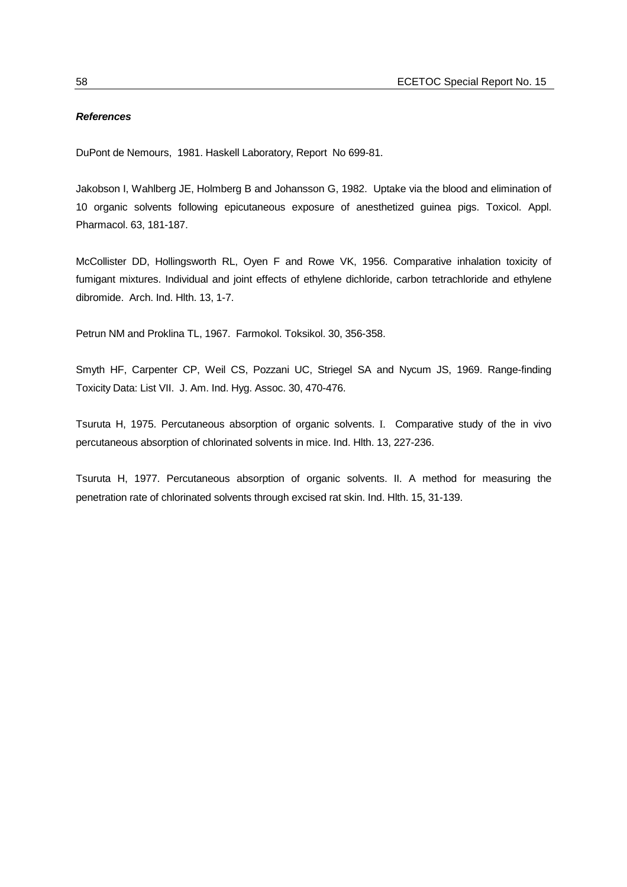***References***

DuPont de Nemours, 1981. Haskell Laboratory, Report No 699-81.

Jakobson I, Wahlberg JE, Holmberg B and Johansson G, 1982. Uptake via the blood and elimination of 10 organic solvents following epicutaneous exposure of anesthetized guinea pigs. Toxicol. Appl. Pharmacol. 63, 181-187.

McCollister DD, Hollingsworth RL, Oyen F and Rowe VK, 1956. Comparative inhalation toxicity of fumigant mixtures. Individual and joint effects of ethylene dichloride, carbon tetrachloride and ethylene dibromide. Arch. Ind. Hlth. 13, 1-7.

Petrun NM and Proklina TL, 1967. Farmokol. Toksikol. 30, 356-358.

Smyth HF, Carpenter CP, Weil CS, Pozzani UC, Striegel SA and Nycum JS, 1969. Range-finding Toxicity Data: List VII. J. Am. Ind. Hyg. Assoc. 30, 470-476.

Tsuruta H, 1975. Percutaneous absorption of organic solvents. I. Comparative study of the in vivo percutaneous absorption of chlorinated solvents in mice. Ind. Hlth. 13, 227-236.

Tsuruta H, 1977. Percutaneous absorption of organic solvents. II. A method for measuring the penetration rate of chlorinated solvents through excised rat skin. Ind. Hlth. 15, 31-139.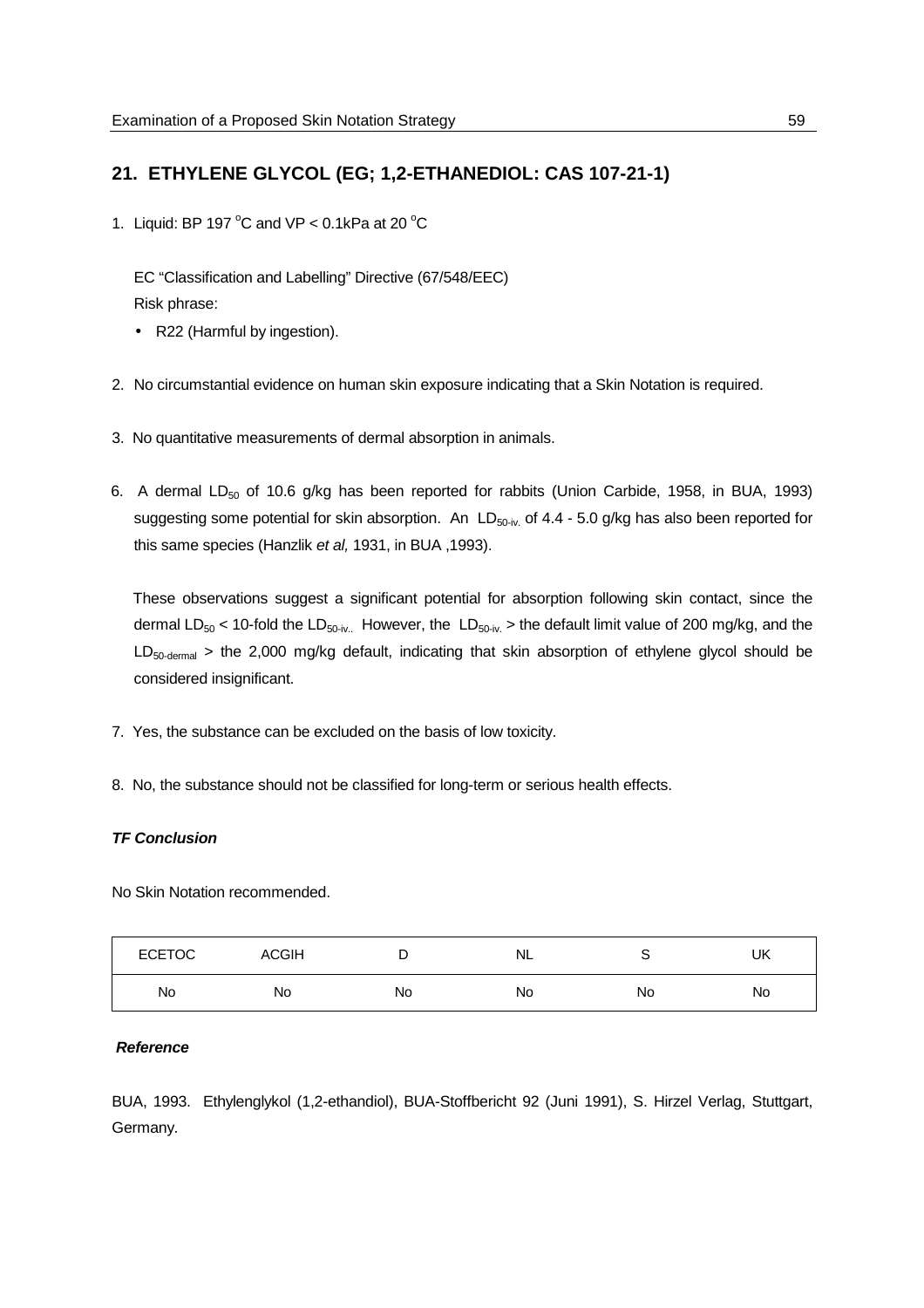## 21. ETHYLENE GLYCOL (EG; 1,2-ETHANEDIOL: CAS 107-21-1)

1. Liquid: BP 197 °C and VP < 0.1kPa at 20 °C

   EC "Classification and Labelling" Directive (67/548/EEC)
   Risk phrase:

   - R22 (Harmful by ingestion).

2. No circumstantial evidence on human skin exposure indicating that a Skin Notation is required.

3. No quantitative measurements of dermal absorption in animals.

6. A dermal $LD_{50}$ of 10.6 g/kg has been reported for rabbits (Union Carbide, 1958, in BUA, 1993) suggesting some potential for skin absorption. An $LD_{50\text{-iv.}}$ of 4.4 - 5.0 g/kg has also been reported for this same species (Hanzlik *et al,* 1931, in BUA ,1993).

   These observations suggest a significant potential for absorption following skin contact, since the dermal $LD_{50}$ < 10-fold the $LD_{50\text{-iv.}}$. However, the $LD_{50\text{-iv.}}$ > the default limit value of 200 mg/kg, and the $LD_{50\text{-dermal}}$ > the 2,000 mg/kg default, indicating that skin absorption of ethylene glycol should be considered insignificant.

7. Yes, the substance can be excluded on the basis of low toxicity.

8. No, the substance should not be classified for long-term or serious health effects.

***TF Conclusion***

No Skin Notation recommended.

| ECETOC | ACGIH | D | NL | S | UK |
|---|---|---|---|---|---|
| No | No | No | No | No | No |

***Reference***

BUA, 1993. Ethylenglykol (1,2-ethandiol), BUA-Stoffbericht 92 (Juni 1991), S. Hirzel Verlag, Stuttgart, Germany.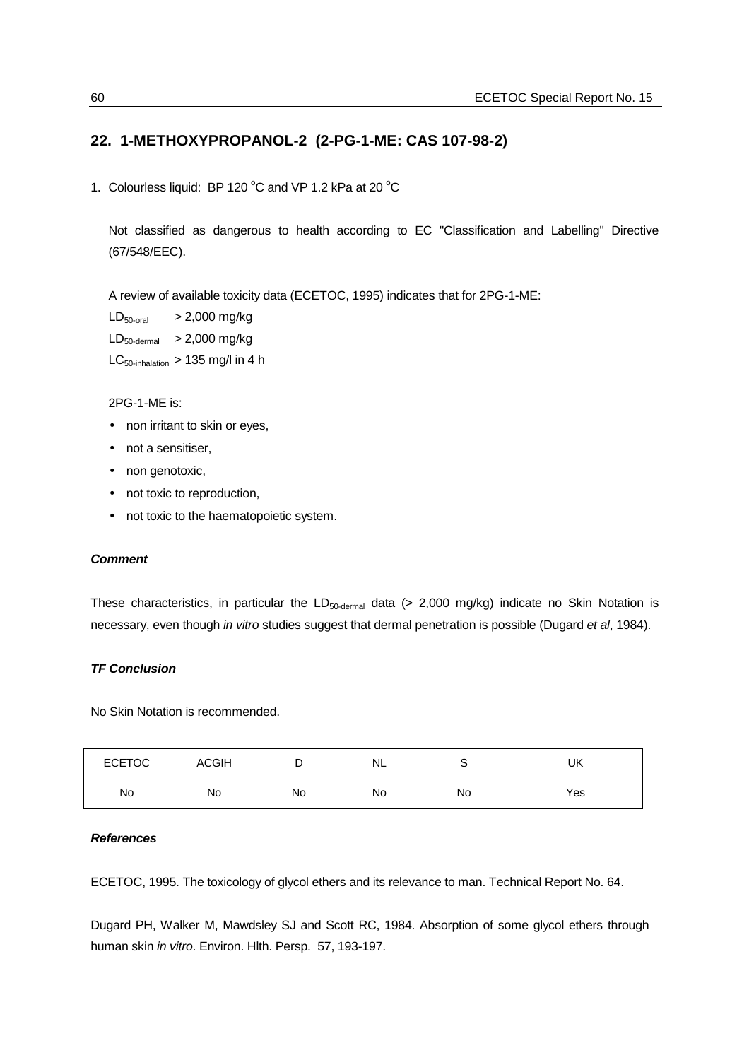## 22. 1-METHOXYPROPANOL-2 (2-PG-1-ME: CAS 107-98-2)

1. Colourless liquid: BP 120 °C and VP 1.2 kPa at 20 °C

   Not classified as dangerous to health according to EC "Classification and Labelling" Directive (67/548/EEC).

   A review of available toxicity data (ECETOC, 1995) indicates that for 2PG-1-ME:

   $LD_{50\text{-oral}}$ > 2,000 mg/kg

   $LD_{50\text{-dermal}}$ > 2,000 mg/kg

   $LC_{50\text{-inhalation}}$ > 135 mg/l in 4 h

   2PG-1-ME is:

   - non irritant to skin or eyes,
   - not a sensitiser,
   - non genotoxic,
   - not toxic to reproduction,
   - not toxic to the haematopoietic system.

#### *Comment*

These characteristics, in particular the $LD_{50\text{-dermal}}$ data (> 2,000 mg/kg) indicate no Skin Notation is necessary, even though *in vitro* studies suggest that dermal penetration is possible (Dugard *et al*, 1984).

#### *TF Conclusion*

No Skin Notation is recommended.

| ECETOC | ACGIH | D | NL | S | UK |
|---|---|---|---|---|---|
| No | No | No | No | No | Yes |

#### *References*

ECETOC, 1995. The toxicology of glycol ethers and its relevance to man. Technical Report No. 64.

Dugard PH, Walker M, Mawdsley SJ and Scott RC, 1984. Absorption of some glycol ethers through human skin *in vitro*. Environ. Hlth. Persp. 57, 193-197.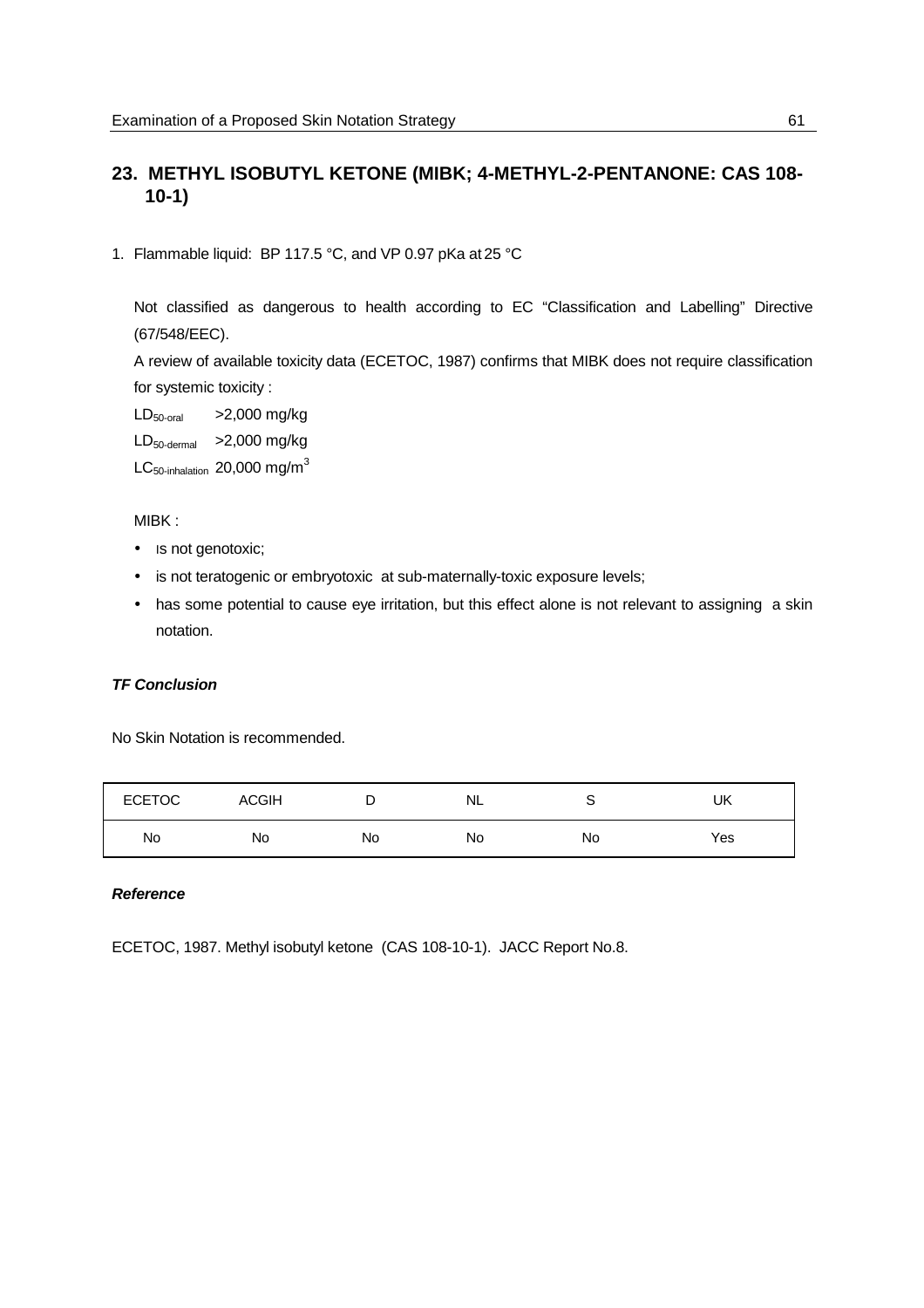## 23. METHYL ISOBUTYL KETONE (MIBK; 4-METHYL-2-PENTANONE: CAS 108-10-1)

1. Flammable liquid: BP 117.5 °C, and VP 0.97 pKa at 25 °C

Not classified as dangerous to health according to EC "Classification and Labelling" Directive (67/548/EEC).

A review of available toxicity data (ECETOC, 1987) confirms that MIBK does not require classification for systemic toxicity :

$LD_{50\text{-oral}}$ >2,000 mg/kg

$LD_{50\text{-dermal}}$ >2,000 mg/kg

$LC_{50\text{-inhalation}}$ 20,000 mg/m$^3$

MIBK :

- Is not genotoxic;
- is not teratogenic or embryotoxic at sub-maternally-toxic exposure levels;
- has some potential to cause eye irritation, but this effect alone is not relevant to assigning a skin notation.

***TF Conclusion***

No Skin Notation is recommended.

| ECETOC | ACGIH | D | NL | S | UK |
|---|---|---|---|---|---|
| No | No | No | No | No | Yes |

***Reference***

ECETOC, 1987. Methyl isobutyl ketone (CAS 108-10-1). JACC Report No.8.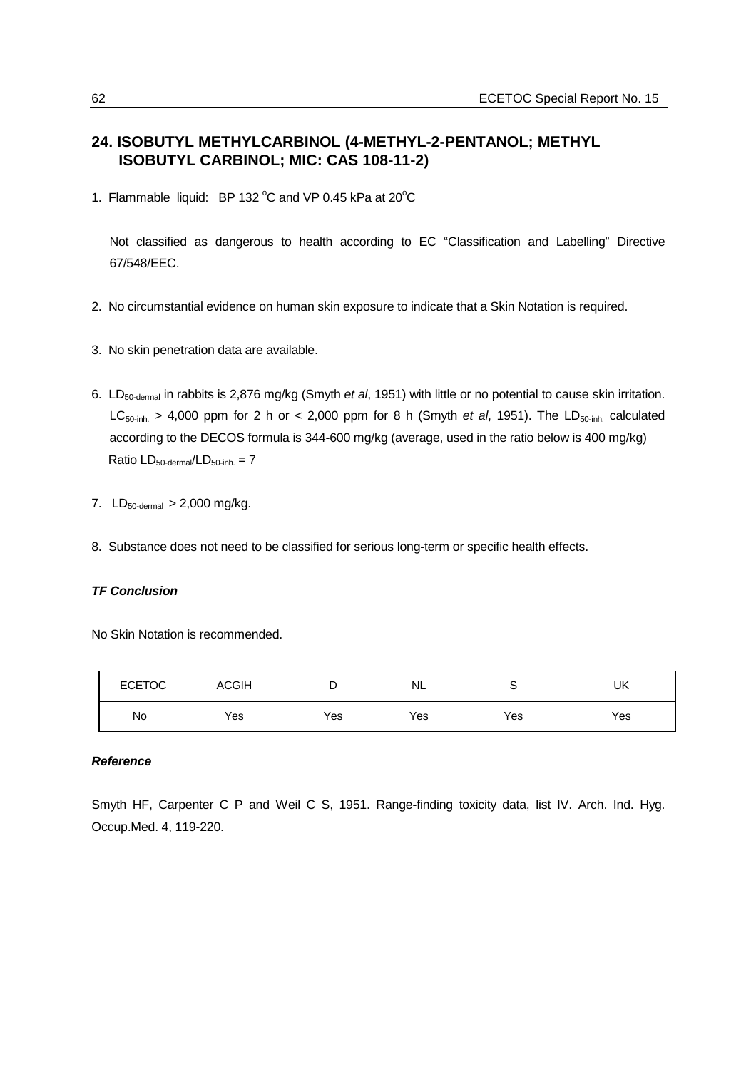## 24. ISOBUTYL METHYLCARBINOL (4-METHYL-2-PENTANOL; METHYL ISOBUTYL CARBINOL; MIC: CAS 108-11-2)

1. Flammable liquid: BP 132 °C and VP 0.45 kPa at 20°C

   Not classified as dangerous to health according to EC "Classification and Labelling" Directive 67/548/EEC.

2. No circumstantial evidence on human skin exposure to indicate that a Skin Notation is required.

3. No skin penetration data are available.

6. $LD_{50\text{-dermal}}$ in rabbits is 2,876 mg/kg (Smyth *et al*, 1951) with little or no potential to cause skin irritation. $LC_{50\text{-inh.}}$ > 4,000 ppm for 2 h or < 2,000 ppm for 8 h (Smyth *et al*, 1951). The $LD_{50\text{-inh.}}$ calculated according to the DECOS formula is 344-600 mg/kg (average, used in the ratio below is 400 mg/kg)
   Ratio $LD_{50\text{-dermal}}/LD_{50\text{-inh.}}$ = 7

7. $LD_{50\text{-dermal}}$ > 2,000 mg/kg.

8. Substance does not need to be classified for serious long-term or specific health effects.

***TF Conclusion***

No Skin Notation is recommended.

| ECETOC | ACGIH | D | NL | S | UK |
|---|---|---|---|---|---|
| No | Yes | Yes | Yes | Yes | Yes |

***Reference***

Smyth HF, Carpenter C P and Weil C S, 1951. Range-finding toxicity data, list IV. Arch. Ind. Hyg. Occup.Med. 4, 119-220.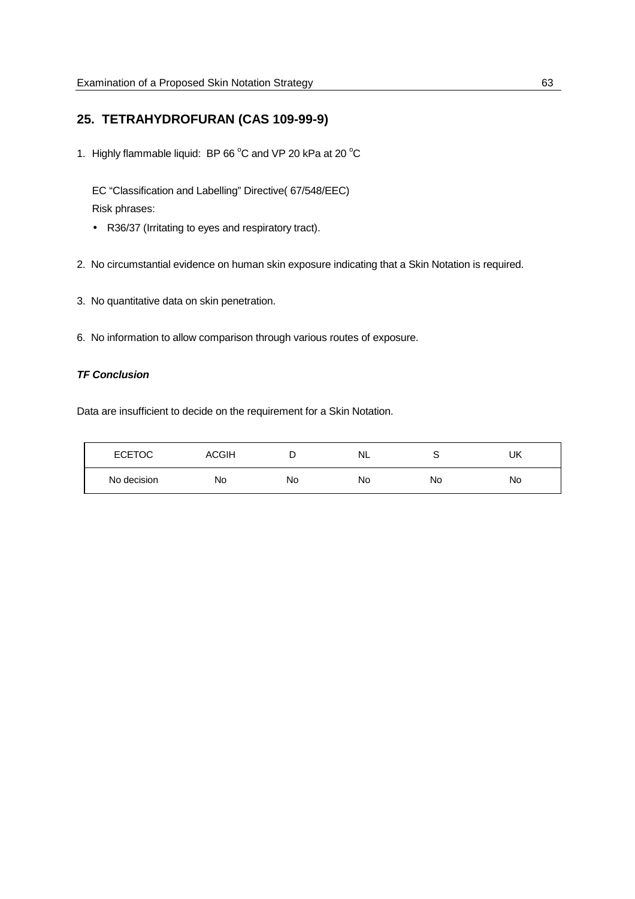## 25. TETRAHYDROFURAN (CAS 109-99-9)

1. Highly flammable liquid: BP 66 °C and VP 20 kPa at 20 °C

   EC "Classification and Labelling" Directive( 67/548/EEC)

   Risk phrases:

   - R36/37 (Irritating to eyes and respiratory tract).

2. No circumstantial evidence on human skin exposure indicating that a Skin Notation is required.

3. No quantitative data on skin penetration.

6. No information to allow comparison through various routes of exposure.

***TF Conclusion***

Data are insufficient to decide on the requirement for a Skin Notation.

| ECETOC | ACGIH | D | NL | S | UK |
|---|---|---|---|---|---|
| No decision | No | No | No | No | No |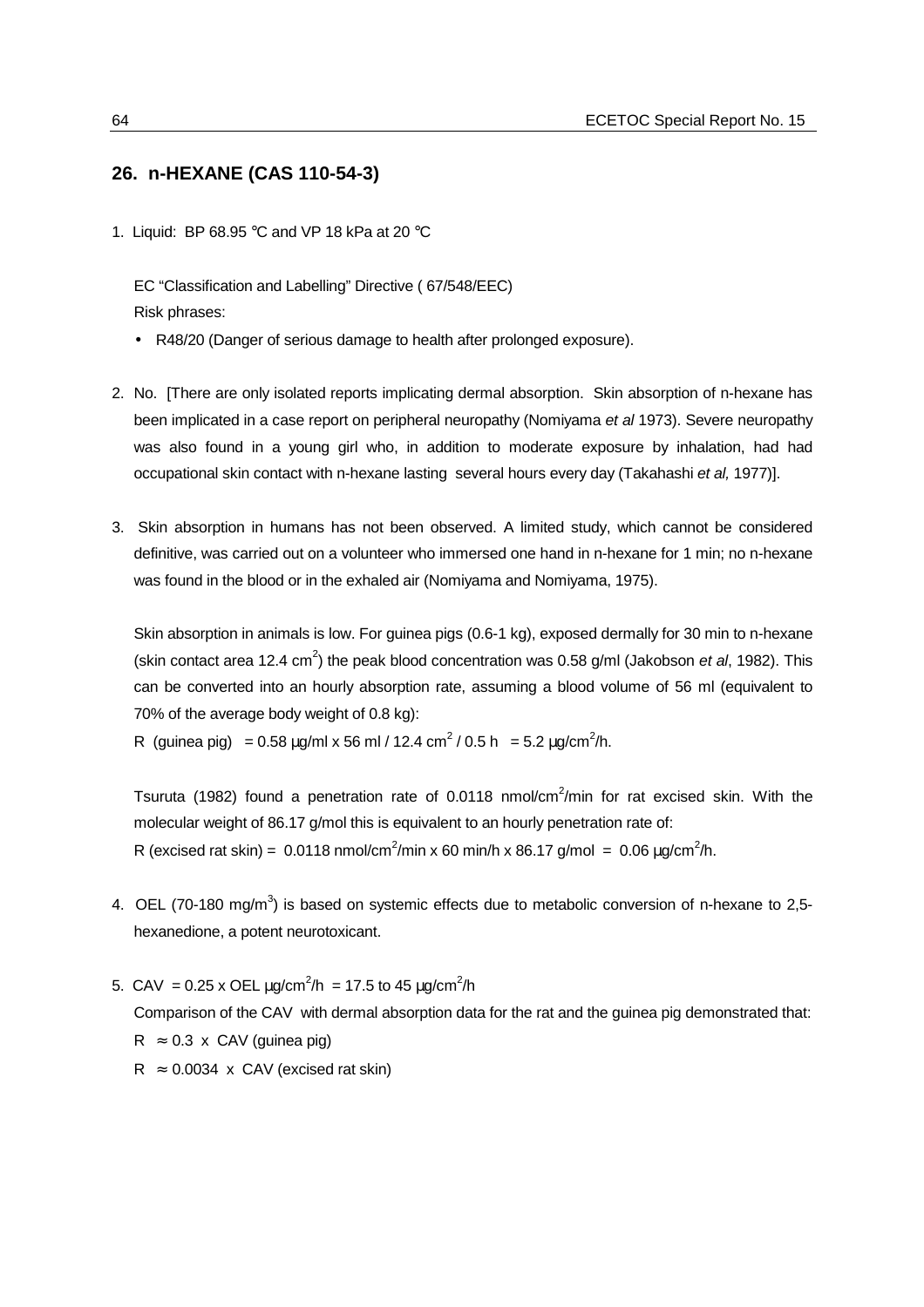## 26. n-HEXANE (CAS 110-54-3)

1. Liquid: BP 68.95 °C and VP 18 kPa at 20 °C

   EC "Classification and Labelling" Directive ( 67/548/EEC)

   Risk phrases:

   - R48/20 (Danger of serious damage to health after prolonged exposure).

2. No. [There are only isolated reports implicating dermal absorption. Skin absorption of n-hexane has been implicated in a case report on peripheral neuropathy (Nomiyama *et al* 1973). Severe neuropathy was also found in a young girl who, in addition to moderate exposure by inhalation, had had occupational skin contact with n-hexane lasting several hours every day (Takahashi *et al,* 1977)].

3. Skin absorption in humans has not been observed. A limited study, which cannot be considered definitive, was carried out on a volunteer who immersed one hand in n-hexane for 1 min; no n-hexane was found in the blood or in the exhaled air (Nomiyama and Nomiyama, 1975).

   Skin absorption in animals is low. For guinea pigs (0.6-1 kg), exposed dermally for 30 min to n-hexane (skin contact area 12.4 $cm^2$) the peak blood concentration was 0.58 g/ml (Jakobson *et al*, 1982). This can be converted into an hourly absorption rate, assuming a blood volume of 56 ml (equivalent to 70% of the average body weight of 0.8 kg):

   R (guinea pig) = 0.58 µg/ml x 56 ml / 12.4 $cm^2$ / 0.5 h = 5.2 µg/$cm^2$/h.

   Tsuruta (1982) found a penetration rate of 0.0118 nmol/$cm^2$/min for rat excised skin. With the molecular weight of 86.17 g/mol this is equivalent to an hourly penetration rate of:

   R (excised rat skin) = 0.0118 nmol/$cm^2$/min x 60 min/h x 86.17 g/mol = 0.06 µg/$cm^2$/h.

4. OEL (70-180 mg/$m^3$) is based on systemic effects due to metabolic conversion of n-hexane to 2,5-hexanedione, a potent neurotoxicant.

5. CAV = 0.25 x OEL µg/$cm^2$/h = 17.5 to 45 µg/$cm^2$/h

   Comparison of the CAV with dermal absorption data for the rat and the guinea pig demonstrated that:

   R $\approx$ 0.3 x CAV (guinea pig)

   R $\approx$ 0.0034 x CAV (excised rat skin)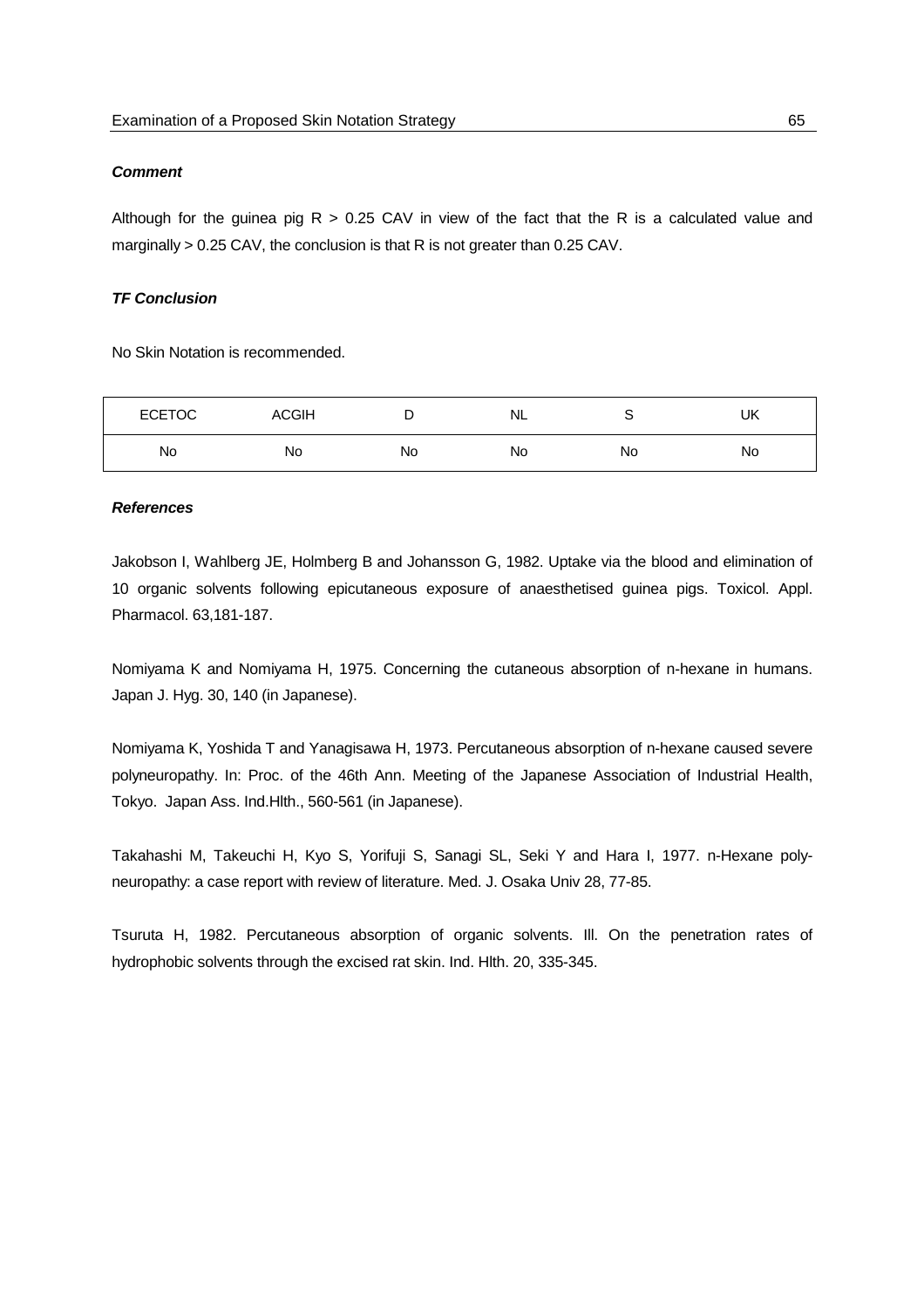***Comment***

Although for the guinea pig R > 0.25 CAV in view of the fact that the R is a calculated value and marginally > 0.25 CAV, the conclusion is that R is not greater than 0.25 CAV.

***TF Conclusion***

No Skin Notation is recommended.

| ECETOC | ACGIH | D | NL | S | UK |
|---|---|---|---|---|---|
| No | No | No | No | No | No |

***References***

Jakobson I, Wahlberg JE, Holmberg B and Johansson G, 1982. Uptake via the blood and elimination of 10 organic solvents following epicutaneous exposure of anaesthetised guinea pigs. Toxicol. Appl. Pharmacol. 63,181-187.

Nomiyama K and Nomiyama H, 1975. Concerning the cutaneous absorption of n-hexane in humans. Japan J. Hyg. 30, 140 (in Japanese).

Nomiyama K, Yoshida T and Yanagisawa H, 1973. Percutaneous absorption of n-hexane caused severe polyneuropathy. In: Proc. of the 46th Ann. Meeting of the Japanese Association of Industrial Health, Tokyo. Japan Ass. Ind.Hlth., 560-561 (in Japanese).

Takahashi M, Takeuchi H, Kyo S, Yorifuji S, Sanagi SL, Seki Y and Hara I, 1977. n-Hexane polyneuropathy: a case report with review of literature. Med. J. Osaka Univ 28, 77-85.

Tsuruta H, 1982. Percutaneous absorption of organic solvents. Ill. On the penetration rates of hydrophobic solvents through the excised rat skin. Ind. Hlth. 20, 335-345.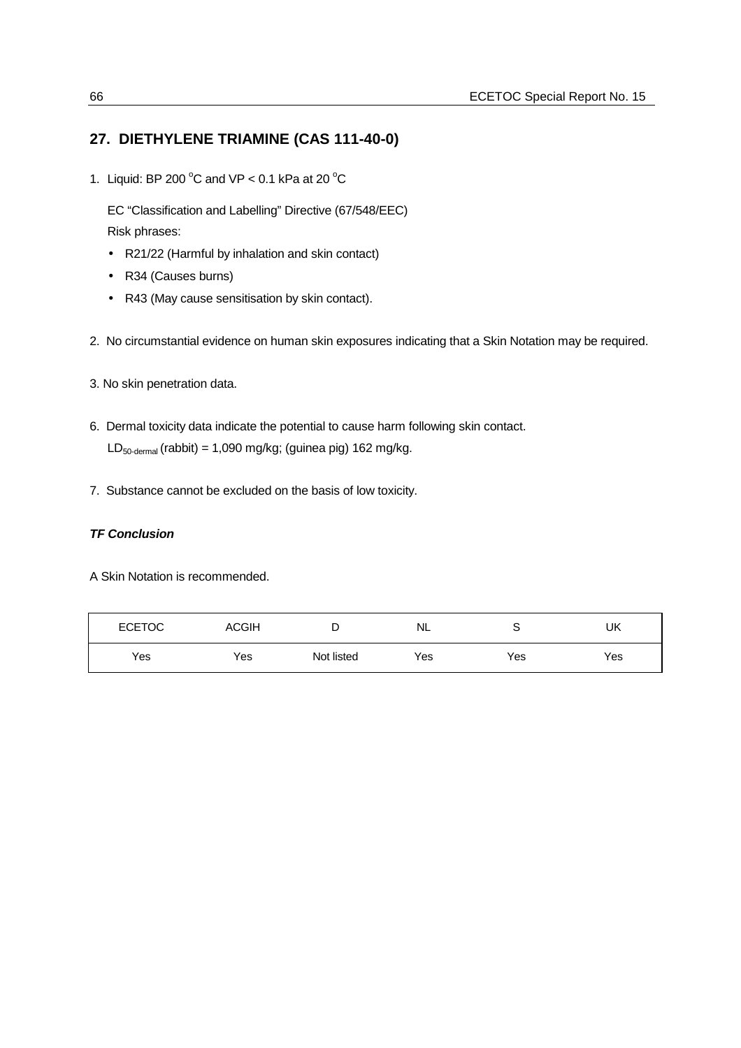## 27. DIETHYLENE TRIAMINE (CAS 111-40-0)

1. Liquid: BP 200 $^{o}$C and VP < 0.1 kPa at 20 $^{o}$C

   EC "Classification and Labelling" Directive (67/548/EEC)
   Risk phrases:

   - R21/22 (Harmful by inhalation and skin contact)
   - R34 (Causes burns)
   - R43 (May cause sensitisation by skin contact).

2. No circumstantial evidence on human skin exposures indicating that a Skin Notation may be required.

3. No skin penetration data.

6. Dermal toxicity data indicate the potential to cause harm following skin contact.
   $LD_{50\text{-dermal}}$ (rabbit) = 1,090 mg/kg; (guinea pig) 162 mg/kg.

7. Substance cannot be excluded on the basis of low toxicity.

***TF Conclusion***

A Skin Notation is recommended.

| ECETOC | ACGIH | D | NL | S | UK |
|---|---|---|---|---|---|
| Yes | Yes | Not listed | Yes | Yes | Yes |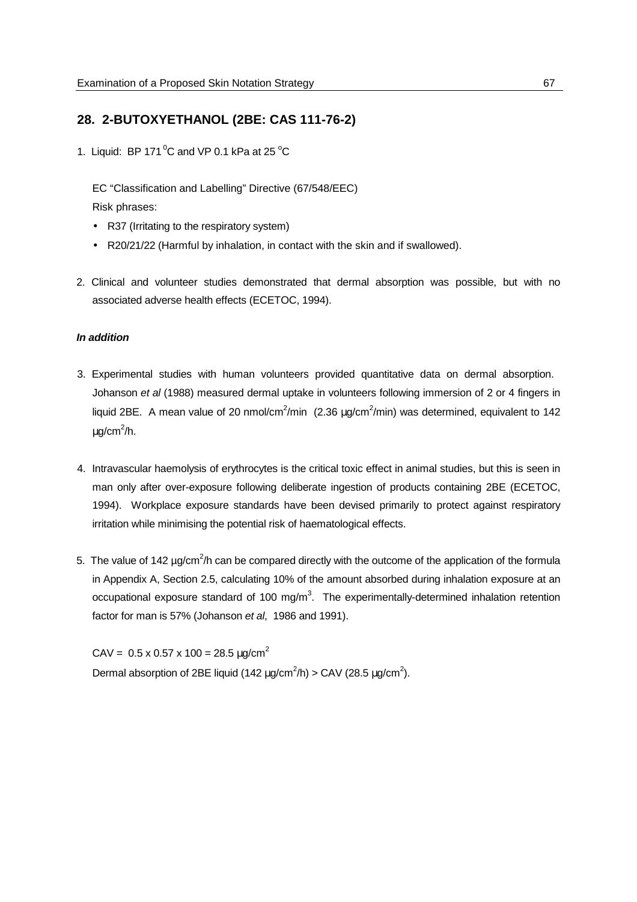## 28. 2-BUTOXYETHANOL (2BE: CAS 111-76-2)

1. Liquid: BP 171 $^0$C and VP 0.1 kPa at 25 $^o$C

   EC "Classification and Labelling" Directive (67/548/EEC)

   Risk phrases:

   - R37 (Irritating to the respiratory system)
   - R20/21/22 (Harmful by inhalation, in contact with the skin and if swallowed).

2. Clinical and volunteer studies demonstrated that dermal absorption was possible, but with no associated adverse health effects (ECETOC, 1994).

***In addition***

3. Experimental studies with human volunteers provided quantitative data on dermal absorption. Johanson *et al* (1988) measured dermal uptake in volunteers following immersion of 2 or 4 fingers in liquid 2BE. A mean value of 20 nmol/cm$^2$/min (2.36 µg/cm$^2$/min) was determined, equivalent to 142 µg/cm$^2$/h.

4. Intravascular haemolysis of erythrocytes is the critical toxic effect in animal studies, but this is seen in man only after over-exposure following deliberate ingestion of products containing 2BE (ECETOC, 1994). Workplace exposure standards have been devised primarily to protect against respiratory irritation while minimising the potential risk of haematological effects.

5. The value of 142 µg/cm$^2$/h can be compared directly with the outcome of the application of the formula in Appendix A, Section 2.5, calculating 10% of the amount absorbed during inhalation exposure at an occupational exposure standard of 100 mg/m$^3$. The experimentally-determined inhalation retention factor for man is 57% (Johanson *et al*, 1986 and 1991).

   CAV = 0.5 x 0.57 x 100 = 28.5 µg/cm$^2$

   Dermal absorption of 2BE liquid (142 µg/cm$^2$/h) > CAV (28.5 µg/cm$^2$).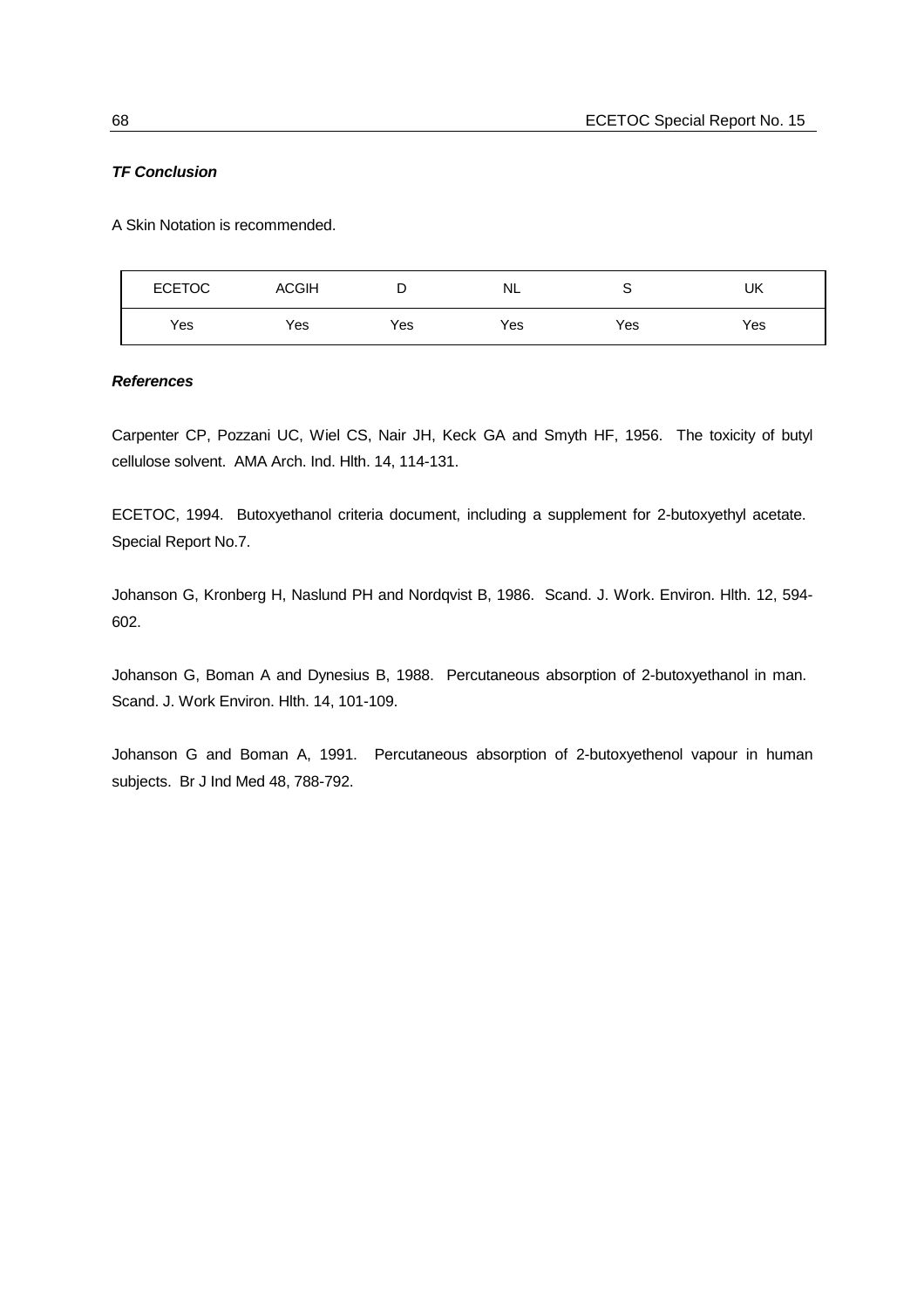***TF Conclusion***

A Skin Notation is recommended.

| ECETOC | ACGIH | D | NL | S | UK |
|---|---|---|---|---|---|
| Yes | Yes | Yes | Yes | Yes | Yes |

***References***

Carpenter CP, Pozzani UC, Wiel CS, Nair JH, Keck GA and Smyth HF, 1956. The toxicity of butyl cellulose solvent. AMA Arch. Ind. Hlth. 14, 114-131.

ECETOC, 1994. Butoxyethanol criteria document, including a supplement for 2-butoxyethyl acetate. Special Report No.7.

Johanson G, Kronberg H, Naslund PH and Nordqvist B, 1986. Scand. J. Work. Environ. Hlth. 12, 594-602.

Johanson G, Boman A and Dynesius B, 1988. Percutaneous absorption of 2-butoxyethanol in man. Scand. J. Work Environ. Hlth. 14, 101-109.

Johanson G and Boman A, 1991. Percutaneous absorption of 2-butoxyethenol vapour in human subjects. Br J Ind Med 48, 788-792.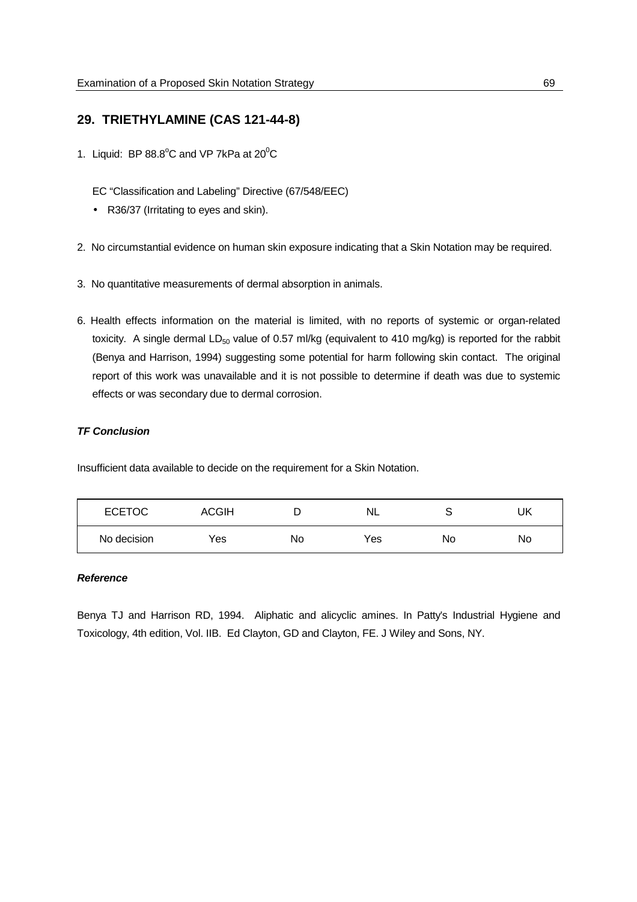## 29. TRIETHYLAMINE (CAS 121-44-8)

1. Liquid: BP 88.8°C and VP 7kPa at 20°C

   EC "Classification and Labeling" Directive (67/548/EEC)

   - R36/37 (Irritating to eyes and skin).

2. No circumstantial evidence on human skin exposure indicating that a Skin Notation may be required.

3. No quantitative measurements of dermal absorption in animals.

6. Health effects information on the material is limited, with no reports of systemic or organ-related toxicity. A single dermal $LD_{50}$ value of 0.57 ml/kg (equivalent to 410 mg/kg) is reported for the rabbit (Benya and Harrison, 1994) suggesting some potential for harm following skin contact. The original report of this work was unavailable and it is not possible to determine if death was due to systemic effects or was secondary due to dermal corrosion.

***TF Conclusion***

Insufficient data available to decide on the requirement for a Skin Notation.

| ECETOC | ACGIH | D | NL | S | UK |
|---|---|---|---|---|---|
| No decision | Yes | No | Yes | No | No |

***Reference***

Benya TJ and Harrison RD, 1994. Aliphatic and alicyclic amines. In Patty's Industrial Hygiene and Toxicology, 4th edition, Vol. IIB. Ed Clayton, GD and Clayton, FE. J Wiley and Sons, NY.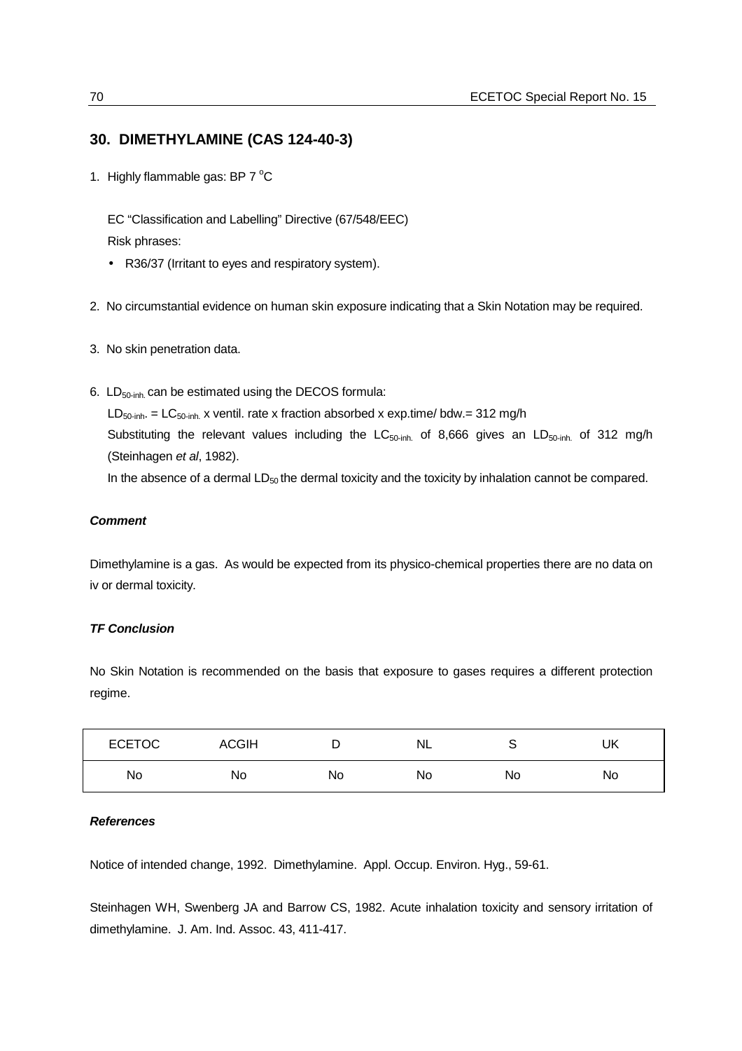## 30. DIMETHYLAMINE (CAS 124-40-3)

1. Highly flammable gas: BP 7 °C

   EC "Classification and Labelling" Directive (67/548/EEC)

   Risk phrases:

   - R36/37 (Irritant to eyes and respiratory system).

2. No circumstantial evidence on human skin exposure indicating that a Skin Notation may be required.

3. No skin penetration data.

6. $LD_{50\text{-inh.}}$ can be estimated using the DECOS formula:

   $LD_{50\text{-inh}}$. = $LC_{50\text{-inh.}}$ x ventil. rate x fraction absorbed x exp.time/ bdw.= 312 mg/h

   Substituting the relevant values including the $LC_{50\text{-inh.}}$ of 8,666 gives an $LD_{50\text{-inh.}}$ of 312 mg/h (Steinhagen *et al*, 1982).

   In the absence of a dermal $LD_{50}$ the dermal toxicity and the toxicity by inhalation cannot be compared.

***Comment***

Dimethylamine is a gas. As would be expected from its physico-chemical properties there are no data on iv or dermal toxicity.

***TF Conclusion***

No Skin Notation is recommended on the basis that exposure to gases requires a different protection regime.

| ECETOC | ACGIH | D | NL | S | UK |
|---|---|---|---|---|---|
| No | No | No | No | No | No |

***References***

Notice of intended change, 1992. Dimethylamine. Appl. Occup. Environ. Hyg., 59-61.

Steinhagen WH, Swenberg JA and Barrow CS, 1982. Acute inhalation toxicity and sensory irritation of dimethylamine. J. Am. Ind. Assoc. 43, 411-417.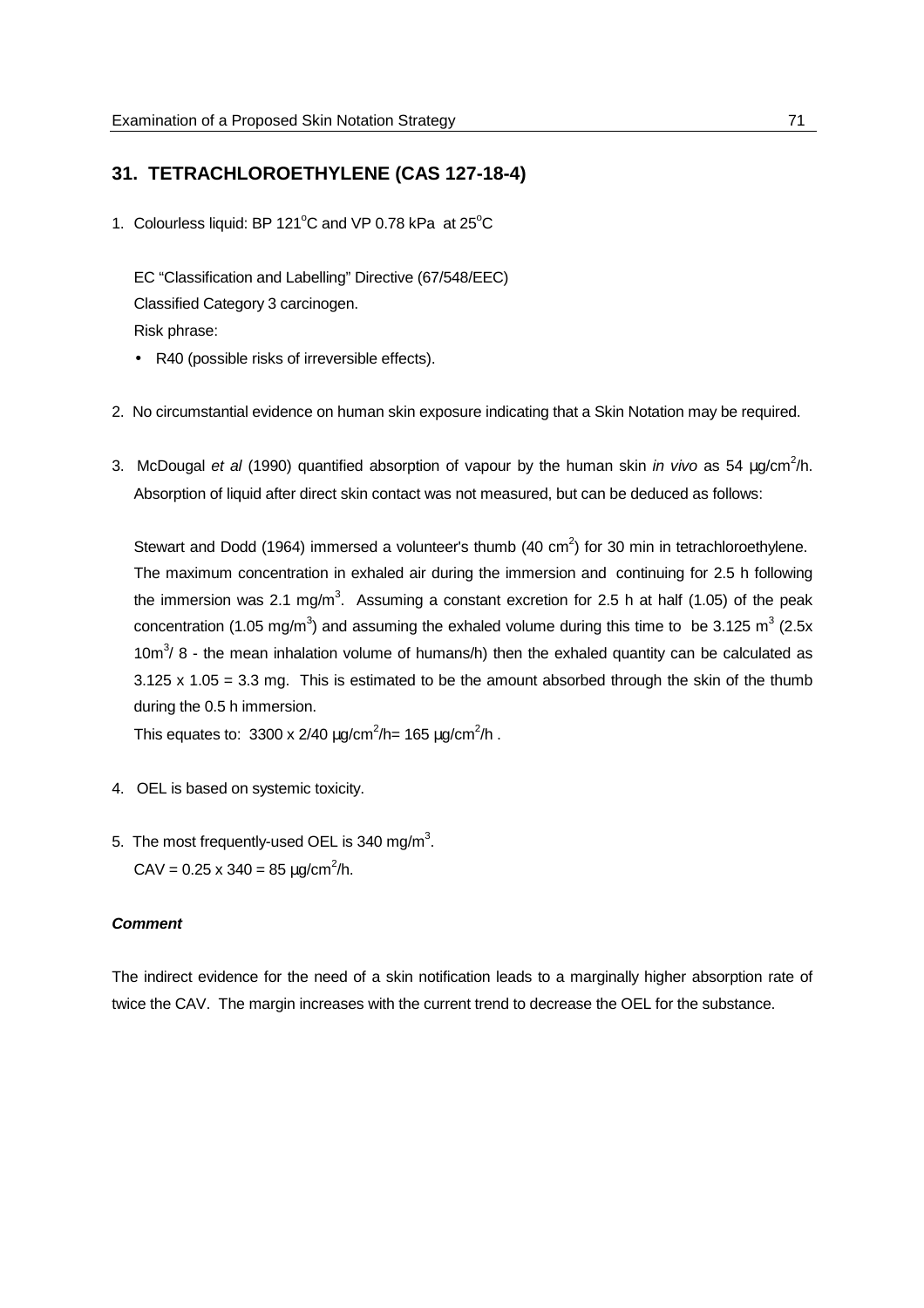## 31. TETRACHLOROETHYLENE (CAS 127-18-4)

1. Colourless liquid: BP 121°C and VP 0.78 kPa at 25°C

   EC "Classification and Labelling" Directive (67/548/EEC)

   Classified Category 3 carcinogen.

   Risk phrase:

   - R40 (possible risks of irreversible effects).

2. No circumstantial evidence on human skin exposure indicating that a Skin Notation may be required.

3. McDougal *et al* (1990) quantified absorption of vapour by the human skin *in vivo* as 54 µg/cm²/h. Absorption of liquid after direct skin contact was not measured, but can be deduced as follows:

   Stewart and Dodd (1964) immersed a volunteer's thumb (40 cm²) for 30 min in tetrachloroethylene. The maximum concentration in exhaled air during the immersion and continuing for 2.5 h following the immersion was 2.1 mg/m³. Assuming a constant excretion for 2.5 h at half (1.05) of the peak concentration (1.05 mg/m³) and assuming the exhaled volume during this time to be 3.125 m³ (2.5x 10m³/ 8 - the mean inhalation volume of humans/h) then the exhaled quantity can be calculated as 3.125 x 1.05 = 3.3 mg. This is estimated to be the amount absorbed through the skin of the thumb during the 0.5 h immersion.

   This equates to: 3300 x 2/40 µg/cm²/h= 165 µg/cm²/h .

4. OEL is based on systemic toxicity.

5. The most frequently-used OEL is 340 mg/m³.

   CAV = 0.25 x 340 = 85 µg/cm²/h.

***Comment***

The indirect evidence for the need of a skin notification leads to a marginally higher absorption rate of twice the CAV. The margin increases with the current trend to decrease the OEL for the substance.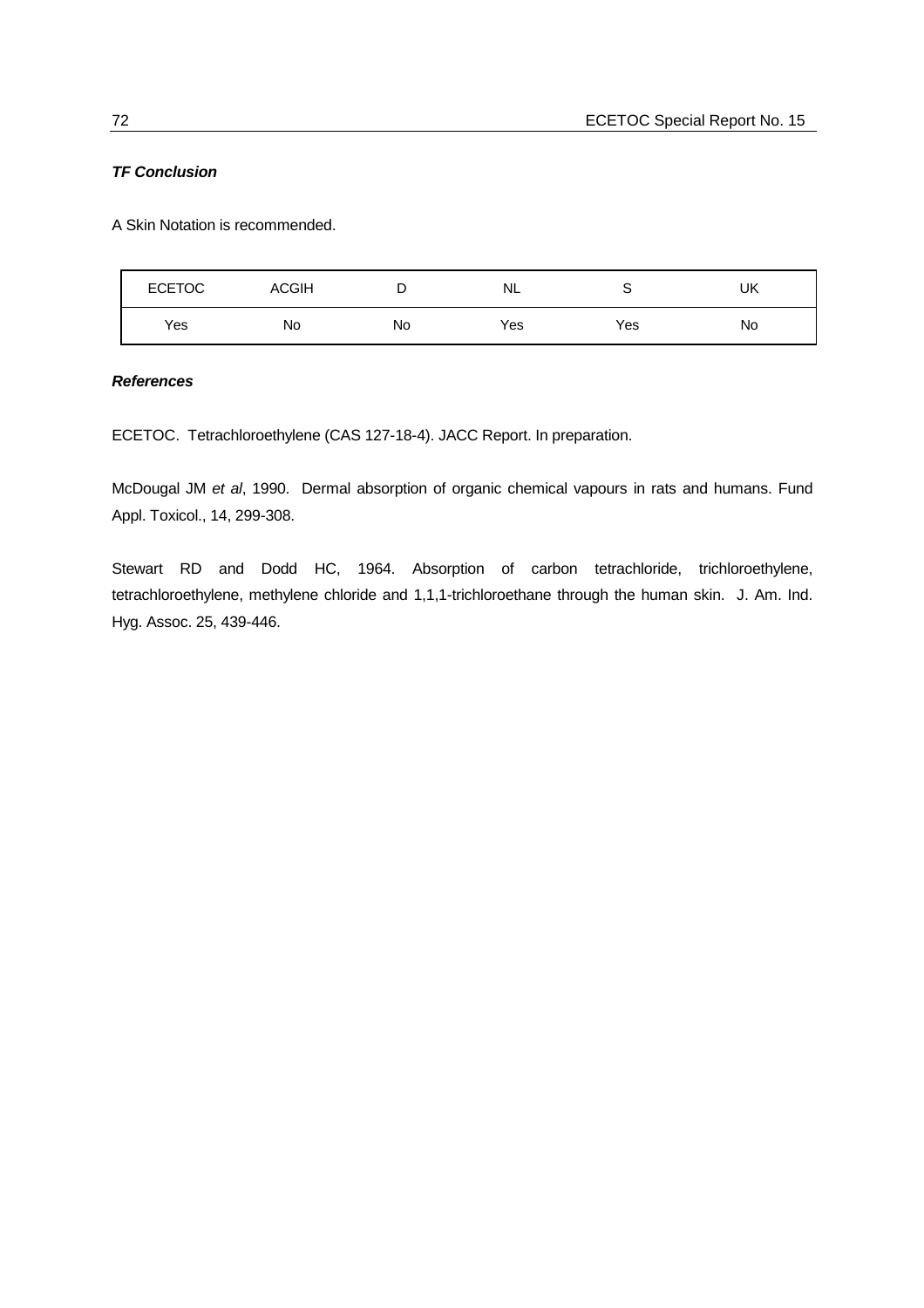***TF Conclusion***

A Skin Notation is recommended.

| ECETOC | ACGIH | D | NL | S | UK |
|---|---|---|---|---|---|
| Yes | No | No | Yes | Yes | No |

***References***

ECETOC. Tetrachloroethylene (CAS 127-18-4). JACC Report. In preparation.

McDougal JM *et al*, 1990. Dermal absorption of organic chemical vapours in rats and humans. Fund Appl. Toxicol., 14, 299-308.

Stewart RD and Dodd HC, 1964. Absorption of carbon tetrachloride, trichloroethylene, tetrachloroethylene, methylene chloride and 1,1,1-trichloroethane through the human skin. J. Am. Ind. Hyg. Assoc. 25, 439-446.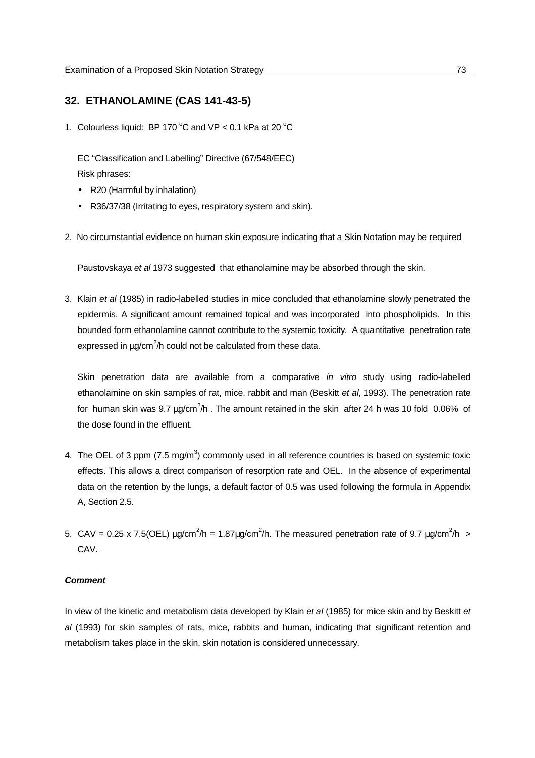## 32. ETHANOLAMINE (CAS 141-43-5)

1. Colourless liquid: BP 170 $^{o}$C and VP < 0.1 kPa at 20 $^{o}$C

   EC "Classification and Labelling" Directive (67/548/EEC)

   Risk phrases:

   - R20 (Harmful by inhalation)
   - R36/37/38 (Irritating to eyes, respiratory system and skin).

2. No circumstantial evidence on human skin exposure indicating that a Skin Notation may be required

   Paustovskaya *et al* 1973 suggested that ethanolamine may be absorbed through the skin.

3. Klain *et al* (1985) in radio-labelled studies in mice concluded that ethanolamine slowly penetrated the epidermis. A significant amount remained topical and was incorporated into phospholipids. In this bounded form ethanolamine cannot contribute to the systemic toxicity. A quantitative penetration rate expressed in $\mu g/cm^2/h$ could not be calculated from these data.

   Skin penetration data are available from a comparative *in vitro* study using radio-labelled ethanolamine on skin samples of rat, mice, rabbit and man (Beskitt *et al*, 1993). The penetration rate for human skin was 9.7 $\mu g/cm^2/h$ . The amount retained in the skin after 24 h was 10 fold 0.06% of the dose found in the effluent.

4. The OEL of 3 ppm (7.5 mg/m$^3$) commonly used in all reference countries is based on systemic toxic effects. This allows a direct comparison of resorption rate and OEL. In the absence of experimental data on the retention by the lungs, a default factor of 0.5 was used following the formula in Appendix A, Section 2.5.

5. CAV = 0.25 x 7.5(OEL) $\mu g/cm^2/h$ = 1.87$\mu g/cm^2/h$. The measured penetration rate of 9.7 $\mu g/cm^2/h$ > CAV.

***Comment***

In view of the kinetic and metabolism data developed by Klain *et al* (1985) for mice skin and by Beskitt *et al* (1993) for skin samples of rats, mice, rabbits and human, indicating that significant retention and metabolism takes place in the skin, skin notation is considered unnecessary.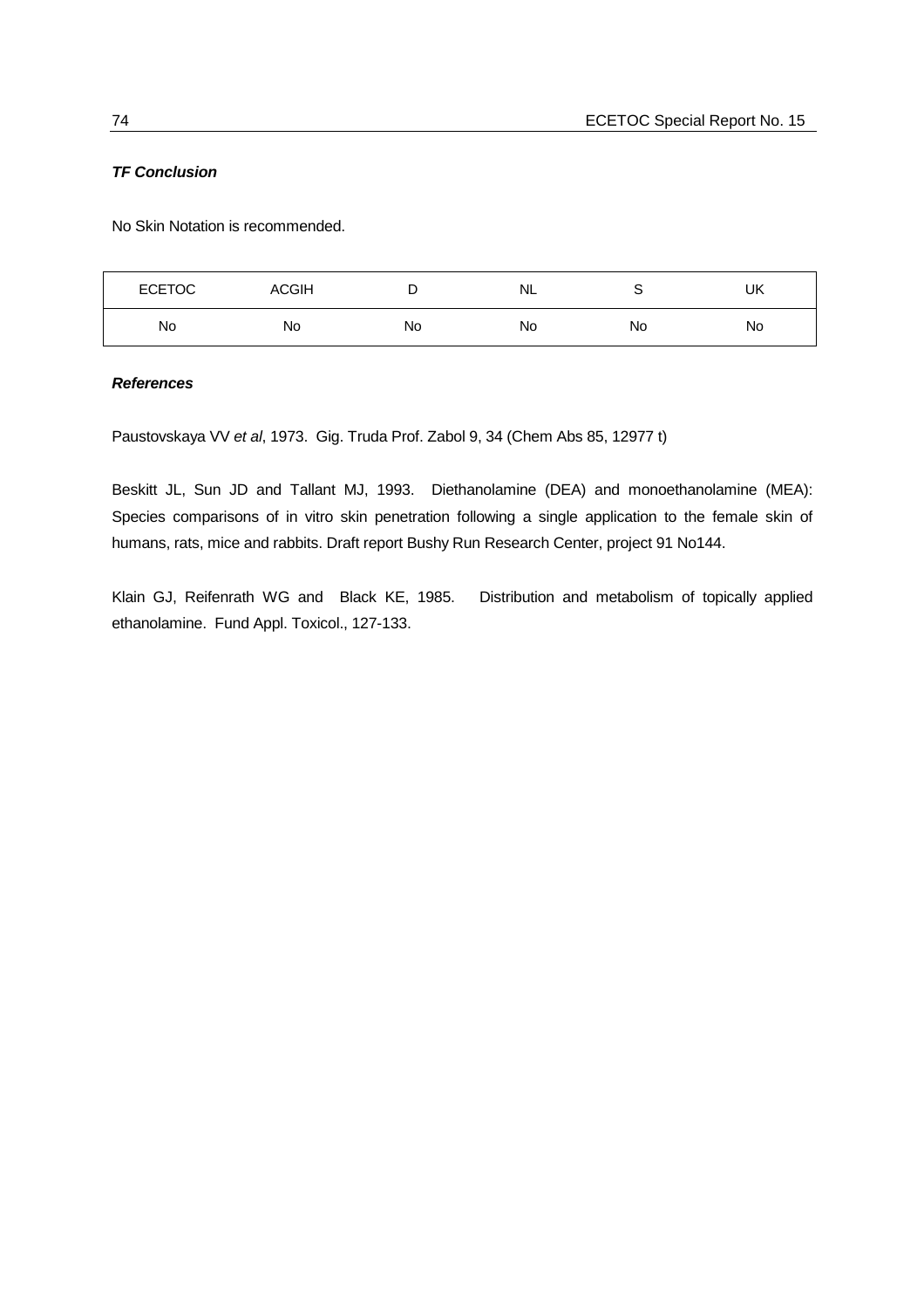***TF Conclusion***

No Skin Notation is recommended.

| ECETOC | ACGIH | D | NL | S | UK |
|---|---|---|---|---|---|
| No | No | No | No | No | No |

***References***

Paustovskaya VV *et al*, 1973. Gig. Truda Prof. Zabol 9, 34 (Chem Abs 85, 12977 t)

Beskitt JL, Sun JD and Tallant MJ, 1993. Diethanolamine (DEA) and monoethanolamine (MEA): Species comparisons of in vitro skin penetration following a single application to the female skin of humans, rats, mice and rabbits. Draft report Bushy Run Research Center, project 91 No144.

Klain GJ, Reifenrath WG and Black KE, 1985. Distribution and metabolism of topically applied ethanolamine. Fund Appl. Toxicol., 127-133.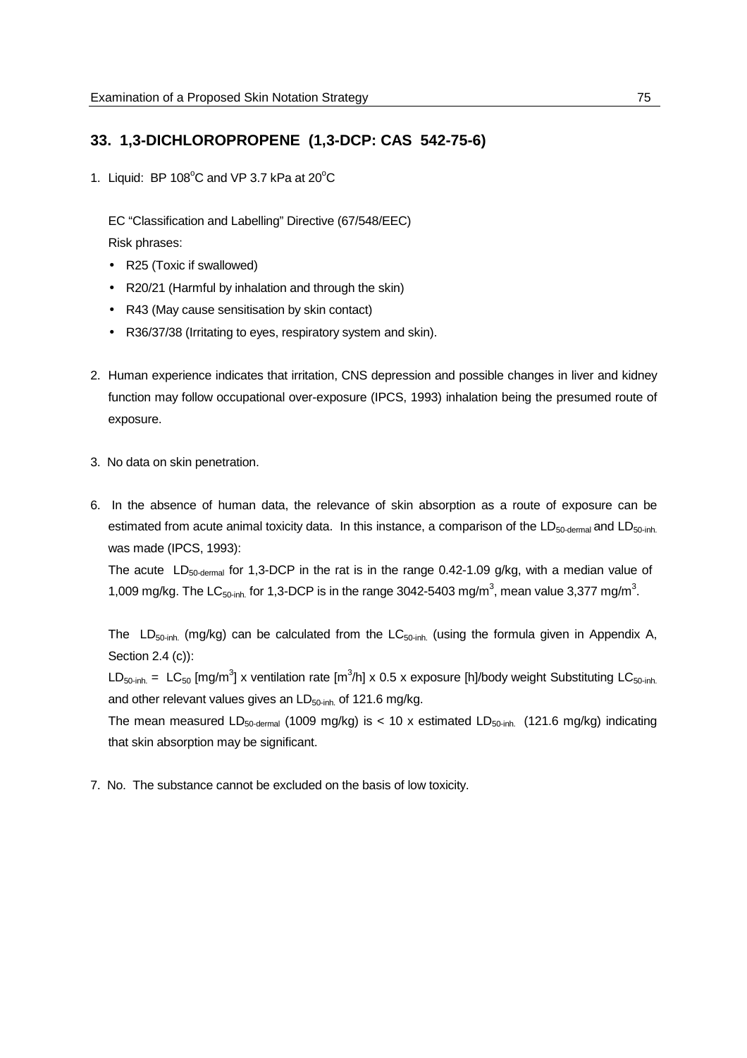## 33. 1,3-DICHLOROPROPENE (1,3-DCP: CAS 542-75-6)

1. Liquid: BP 108°C and VP 3.7 kPa at 20°C

   EC "Classification and Labelling" Directive (67/548/EEC)

   Risk phrases:

   - R25 (Toxic if swallowed)
   - R20/21 (Harmful by inhalation and through the skin)
   - R43 (May cause sensitisation by skin contact)
   - R36/37/38 (Irritating to eyes, respiratory system and skin).

2. Human experience indicates that irritation, CNS depression and possible changes in liver and kidney function may follow occupational over-exposure (IPCS, 1993) inhalation being the presumed route of exposure.

3. No data on skin penetration.

6. In the absence of human data, the relevance of skin absorption as a route of exposure can be estimated from acute animal toxicity data. In this instance, a comparison of the $LD_{50\text{-dermal}}$ and $LD_{50\text{-inh.}}$ was made (IPCS, 1993):

   The acute $LD_{50\text{-dermal}}$ for 1,3-DCP in the rat is in the range 0.42-1.09 g/kg, with a median value of 1,009 mg/kg. The $LC_{50\text{-inh.}}$ for 1,3-DCP is in the range 3042-5403 mg/m$^3$, mean value 3,377 mg/m$^3$.

   The $LD_{50\text{-inh.}}$ (mg/kg) can be calculated from the $LC_{50\text{-inh.}}$ (using the formula given in Appendix A, Section 2.4 (c)):

   $LD_{50\text{-inh.}} = LC_{50}$ [mg/m$^3$] x ventilation rate [m$^3$/h] x 0.5 x exposure [h]/body weight Substituting $LC_{50\text{-inh.}}$ and other relevant values gives an $LD_{50\text{-inh.}}$ of 121.6 mg/kg.

   The mean measured $LD_{50\text{-dermal}}$ (1009 mg/kg) is < 10 x estimated $LD_{50\text{-inh.}}$ (121.6 mg/kg) indicating that skin absorption may be significant.

7. No. The substance cannot be excluded on the basis of low toxicity.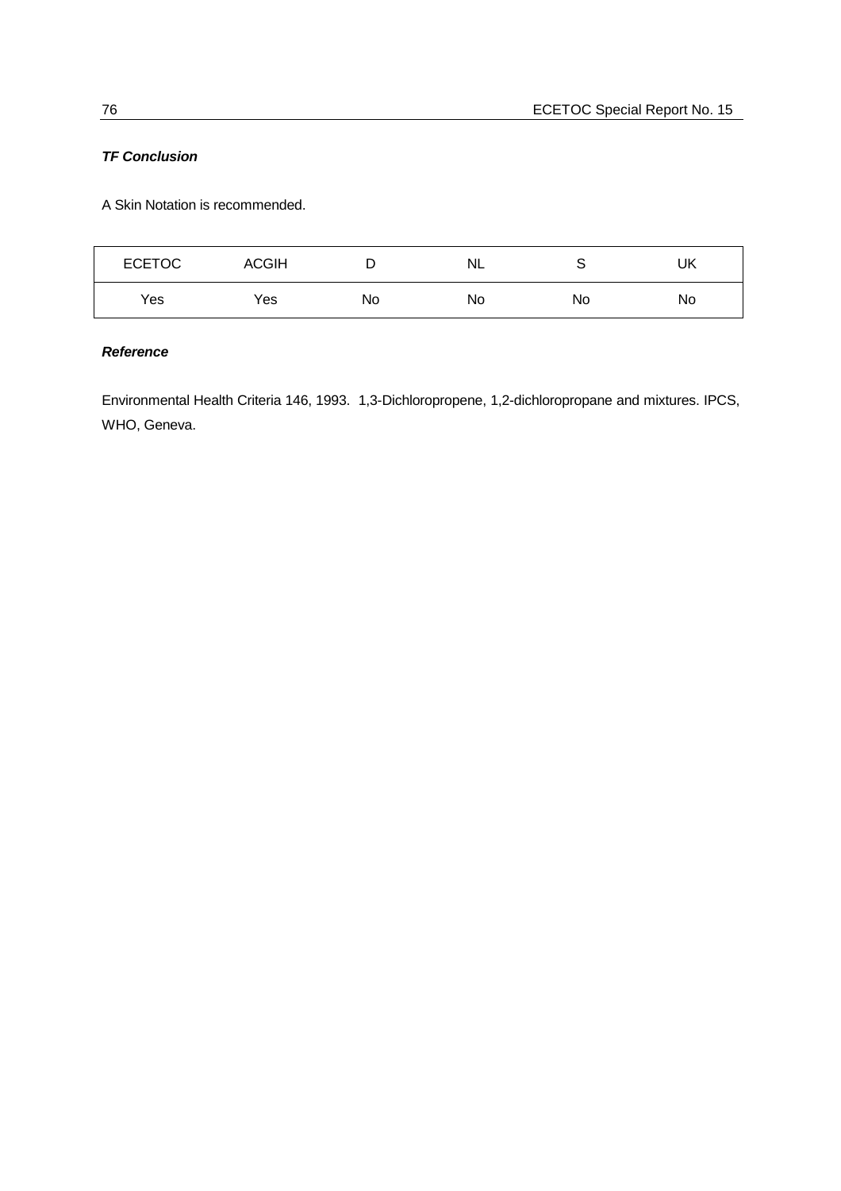***TF Conclusion***

A Skin Notation is recommended.

| ECETOC | ACGIH | D | NL | S | UK |
|---|---|---|---|---|---|
| Yes | Yes | No | No | No | No |

***Reference***

Environmental Health Criteria 146, 1993. 1,3-Dichloropropene, 1,2-dichloropropane and mixtures. IPCS, WHO, Geneva.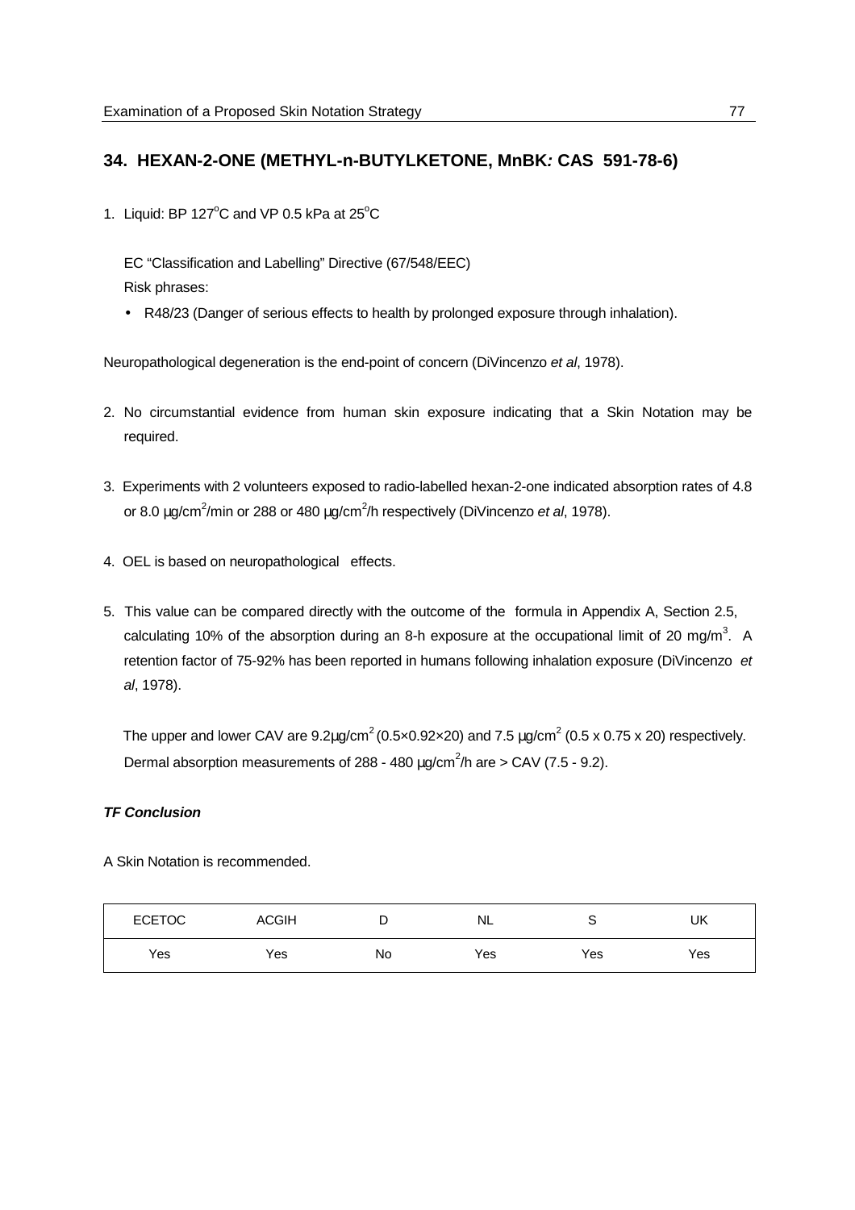## 34. HEXAN-2-ONE (METHYL-n-BUTYLKETONE, MnBK*:* CAS 591-78-6)

1. Liquid: BP 127$^{o}$C and VP 0.5 kPa at 25$^{o}$C

   EC "Classification and Labelling" Directive (67/548/EEC)
   Risk phrases:

   - R48/23 (Danger of serious effects to health by prolonged exposure through inhalation).

Neuropathological degeneration is the end-point of concern (DiVincenzo *et al*, 1978).

2. No circumstantial evidence from human skin exposure indicating that a Skin Notation may be required.

3. Experiments with 2 volunteers exposed to radio-labelled hexan-2-one indicated absorption rates of 4.8 or 8.0 µg/cm$^2$/min or 288 or 480 µg/cm$^2$/h respectively (DiVincenzo *et al*, 1978).

4. OEL is based on neuropathological effects.

5. This value can be compared directly with the outcome of the formula in Appendix A, Section 2.5, calculating 10% of the absorption during an 8-h exposure at the occupational limit of 20 mg/m$^3$. A retention factor of 75-92% has been reported in humans following inhalation exposure (DiVincenzo *et al*, 1978).

   The upper and lower CAV are 9.2µg/cm$^2$ (0.5×0.92×20) and 7.5 µg/cm$^2$ (0.5 x 0.75 x 20) respectively. Dermal absorption measurements of 288 - 480 µg/cm$^2$/h are > CAV (7.5 - 9.2).

***TF Conclusion***

A Skin Notation is recommended.

| ECETOC | ACGIH | D | NL | S | UK |
|---|---|---|---|---|---|
| Yes | Yes | No | Yes | Yes | Yes |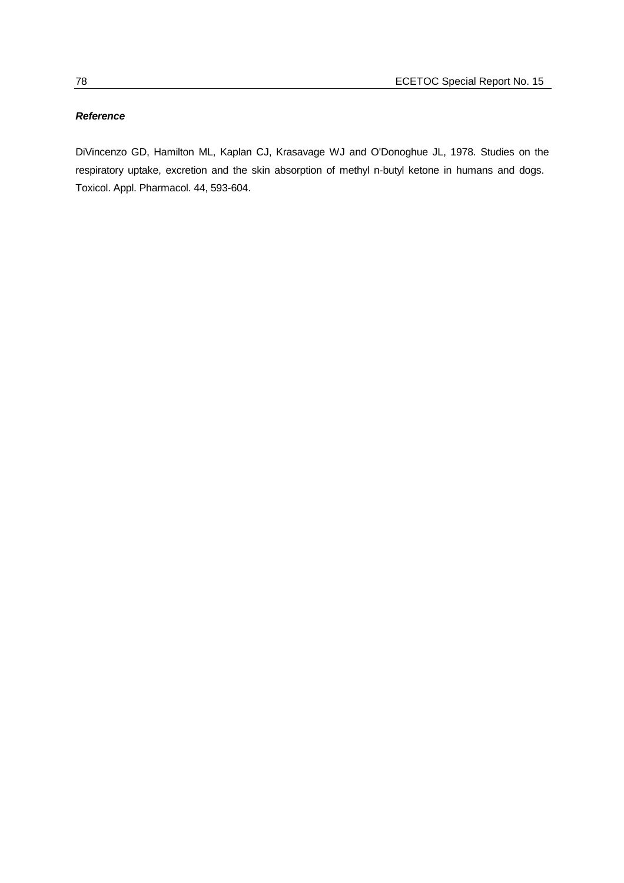***Reference***

DiVincenzo GD, Hamilton ML, Kaplan CJ, Krasavage WJ and O'Donoghue JL, 1978. Studies on the respiratory uptake, excretion and the skin absorption of methyl n-butyl ketone in humans and dogs. Toxicol. Appl. Pharmacol. 44, 593-604.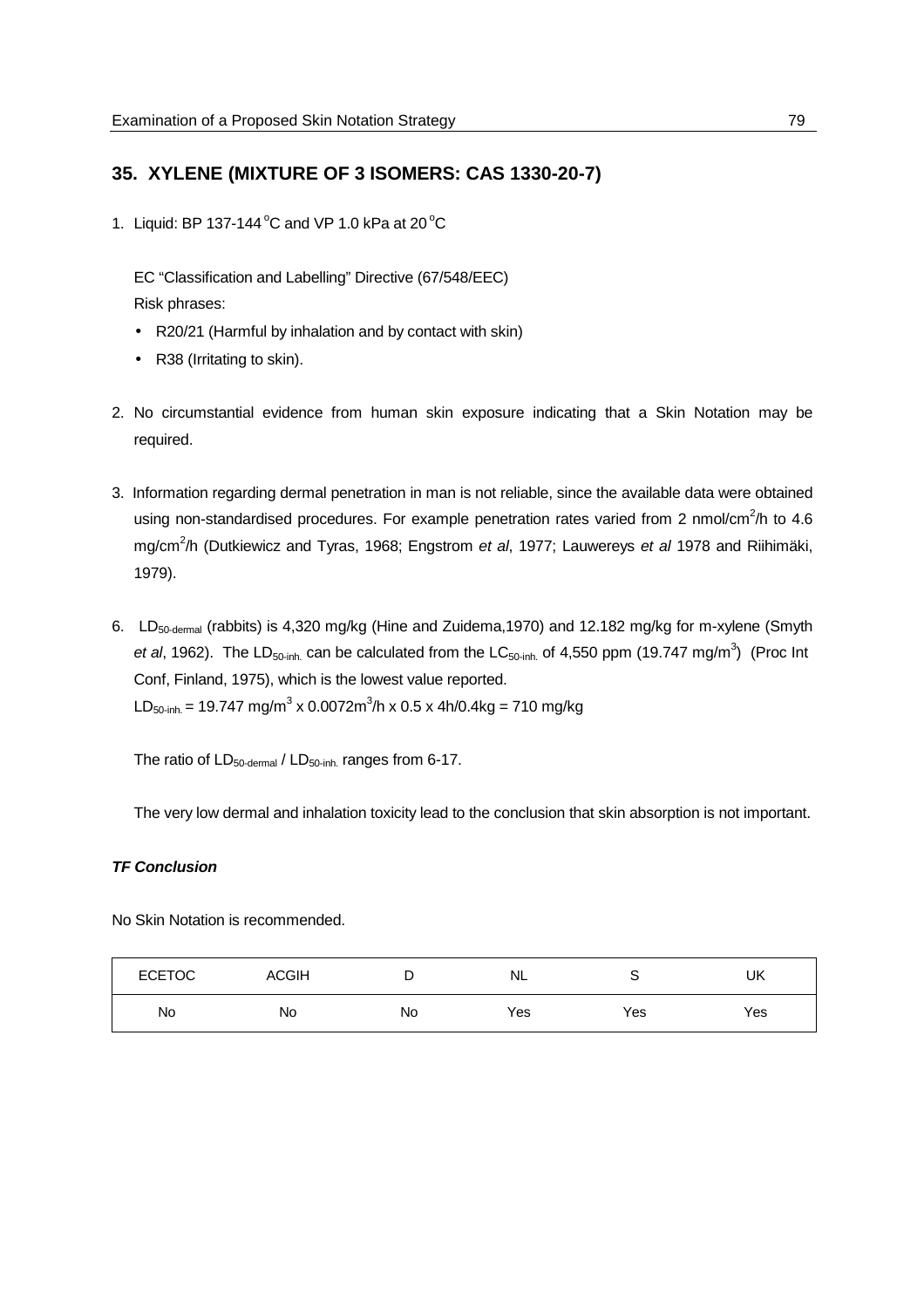## 35. XYLENE (MIXTURE OF 3 ISOMERS: CAS 1330-20-7)

1. Liquid: BP 137-144 °C and VP 1.0 kPa at 20 °C

   EC "Classification and Labelling" Directive (67/548/EEC)
   Risk phrases:

   - R20/21 (Harmful by inhalation and by contact with skin)
   - R38 (Irritating to skin).

2. No circumstantial evidence from human skin exposure indicating that a Skin Notation may be required.

3. Information regarding dermal penetration in man is not reliable, since the available data were obtained using non-standardised procedures. For example penetration rates varied from 2 nmol/cm$^2$/h to 4.6 mg/cm$^2$/h (Dutkiewicz and Tyras, 1968; Engstrom *et al*, 1977; Lauwereys *et al* 1978 and Riihimäki, 1979).

6. $LD_{50\text{-dermal}}$ (rabbits) is 4,320 mg/kg (Hine and Zuidema,1970) and 12.182 mg/kg for m-xylene (Smyth *et al*, 1962). The $LD_{50\text{-inh.}}$ can be calculated from the $LC_{50\text{-inh.}}$ of 4,550 ppm (19.747 mg/m$^3$) (Proc Int Conf, Finland, 1975), which is the lowest value reported.
   $LD_{50\text{-inh.}}$ = 19.747 mg/m$^3$ x 0.0072m$^3$/h x 0.5 x 4h/0.4kg = 710 mg/kg

   The ratio of $LD_{50\text{-dermal}}$ / $LD_{50\text{-inh.}}$ ranges from 6-17.

   The very low dermal and inhalation toxicity lead to the conclusion that skin absorption is not important.

***TF Conclusion***

No Skin Notation is recommended.

| ECETOC | ACGIH | D | NL | S | UK |
|---|---|---|---|---|---|
| No | No | No | Yes | Yes | Yes |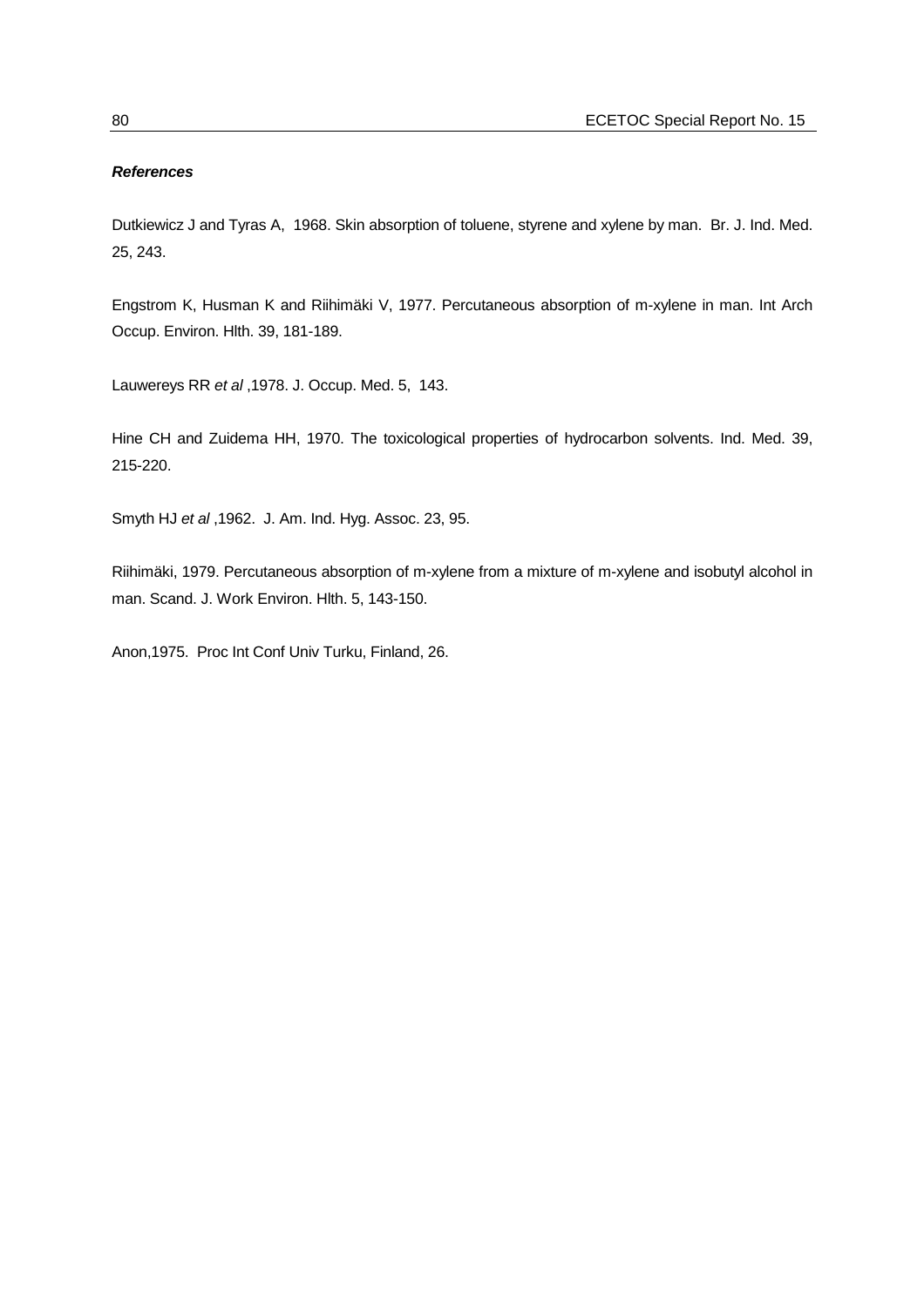***References***

Dutkiewicz J and Tyras A, 1968. Skin absorption of toluene, styrene and xylene by man. Br. J. Ind. Med. 25, 243.

Engstrom K, Husman K and Riihimäki V, 1977. Percutaneous absorption of m-xylene in man. Int Arch Occup. Environ. Hlth. 39, 181-189.

Lauwereys RR *et al* ,1978. J. Occup. Med. 5, 143.

Hine CH and Zuidema HH, 1970. The toxicological properties of hydrocarbon solvents. Ind. Med. 39, 215-220.

Smyth HJ *et al* ,1962. J. Am. Ind. Hyg. Assoc. 23, 95.

Riihimäki, 1979. Percutaneous absorption of m-xylene from a mixture of m-xylene and isobutyl alcohol in man. Scand. J. Work Environ. Hlth. 5, 143-150.

Anon,1975. Proc Int Conf Univ Turku, Finland, 26.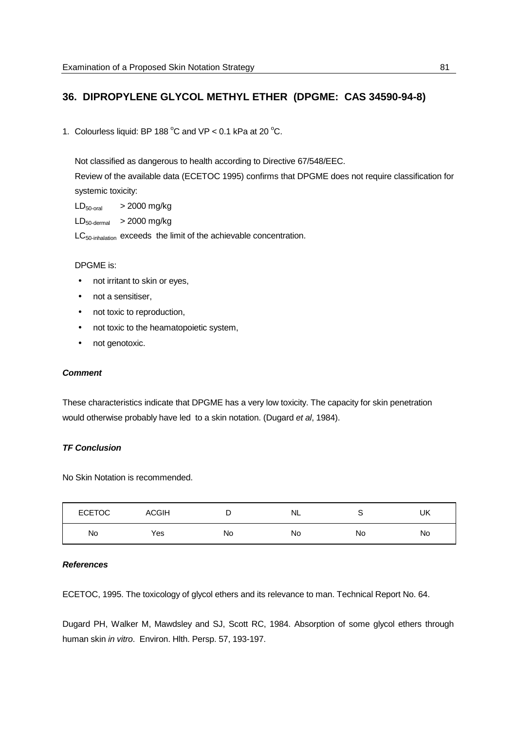## 36. DIPROPYLENE GLYCOL METHYL ETHER (DPGME: CAS 34590-94-8)

1. Colourless liquid: BP 188 °C and VP < 0.1 kPa at 20 °C.

   Not classified as dangerous to health according to Directive 67/548/EEC.

   Review of the available data (ECETOC 1995) confirms that DPGME does not require classification for systemic toxicity:

   $LD_{50\text{-}oral}$ > 2000 mg/kg

   $LD_{50\text{-}dermal}$ > 2000 mg/kg

   $LC_{50\text{-}inhalation}$ exceeds the limit of the achievable concentration.

   DPGME is:

   - not irritant to skin or eyes,
   - not a sensitiser,
   - not toxic to reproduction,
   - not toxic to the heamatopoietic system,
   - not genotoxic.

### *Comment*

These characteristics indicate that DPGME has a very low toxicity. The capacity for skin penetration would otherwise probably have led to a skin notation. (Dugard *et al*, 1984).

### *TF Conclusion*

No Skin Notation is recommended.

| ECETOC | ACGIH | D | NL | S | UK |
|---|---|---|---|---|---|
| No | Yes | No | No | No | No |

### *References*

ECETOC, 1995. The toxicology of glycol ethers and its relevance to man. Technical Report No. 64.

Dugard PH, Walker M, Mawdsley and SJ, Scott RC, 1984. Absorption of some glycol ethers through human skin *in vitro*. Environ. Hlth. Persp. 57, 193-197.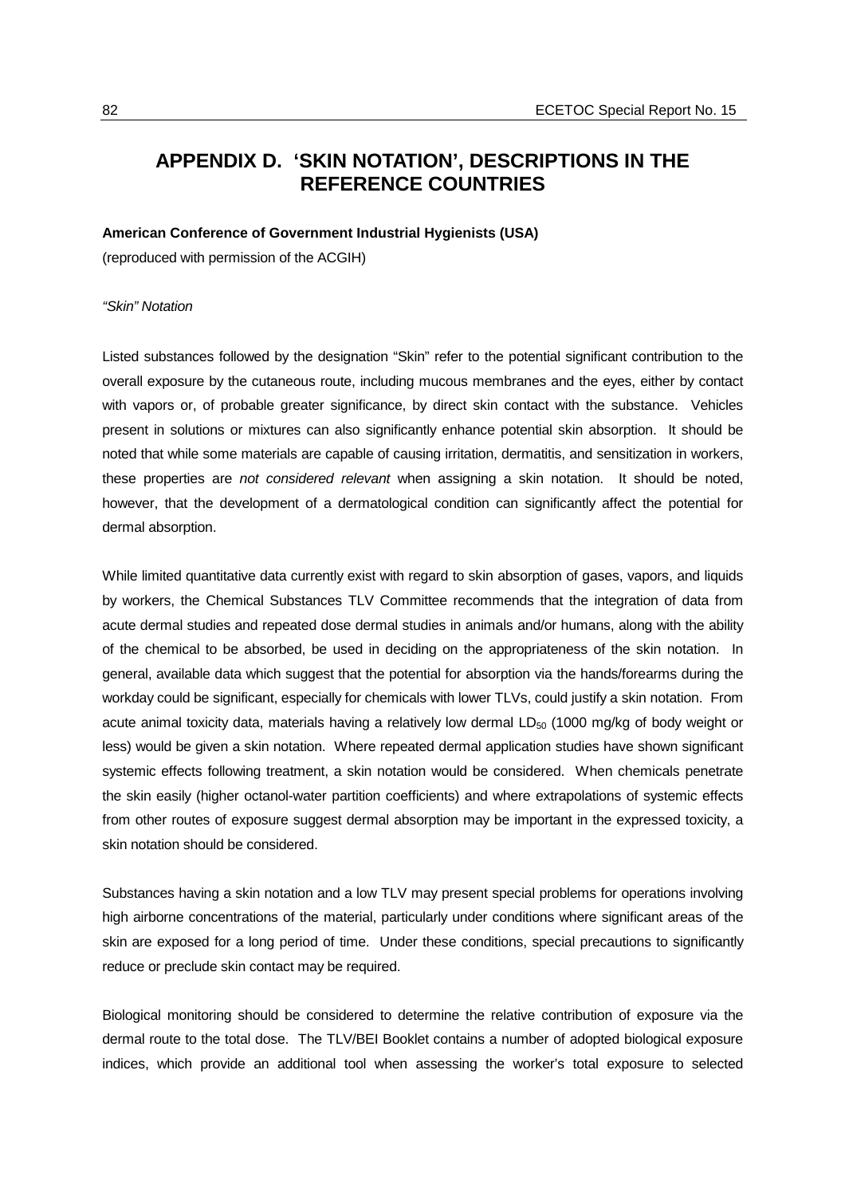# APPENDIX D. 'SKIN NOTATION', DESCRIPTIONS IN THE REFERENCE COUNTRIES

**American Conference of Government Industrial Hygienists (USA)**

(reproduced with permission of the ACGIH)

*"Skin" Notation*

Listed substances followed by the designation "Skin" refer to the potential significant contribution to the overall exposure by the cutaneous route, including mucous membranes and the eyes, either by contact with vapors or, of probable greater significance, by direct skin contact with the substance. Vehicles present in solutions or mixtures can also significantly enhance potential skin absorption. It should be noted that while some materials are capable of causing irritation, dermatitis, and sensitization in workers, these properties are *not considered relevant* when assigning a skin notation. It should be noted, however, that the development of a dermatological condition can significantly affect the potential for dermal absorption.

While limited quantitative data currently exist with regard to skin absorption of gases, vapors, and liquids by workers, the Chemical Substances TLV Committee recommends that the integration of data from acute dermal studies and repeated dose dermal studies in animals and/or humans, along with the ability of the chemical to be absorbed, be used in deciding on the appropriateness of the skin notation. In general, available data which suggest that the potential for absorption via the hands/forearms during the workday could be significant, especially for chemicals with lower TLVs, could justify a skin notation. From acute animal toxicity data, materials having a relatively low dermal $LD_{50}$ (1000 mg/kg of body weight or less) would be given a skin notation. Where repeated dermal application studies have shown significant systemic effects following treatment, a skin notation would be considered. When chemicals penetrate the skin easily (higher octanol-water partition coefficients) and where extrapolations of systemic effects from other routes of exposure suggest dermal absorption may be important in the expressed toxicity, a skin notation should be considered.

Substances having a skin notation and a low TLV may present special problems for operations involving high airborne concentrations of the material, particularly under conditions where significant areas of the skin are exposed for a long period of time. Under these conditions, special precautions to significantly reduce or preclude skin contact may be required.

Biological monitoring should be considered to determine the relative contribution of exposure via the dermal route to the total dose. The TLV/BEI Booklet contains a number of adopted biological exposure indices, which provide an additional tool when assessing the worker's total exposure to selected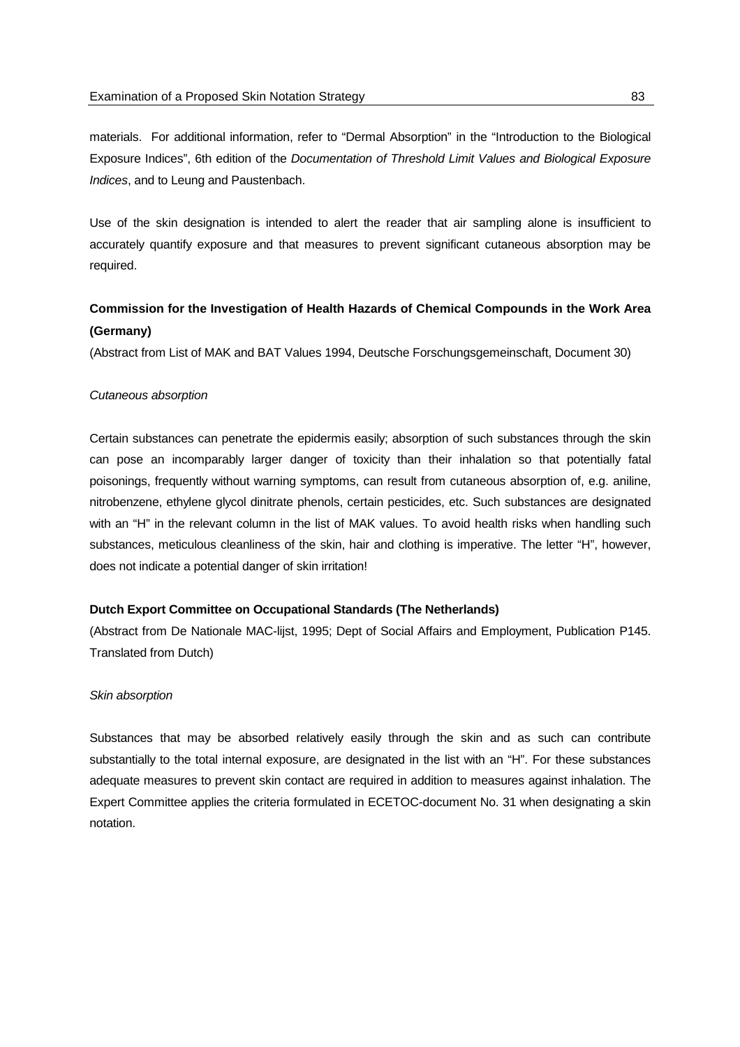materials. For additional information, refer to “Dermal Absorption” in the “Introduction to the Biological Exposure Indices”, 6th edition of the *Documentation of Threshold Limit Values and Biological Exposure Indices*, and to Leung and Paustenbach.

Use of the skin designation is intended to alert the reader that air sampling alone is insufficient to accurately quantify exposure and that measures to prevent significant cutaneous absorption may be required.

**Commission for the Investigation of Health Hazards of Chemical Compounds in the Work Area (Germany)**

(Abstract from List of MAK and BAT Values 1994, Deutsche Forschungsgemeinschaft, Document 30)

*Cutaneous absorption*

Certain substances can penetrate the epidermis easily; absorption of such substances through the skin can pose an incomparably larger danger of toxicity than their inhalation so that potentially fatal poisonings, frequently without warning symptoms, can result from cutaneous absorption of, e.g. aniline, nitrobenzene, ethylene glycol dinitrate phenols, certain pesticides, etc. Such substances are designated with an “H” in the relevant column in the list of MAK values. To avoid health risks when handling such substances, meticulous cleanliness of the skin, hair and clothing is imperative. The letter “H”, however, does not indicate a potential danger of skin irritation!

**Dutch Export Committee on Occupational Standards (The Netherlands)**

(Abstract from De Nationale MAC-lijst, 1995; Dept of Social Affairs and Employment, Publication P145. Translated from Dutch)

*Skin absorption*

Substances that may be absorbed relatively easily through the skin and as such can contribute substantially to the total internal exposure, are designated in the list with an “H”. For these substances adequate measures to prevent skin contact are required in addition to measures against inhalation. The Expert Committee applies the criteria formulated in ECETOC-document No. 31 when designating a skin notation.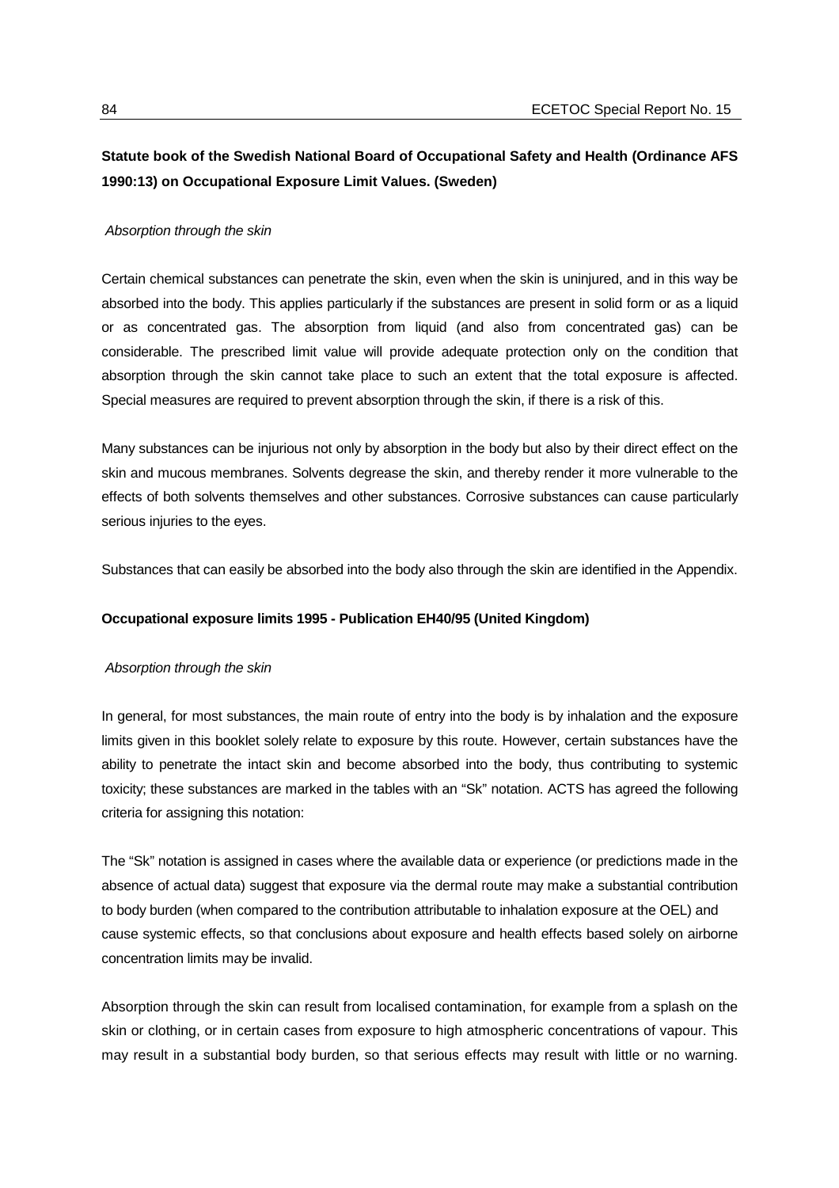**Statute book of the Swedish National Board of Occupational Safety and Health (Ordinance AFS 1990:13) on Occupational Exposure Limit Values. (Sweden)**

*Absorption through the skin*

Certain chemical substances can penetrate the skin, even when the skin is uninjured, and in this way be absorbed into the body. This applies particularly if the substances are present in solid form or as a liquid or as concentrated gas. The absorption from liquid (and also from concentrated gas) can be considerable. The prescribed limit value will provide adequate protection only on the condition that absorption through the skin cannot take place to such an extent that the total exposure is affected. Special measures are required to prevent absorption through the skin, if there is a risk of this.

Many substances can be injurious not only by absorption in the body but also by their direct effect on the skin and mucous membranes. Solvents degrease the skin, and thereby render it more vulnerable to the effects of both solvents themselves and other substances. Corrosive substances can cause particularly serious injuries to the eyes.

Substances that can easily be absorbed into the body also through the skin are identified in the Appendix.

**Occupational exposure limits 1995 - Publication EH40/95 (United Kingdom)**

*Absorption through the skin*

In general, for most substances, the main route of entry into the body is by inhalation and the exposure limits given in this booklet solely relate to exposure by this route. However, certain substances have the ability to penetrate the intact skin and become absorbed into the body, thus contributing to systemic toxicity; these substances are marked in the tables with an "Sk" notation. ACTS has agreed the following criteria for assigning this notation:

The "Sk" notation is assigned in cases where the available data or experience (or predictions made in the absence of actual data) suggest that exposure via the dermal route may make a substantial contribution to body burden (when compared to the contribution attributable to inhalation exposure at the OEL) and cause systemic effects, so that conclusions about exposure and health effects based solely on airborne concentration limits may be invalid.

Absorption through the skin can result from localised contamination, for example from a splash on the skin or clothing, or in certain cases from exposure to high atmospheric concentrations of vapour. This may result in a substantial body burden, so that serious effects may result with little or no warning.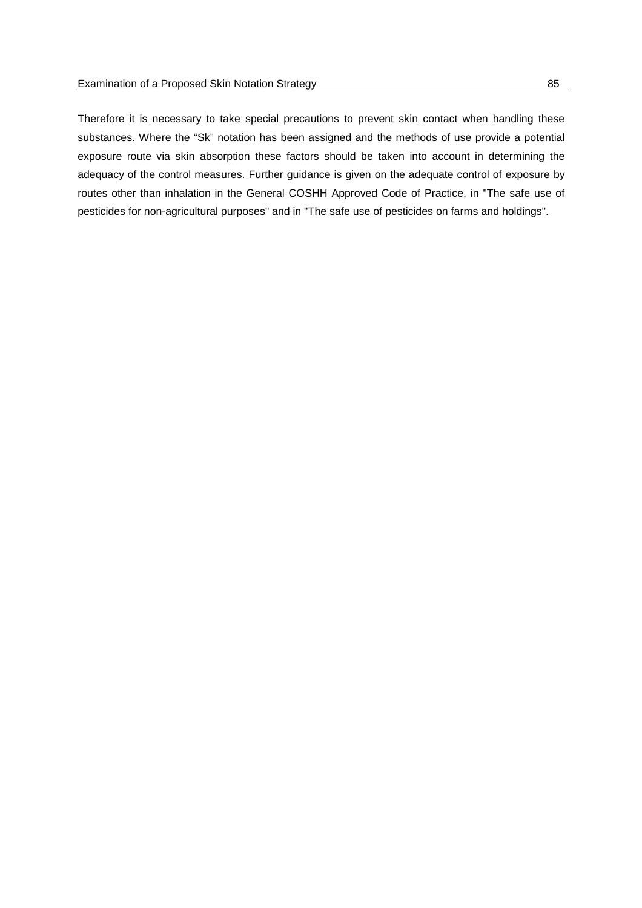Therefore it is necessary to take special precautions to prevent skin contact when handling these substances. Where the “Sk” notation has been assigned and the methods of use provide a potential exposure route via skin absorption these factors should be taken into account in determining the adequacy of the control measures. Further guidance is given on the adequate control of exposure by routes other than inhalation in the General COSHH Approved Code of Practice, in "The safe use of pesticides for non-agricultural purposes" and in "The safe use of pesticides on farms and holdings".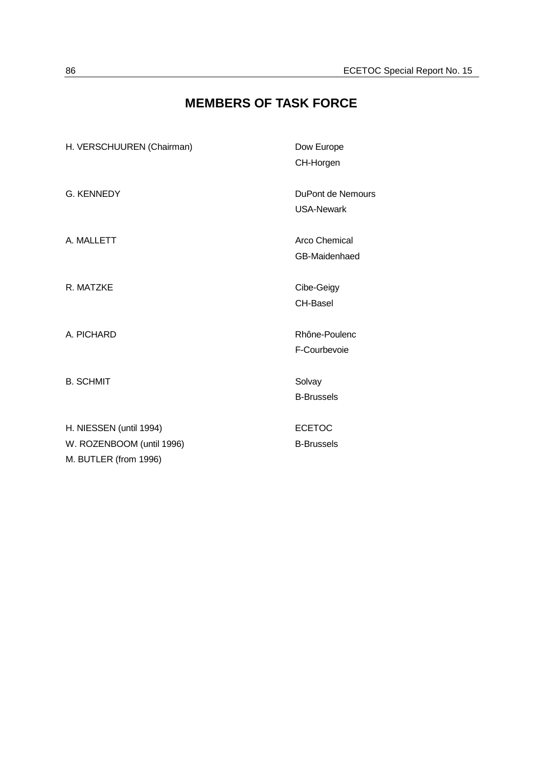# MEMBERS OF TASK FORCE

| | |
|---|---|
| H. VERSCHUUREN (Chairman) | Dow Europe<br>CH-Horgen |
| G. KENNEDY | DuPont de Nemours<br>USA-Newark |
| A. MALLETT | Arco Chemical<br>GB-Maidenhaed |
| R. MATZKE | Cibe-Geigy<br>CH-Basel |
| A. PICHARD | Rhône-Poulenc<br>F-Courbevoie |
| B. SCHMIT | Solvay<br>B-Brussels |
| H. NIESSEN (until 1994)<br>W. ROZENBOOM (until 1996)<br>M. BUTLER (from 1996) | ECETOC<br>B-Brussels |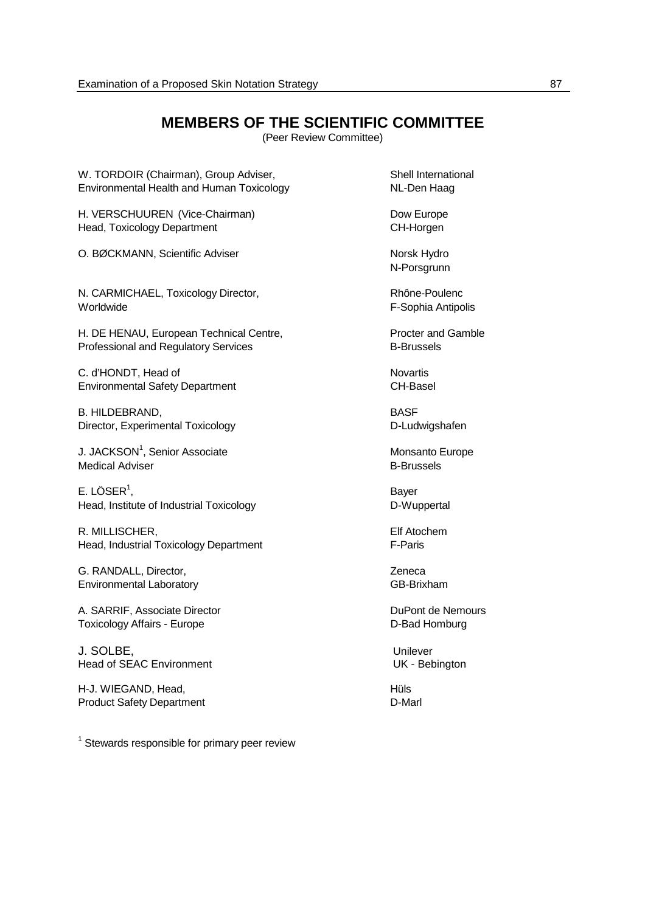## MEMBERS OF THE SCIENTIFIC COMMITTEE

(Peer Review Committee)

| | |
|---|---|
| W. TORDOIR (Chairman), Group Adviser, Environmental Health and Human Toxicology | Shell International NL-Den Haag |
| H. VERSCHUUREN (Vice-Chairman) Head, Toxicology Department | Dow Europe CH-Horgen |
| O. BØCKMANN, Scientific Adviser | Norsk Hydro N-Porsgrunn |
| N. CARMICHAEL, Toxicology Director, Worldwide | Rhône-Poulenc F-Sophia Antipolis |
| H. DE HENAU, European Technical Centre, Professional and Regulatory Services | Procter and Gamble B-Brussels |
| C. d'HONDT, Head of Environmental Safety Department | Novartis CH-Basel |
| B. HILDEBRAND, Director, Experimental Toxicology | BASF D-Ludwigshafen |
| J. JACKSON[1], Senior Associate Medical Adviser | Monsanto Europe B-Brussels |
| E. LÖSER[1], Head, Institute of Industrial Toxicology | Bayer D-Wuppertal |
| R. MILLISCHER, Head, Industrial Toxicology Department | Elf Atochem F-Paris |
| G. RANDALL, Director, Environmental Laboratory | Zeneca GB-Brixham |
| A. SARRIF, Associate Director Toxicology Affairs - Europe | DuPont de Nemours D-Bad Homburg |
| J. SOLBE, Head of SEAC Environment | Unilever UK - Bebington |
| H-J. WIEGAND, Head, Product Safety Department | Hüls D-Marl |

[1] Stewards responsible for primary peer review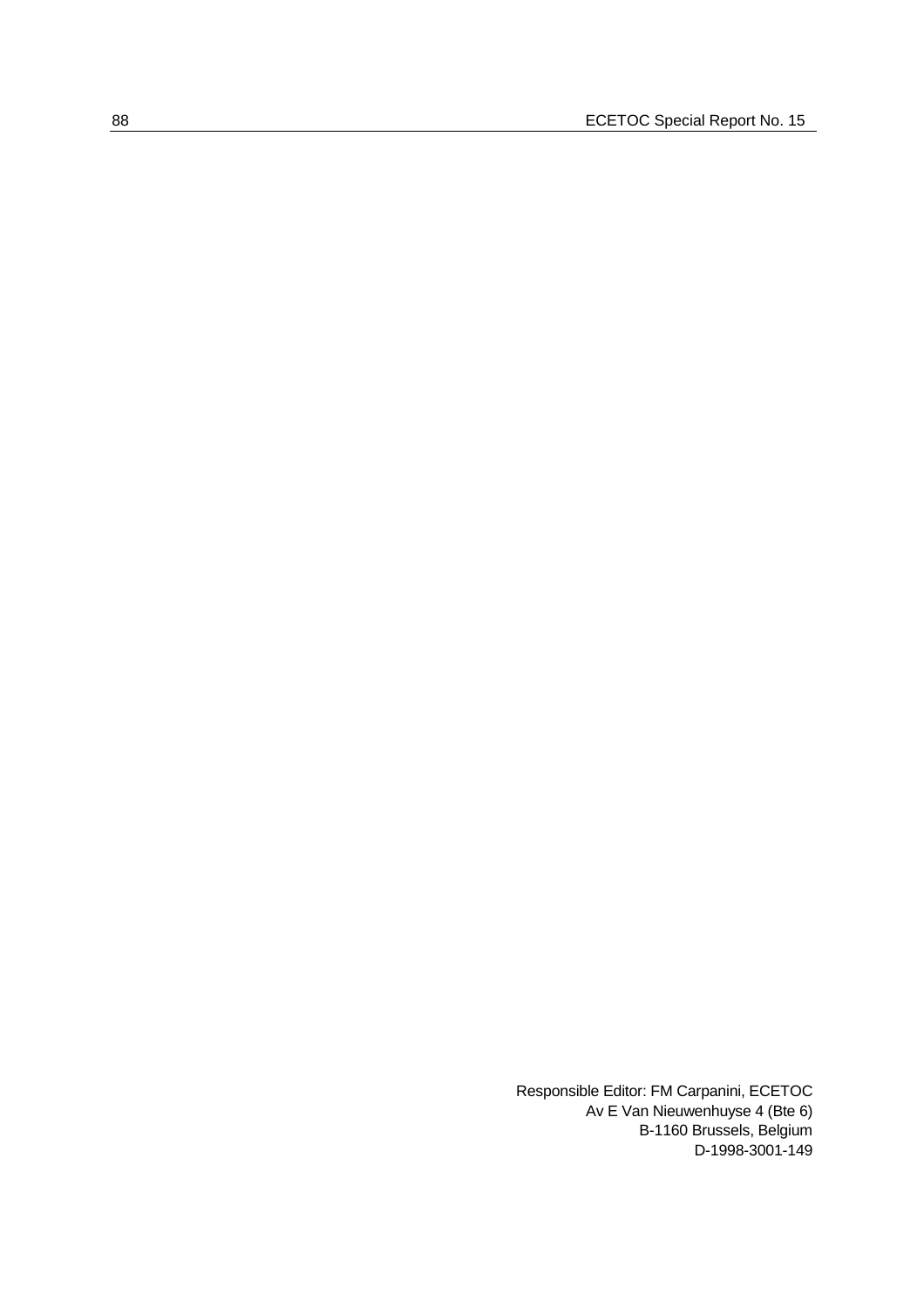Responsible Editor: FM Carpanini, ECETOC
Av E Van Nieuwenhuyse 4 (Bte 6)
B-1160 Brussels, Belgium
D-1998-3001-149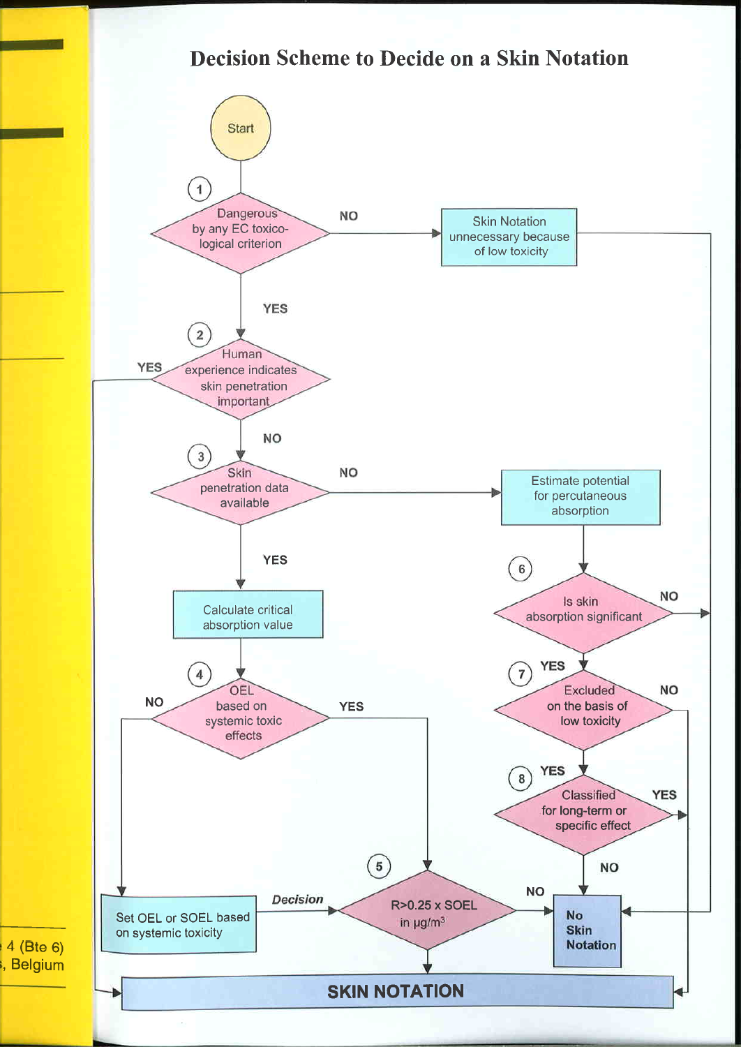# Decision Scheme to Decide on a Skin Notation

Start

1 Dangerous by any EC toxicological criterion

NO

Skin Notation unnecessary because of low toxicity

YES

2 Human experience indicates skin penetration important

YES

NO

3 Skin penetration data available

NO

Estimate potential for percutaneous absorption

YES

Calculate critical absorption value

6 Is skin absorption significant

NO

YES

4 OEL based on systemic toxic effects

NO

YES

7 Excluded on the basis of low toxicity

NO

YES

8 Classified for long-term or specific effect

YES

NO

Set OEL or SOEL based on systemic toxicity

*Decision*

5 R>0.25 x SOEL in μg/m³

NO

No Skin Notation

SKIN NOTATION

4 (Bte 6)
, Belgium